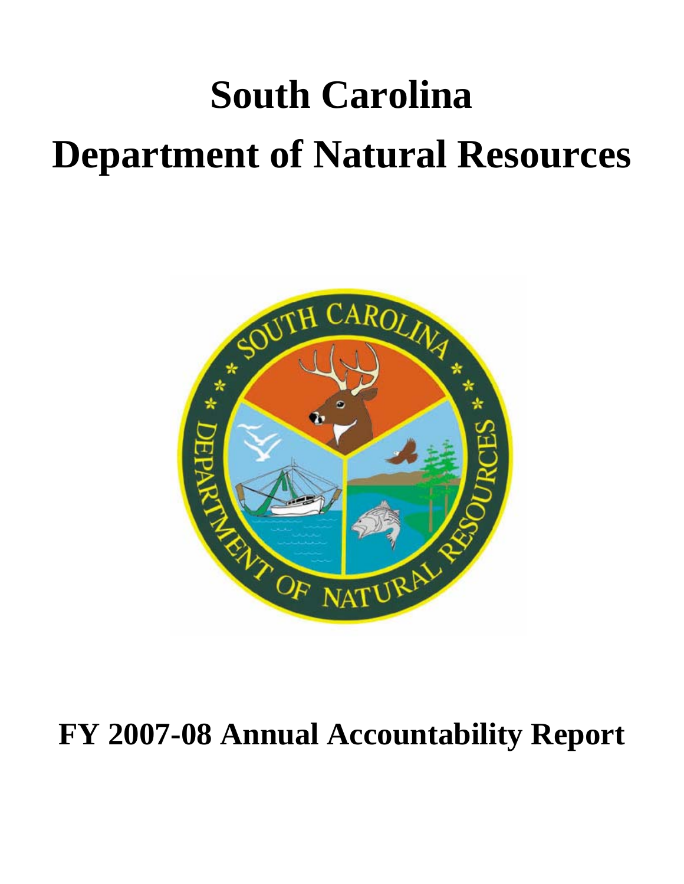# South Carolina

# Department of Natural Resources

# FY 2007-08 Annual Accountability Report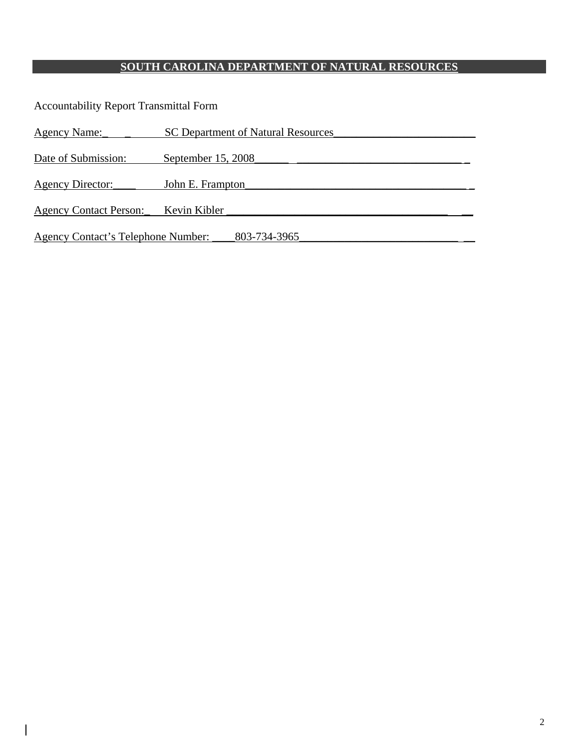# SOUTH CAROLINA DEPARTMENT OF NATURAL RESOURCES

Accountability Report Transmittal Form

Agency Name: SC Department of Natural Resources

Date of Submission: September 15, 2008

Agency Director: John E. Frampton

Agency Contact Person: Kevin Kibler

Agency Contact's Telephone Number: 803-734-3965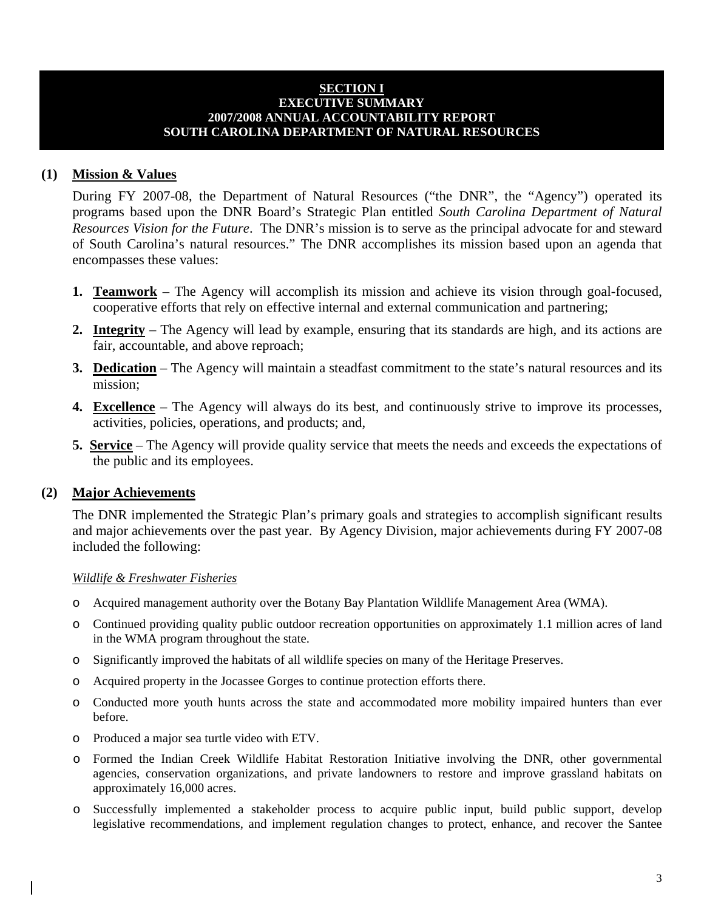# SECTION I
# EXECUTIVE SUMMARY
# 2007/2008 ANNUAL ACCOUNTABILITY REPORT
# SOUTH CAROLINA DEPARTMENT OF NATURAL RESOURCES

## (1) Mission & Values

During FY 2007-08, the Department of Natural Resources ("the DNR", the "Agency") operated its programs based upon the DNR Board's Strategic Plan entitled *South Carolina Department of Natural Resources Vision for the Future*. The DNR's mission is to serve as the principal advocate for and steward of South Carolina's natural resources." The DNR accomplishes its mission based upon an agenda that encompasses these values:

1. **Teamwork** – The Agency will accomplish its mission and achieve its vision through goal-focused, cooperative efforts that rely on effective internal and external communication and partnering;
2. **Integrity** – The Agency will lead by example, ensuring that its standards are high, and its actions are fair, accountable, and above reproach;
3. **Dedication** – The Agency will maintain a steadfast commitment to the state's natural resources and its mission;
4. **Excellence** – The Agency will always do its best, and continuously strive to improve its processes, activities, policies, operations, and products; and,
5. **Service** – The Agency will provide quality service that meets the needs and exceeds the expectations of the public and its employees.

## (2) Major Achievements

The DNR implemented the Strategic Plan's primary goals and strategies to accomplish significant results and major achievements over the past year. By Agency Division, major achievements during FY 2007-08 included the following:

*Wildlife & Freshwater Fisheries*

- Acquired management authority over the Botany Bay Plantation Wildlife Management Area (WMA).
- Continued providing quality public outdoor recreation opportunities on approximately 1.1 million acres of land in the WMA program throughout the state.
- Significantly improved the habitats of all wildlife species on many of the Heritage Preserves.
- Acquired property in the Jocassee Gorges to continue protection efforts there.
- Conducted more youth hunts across the state and accommodated more mobility impaired hunters than ever before.
- Produced a major sea turtle video with ETV.
- Formed the Indian Creek Wildlife Habitat Restoration Initiative involving the DNR, other governmental agencies, conservation organizations, and private landowners to restore and improve grassland habitats on approximately 16,000 acres.
- Successfully implemented a stakeholder process to acquire public input, build public support, develop legislative recommendations, and implement regulation changes to protect, enhance, and recover the Santee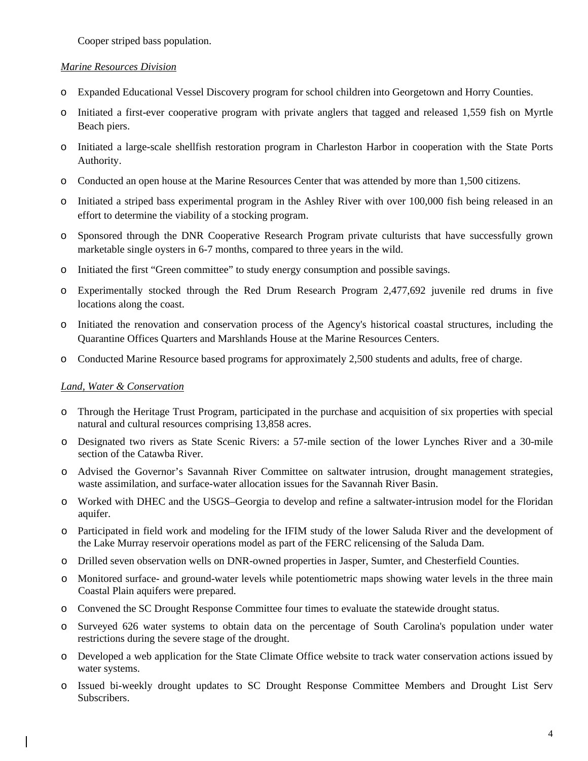Cooper striped bass population.

*Marine Resources Division*

- Expanded Educational Vessel Discovery program for school children into Georgetown and Horry Counties.
- Initiated a first-ever cooperative program with private anglers that tagged and released 1,559 fish on Myrtle Beach piers.
- Initiated a large-scale shellfish restoration program in Charleston Harbor in cooperation with the State Ports Authority.
- Conducted an open house at the Marine Resources Center that was attended by more than 1,500 citizens.
- Initiated a striped bass experimental program in the Ashley River with over 100,000 fish being released in an effort to determine the viability of a stocking program.
- Sponsored through the DNR Cooperative Research Program private culturists that have successfully grown marketable single oysters in 6-7 months, compared to three years in the wild.
- Initiated the first "Green committee" to study energy consumption and possible savings.
- Experimentally stocked through the Red Drum Research Program 2,477,692 juvenile red drums in five locations along the coast.
- Initiated the renovation and conservation process of the Agency's historical coastal structures, including the Quarantine Offices Quarters and Marshlands House at the Marine Resources Centers.
- Conducted Marine Resource based programs for approximately 2,500 students and adults, free of charge.

*Land, Water & Conservation*

- Through the Heritage Trust Program, participated in the purchase and acquisition of six properties with special natural and cultural resources comprising 13,858 acres.
- Designated two rivers as State Scenic Rivers: a 57-mile section of the lower Lynches River and a 30-mile section of the Catawba River.
- Advised the Governor's Savannah River Committee on saltwater intrusion, drought management strategies, waste assimilation, and surface-water allocation issues for the Savannah River Basin.
- Worked with DHEC and the USGS–Georgia to develop and refine a saltwater-intrusion model for the Floridan aquifer.
- Participated in field work and modeling for the IFIM study of the lower Saluda River and the development of the Lake Murray reservoir operations model as part of the FERC relicensing of the Saluda Dam.
- Drilled seven observation wells on DNR-owned properties in Jasper, Sumter, and Chesterfield Counties.
- Monitored surface- and ground-water levels while potentiometric maps showing water levels in the three main Coastal Plain aquifers were prepared.
- Convened the SC Drought Response Committee four times to evaluate the statewide drought status.
- Surveyed 626 water systems to obtain data on the percentage of South Carolina's population under water restrictions during the severe stage of the drought.
- Developed a web application for the State Climate Office website to track water conservation actions issued by water systems.
- Issued bi-weekly drought updates to SC Drought Response Committee Members and Drought List Serv Subscribers.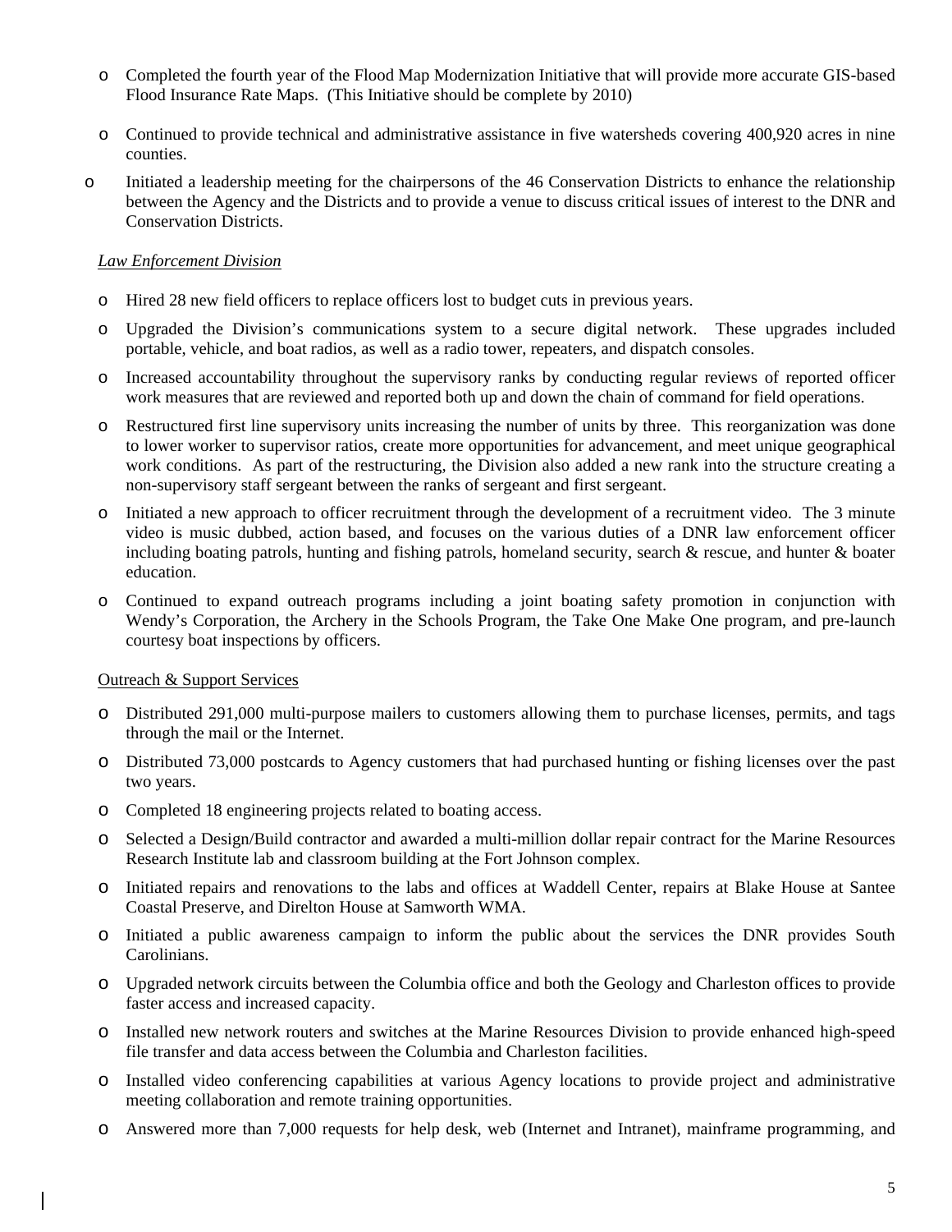- Completed the fourth year of the Flood Map Modernization Initiative that will provide more accurate GIS-based Flood Insurance Rate Maps. (This Initiative should be complete by 2010)
- Continued to provide technical and administrative assistance in five watersheds covering 400,920 acres in nine counties.
- Initiated a leadership meeting for the chairpersons of the 46 Conservation Districts to enhance the relationship between the Agency and the Districts and to provide a venue to discuss critical issues of interest to the DNR and Conservation Districts.

*Law Enforcement Division*

- Hired 28 new field officers to replace officers lost to budget cuts in previous years.
- Upgraded the Division's communications system to a secure digital network. These upgrades included portable, vehicle, and boat radios, as well as a radio tower, repeaters, and dispatch consoles.
- Increased accountability throughout the supervisory ranks by conducting regular reviews of reported officer work measures that are reviewed and reported both up and down the chain of command for field operations.
- Restructured first line supervisory units increasing the number of units by three. This reorganization was done to lower worker to supervisor ratios, create more opportunities for advancement, and meet unique geographical work conditions. As part of the restructuring, the Division also added a new rank into the structure creating a non-supervisory staff sergeant between the ranks of sergeant and first sergeant.
- Initiated a new approach to officer recruitment through the development of a recruitment video. The 3 minute video is music dubbed, action based, and focuses on the various duties of a DNR law enforcement officer including boating patrols, hunting and fishing patrols, homeland security, search & rescue, and hunter & boater education.
- Continued to expand outreach programs including a joint boating safety promotion in conjunction with Wendy's Corporation, the Archery in the Schools Program, the Take One Make One program, and pre-launch courtesy boat inspections by officers.

Outreach & Support Services

- Distributed 291,000 multi-purpose mailers to customers allowing them to purchase licenses, permits, and tags through the mail or the Internet.
- Distributed 73,000 postcards to Agency customers that had purchased hunting or fishing licenses over the past two years.
- Completed 18 engineering projects related to boating access.
- Selected a Design/Build contractor and awarded a multi-million dollar repair contract for the Marine Resources Research Institute lab and classroom building at the Fort Johnson complex.
- Initiated repairs and renovations to the labs and offices at Waddell Center, repairs at Blake House at Santee Coastal Preserve, and Direlton House at Samworth WMA.
- Initiated a public awareness campaign to inform the public about the services the DNR provides South Carolinians.
- Upgraded network circuits between the Columbia office and both the Geology and Charleston offices to provide faster access and increased capacity.
- Installed new network routers and switches at the Marine Resources Division to provide enhanced high-speed file transfer and data access between the Columbia and Charleston facilities.
- Installed video conferencing capabilities at various Agency locations to provide project and administrative meeting collaboration and remote training opportunities.
- Answered more than 7,000 requests for help desk, web (Internet and Intranet), mainframe programming, and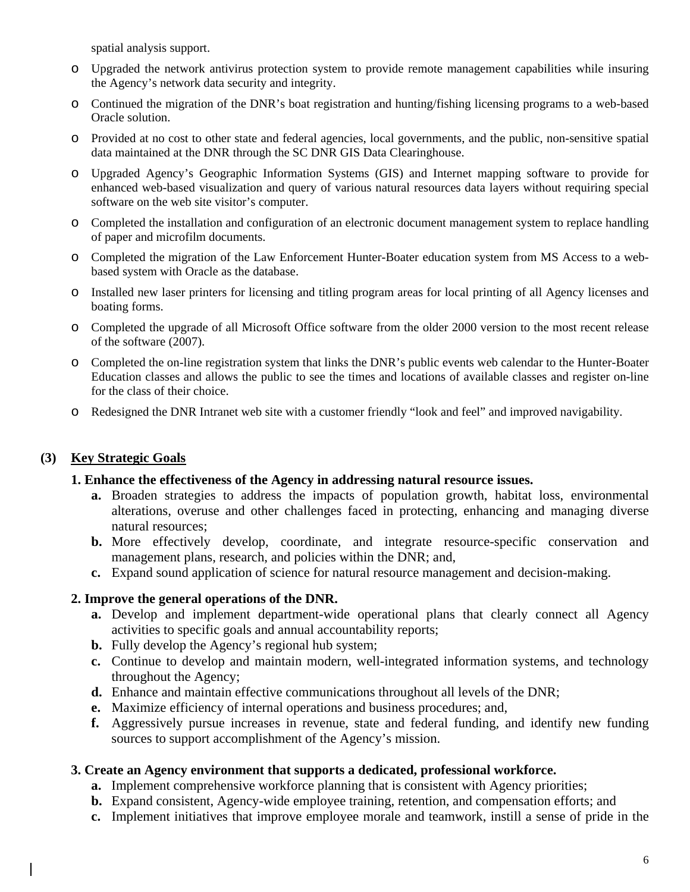spatial analysis support.

- Upgraded the network antivirus protection system to provide remote management capabilities while insuring the Agency's network data security and integrity.
- Continued the migration of the DNR's boat registration and hunting/fishing licensing programs to a web-based Oracle solution.
- Provided at no cost to other state and federal agencies, local governments, and the public, non-sensitive spatial data maintained at the DNR through the SC DNR GIS Data Clearinghouse.
- Upgraded Agency's Geographic Information Systems (GIS) and Internet mapping software to provide for enhanced web-based visualization and query of various natural resources data layers without requiring special software on the web site visitor's computer.
- Completed the installation and configuration of an electronic document management system to replace handling of paper and microfilm documents.
- Completed the migration of the Law Enforcement Hunter-Boater education system from MS Access to a web-based system with Oracle as the database.
- Installed new laser printers for licensing and titling program areas for local printing of all Agency licenses and boating forms.
- Completed the upgrade of all Microsoft Office software from the older 2000 version to the most recent release of the software (2007).
- Completed the on-line registration system that links the DNR's public events web calendar to the Hunter-Boater Education classes and allows the public to see the times and locations of available classes and register on-line for the class of their choice.
- Redesigned the DNR Intranet web site with a customer friendly "look and feel" and improved navigability.

## (3) Key Strategic Goals

**1. Enhance the effectiveness of the Agency in addressing natural resource issues.**

- **a.** Broaden strategies to address the impacts of population growth, habitat loss, environmental alterations, overuse and other challenges faced in protecting, enhancing and managing diverse natural resources;
- **b.** More effectively develop, coordinate, and integrate resource-specific conservation and management plans, research, and policies within the DNR; and,
- **c.** Expand sound application of science for natural resource management and decision-making.

**2. Improve the general operations of the DNR.**

- **a.** Develop and implement department-wide operational plans that clearly connect all Agency activities to specific goals and annual accountability reports;
- **b.** Fully develop the Agency's regional hub system;
- **c.** Continue to develop and maintain modern, well-integrated information systems, and technology throughout the Agency;
- **d.** Enhance and maintain effective communications throughout all levels of the DNR;
- **e.** Maximize efficiency of internal operations and business procedures; and,
- **f.** Aggressively pursue increases in revenue, state and federal funding, and identify new funding sources to support accomplishment of the Agency's mission.

**3. Create an Agency environment that supports a dedicated, professional workforce.**

- **a.** Implement comprehensive workforce planning that is consistent with Agency priorities;
- **b.** Expand consistent, Agency-wide employee training, retention, and compensation efforts; and
- **c.** Implement initiatives that improve employee morale and teamwork, instill a sense of pride in the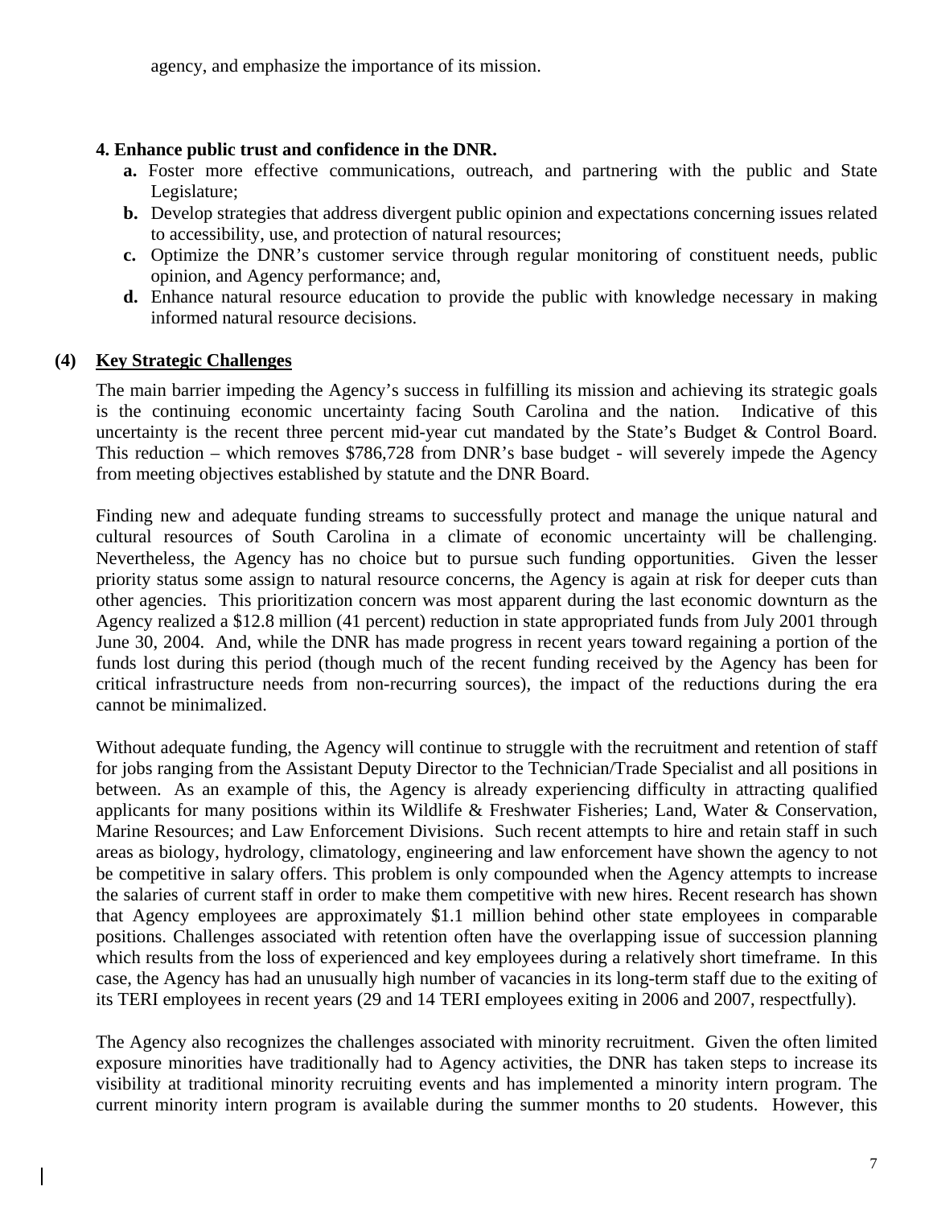agency, and emphasize the importance of its mission.

**4. Enhance public trust and confidence in the DNR.**

- **a.** Foster more effective communications, outreach, and partnering with the public and State Legislature;
- **b.** Develop strategies that address divergent public opinion and expectations concerning issues related to accessibility, use, and protection of natural resources;
- **c.** Optimize the DNR's customer service through regular monitoring of constituent needs, public opinion, and Agency performance; and,
- **d.** Enhance natural resource education to provide the public with knowledge necessary in making informed natural resource decisions.

## (4) Key Strategic Challenges

The main barrier impeding the Agency's success in fulfilling its mission and achieving its strategic goals is the continuing economic uncertainty facing South Carolina and the nation. Indicative of this uncertainty is the recent three percent mid-year cut mandated by the State's Budget & Control Board. This reduction – which removes $786,728 from DNR's base budget - will severely impede the Agency from meeting objectives established by statute and the DNR Board.

Finding new and adequate funding streams to successfully protect and manage the unique natural and cultural resources of South Carolina in a climate of economic uncertainty will be challenging. Nevertheless, the Agency has no choice but to pursue such funding opportunities. Given the lesser priority status some assign to natural resource concerns, the Agency is again at risk for deeper cuts than other agencies. This prioritization concern was most apparent during the last economic downturn as the Agency realized a $12.8 million (41 percent) reduction in state appropriated funds from July 2001 through June 30, 2004. And, while the DNR has made progress in recent years toward regaining a portion of the funds lost during this period (though much of the recent funding received by the Agency has been for critical infrastructure needs from non-recurring sources), the impact of the reductions during the era cannot be minimalized.

Without adequate funding, the Agency will continue to struggle with the recruitment and retention of staff for jobs ranging from the Assistant Deputy Director to the Technician/Trade Specialist and all positions in between. As an example of this, the Agency is already experiencing difficulty in attracting qualified applicants for many positions within its Wildlife & Freshwater Fisheries; Land, Water & Conservation, Marine Resources; and Law Enforcement Divisions. Such recent attempts to hire and retain staff in such areas as biology, hydrology, climatology, engineering and law enforcement have shown the agency to not be competitive in salary offers. This problem is only compounded when the Agency attempts to increase the salaries of current staff in order to make them competitive with new hires. Recent research has shown that Agency employees are approximately $1.1 million behind other state employees in comparable positions. Challenges associated with retention often have the overlapping issue of succession planning which results from the loss of experienced and key employees during a relatively short timeframe. In this case, the Agency has had an unusually high number of vacancies in its long-term staff due to the exiting of its TERI employees in recent years (29 and 14 TERI employees exiting in 2006 and 2007, respectfully).

The Agency also recognizes the challenges associated with minority recruitment. Given the often limited exposure minorities have traditionally had to Agency activities, the DNR has taken steps to increase its visibility at traditional minority recruiting events and has implemented a minority intern program. The current minority intern program is available during the summer months to 20 students. However, this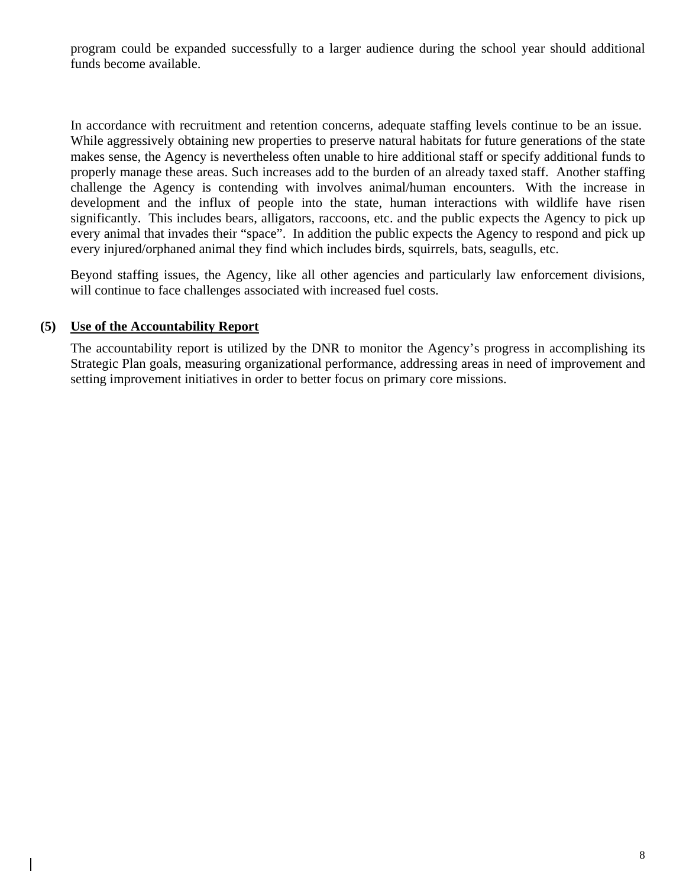program could be expanded successfully to a larger audience during the school year should additional funds become available.

In accordance with recruitment and retention concerns, adequate staffing levels continue to be an issue. While aggressively obtaining new properties to preserve natural habitats for future generations of the state makes sense, the Agency is nevertheless often unable to hire additional staff or specify additional funds to properly manage these areas. Such increases add to the burden of an already taxed staff. Another staffing challenge the Agency is contending with involves animal/human encounters. With the increase in development and the influx of people into the state, human interactions with wildlife have risen significantly. This includes bears, alligators, raccoons, etc. and the public expects the Agency to pick up every animal that invades their "space". In addition the public expects the Agency to respond and pick up every injured/orphaned animal they find which includes birds, squirrels, bats, seagulls, etc.

Beyond staffing issues, the Agency, like all other agencies and particularly law enforcement divisions, will continue to face challenges associated with increased fuel costs.

**(5) <u>Use of the Accountability Report</u>**

The accountability report is utilized by the DNR to monitor the Agency's progress in accomplishing its Strategic Plan goals, measuring organizational performance, addressing areas in need of improvement and setting improvement initiatives in order to better focus on primary core missions.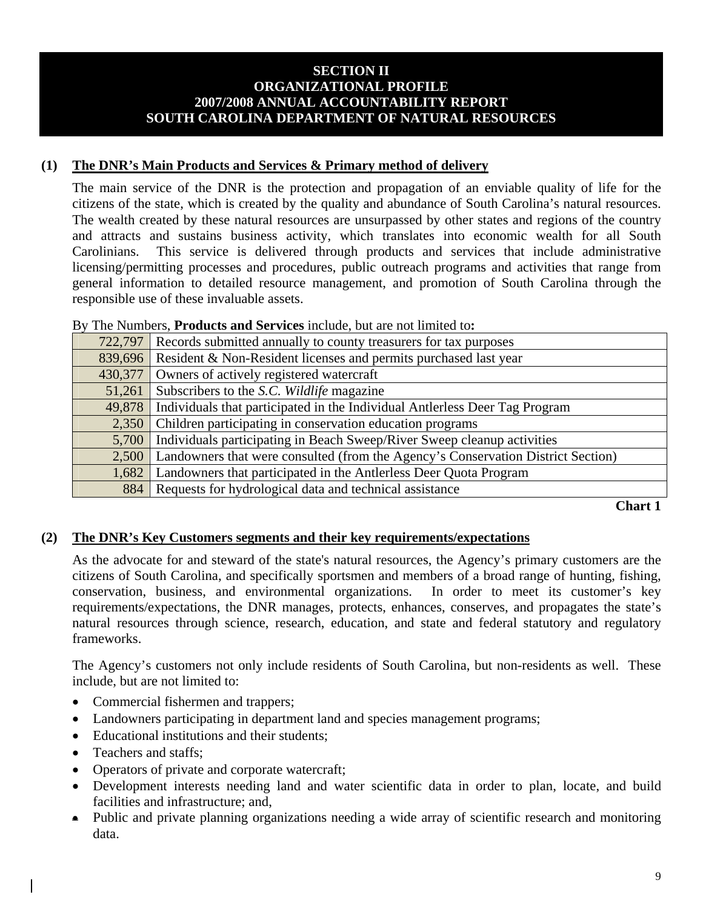# SECTION II
# ORGANIZATIONAL PROFILE
# 2007/2008 ANNUAL ACCOUNTABILITY REPORT
# SOUTH CAROLINA DEPARTMENT OF NATURAL RESOURCES

## (1) The DNR's Main Products and Services & Primary method of delivery

The main service of the DNR is the protection and propagation of an enviable quality of life for the citizens of the state, which is created by the quality and abundance of South Carolina's natural resources. The wealth created by these natural resources are unsurpassed by other states and regions of the country and attracts and sustains business activity, which translates into economic wealth for all South Carolinians. This service is delivered through products and services that include administrative licensing/permitting processes and procedures, public outreach programs and activities that range from general information to detailed resource management, and promotion of South Carolina through the responsible use of these invaluable assets.

By The Numbers, **Products and Services** include, but are not limited to**:**

| | |
|---:|---|
| 722,797 | Records submitted annually to county treasurers for tax purposes |
| 839,696 | Resident & Non-Resident licenses and permits purchased last year |
| 430,377 | Owners of actively registered watercraft |
| 51,261 | Subscribers to the *S.C. Wildlife* magazine |
| 49,878 | Individuals that participated in the Individual Antlerless Deer Tag Program |
| 2,350 | Children participating in conservation education programs |
| 5,700 | Individuals participating in Beach Sweep/River Sweep cleanup activities |
| 2,500 | Landowners that were consulted (from the Agency's Conservation District Section) |
| 1,682 | Landowners that participated in the Antlerless Deer Quota Program |
| 884 | Requests for hydrological data and technical assistance |

**Chart 1**

## (2) The DNR's Key Customers segments and their key requirements/expectations

As the advocate for and steward of the state's natural resources, the Agency's primary customers are the citizens of South Carolina, and specifically sportsmen and members of a broad range of hunting, fishing, conservation, business, and environmental organizations. In order to meet its customer's key requirements/expectations, the DNR manages, protects, enhances, conserves, and propagates the state's natural resources through science, research, education, and state and federal statutory and regulatory frameworks.

The Agency's customers not only include residents of South Carolina, but non-residents as well. These include, but are not limited to:

- Commercial fishermen and trappers;
- Landowners participating in department land and species management programs;
- Educational institutions and their students;
- Teachers and staffs;
- Operators of private and corporate watercraft;
- Development interests needing land and water scientific data in order to plan, locate, and build facilities and infrastructure; and,
- Public and private planning organizations needing a wide array of scientific research and monitoring data.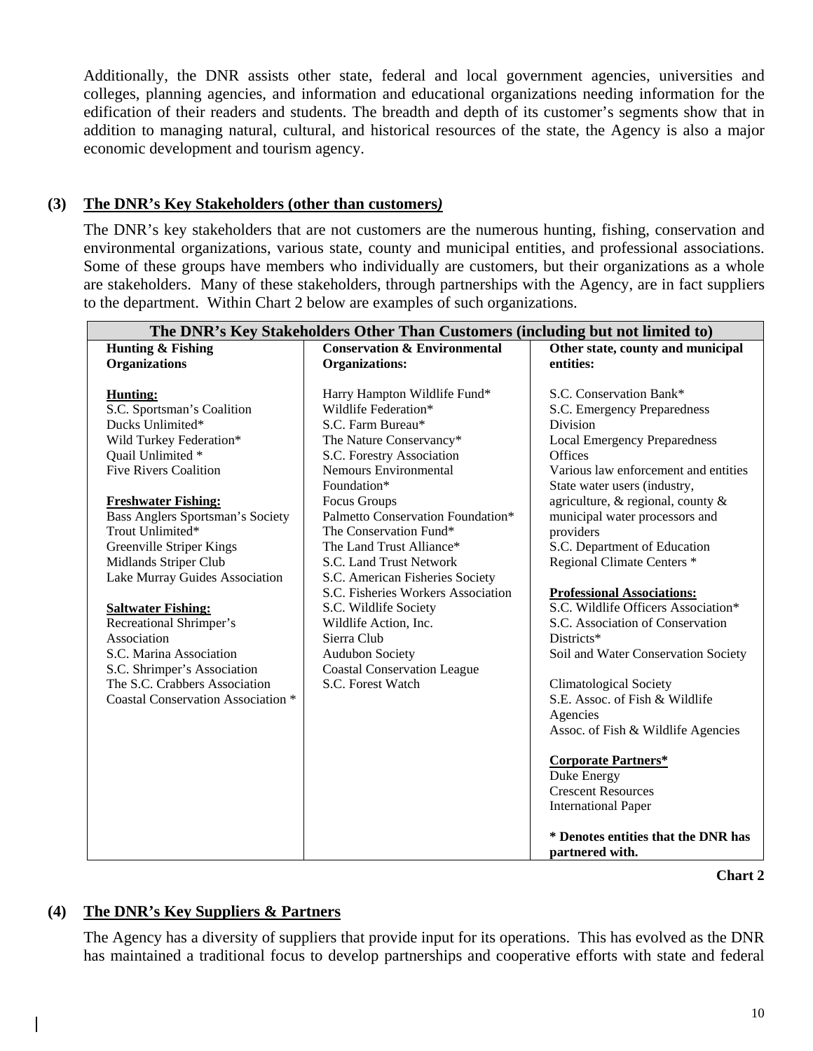Additionally, the DNR assists other state, federal and local government agencies, universities and colleges, planning agencies, and information and educational organizations needing information for the edification of their readers and students. The breadth and depth of its customer's segments show that in addition to managing natural, cultural, and historical resources of the state, the Agency is also a major economic development and tourism agency.

### (3) The DNR's Key Stakeholders (other than customers)

The DNR's key stakeholders that are not customers are the numerous hunting, fishing, conservation and environmental organizations, various state, county and municipal entities, and professional associations. Some of these groups have members who individually are customers, but their organizations as a whole are stakeholders. Many of these stakeholders, through partnerships with the Agency, are in fact suppliers to the department. Within Chart 2 below are examples of such organizations.

| The DNR's Key Stakeholders Other Than Customers (including but not limited to) | | |
|---|---|---|
| **Hunting & Fishing Organizations** | **Conservation & Environmental Organizations:** | **Other state, county and municipal entities:** |
| **Hunting:** | Harry Hampton Wildlife Fund* | S.C. Conservation Bank* |
| S.C. Sportsman's Coalition | Wildlife Federation* | S.C. Emergency Preparedness Division |
| Ducks Unlimited* | S.C. Farm Bureau* | Local Emergency Preparedness Offices |
| Wild Turkey Federation* | The Nature Conservancy* | Various law enforcement and entities |
| Quail Unlimited * | S.C. Forestry Association | State water users (industry, agriculture, & regional, county & municipal water processors and providers |
| Five Rivers Coalition | Nemours Environmental Foundation* | S.C. Department of Education |
| **Freshwater Fishing:** | Focus Groups | Regional Climate Centers * |
| Bass Anglers Sportsman's Society | Palmetto Conservation Foundation* | |
| Trout Unlimited* | The Conservation Fund* | **Professional Associations:** |
| Greenville Striper Kings | The Land Trust Alliance* | S.C. Wildlife Officers Association* |
| Midlands Striper Club | S.C. Land Trust Network | S.C. Association of Conservation Districts* |
| Lake Murray Guides Association | S.C. American Fisheries Society | Soil and Water Conservation Society |
| | S.C. Fisheries Workers Association | Climatological Society |
| **Saltwater Fishing:** | S.C. Wildlife Society | S.E. Assoc. of Fish & Wildlife Agencies |
| Recreational Shrimper's Association | Wildlife Action, Inc. | Assoc. of Fish & Wildlife Agencies |
| S.C. Marina Association | Sierra Club | |
| S.C. Shrimper's Association | Audubon Society | **Corporate Partners*** |
| The S.C. Crabbers Association | Coastal Conservation League | Duke Energy |
| Coastal Conservation Association * | S.C. Forest Watch | Crescent Resources |
| | | International Paper |
| | | **\* Denotes entities that the DNR has partnered with.** |

**Chart 2**

### (4) The DNR's Key Suppliers & Partners

The Agency has a diversity of suppliers that provide input for its operations. This has evolved as the DNR has maintained a traditional focus to develop partnerships and cooperative efforts with state and federal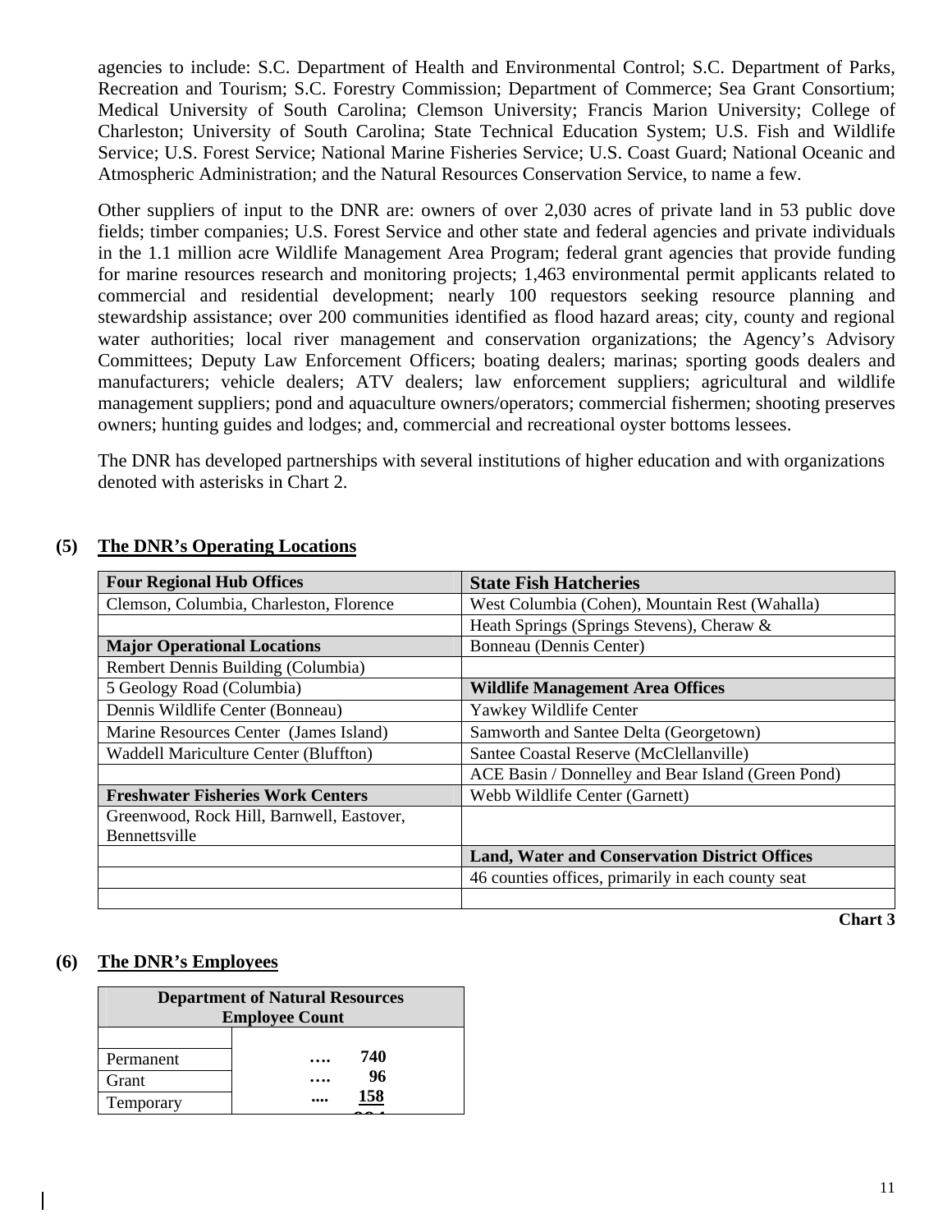agencies to include: S.C. Department of Health and Environmental Control; S.C. Department of Parks, Recreation and Tourism; S.C. Forestry Commission; Department of Commerce; Sea Grant Consortium; Medical University of South Carolina; Clemson University; Francis Marion University; College of Charleston; University of South Carolina; State Technical Education System; U.S. Fish and Wildlife Service; U.S. Forest Service; National Marine Fisheries Service; U.S. Coast Guard; National Oceanic and Atmospheric Administration; and the Natural Resources Conservation Service, to name a few.

Other suppliers of input to the DNR are: owners of over 2,030 acres of private land in 53 public dove fields; timber companies; U.S. Forest Service and other state and federal agencies and private individuals in the 1.1 million acre Wildlife Management Area Program; federal grant agencies that provide funding for marine resources research and monitoring projects; 1,463 environmental permit applicants related to commercial and residential development; nearly 100 requestors seeking resource planning and stewardship assistance; over 200 communities identified as flood hazard areas; city, county and regional water authorities; local river management and conservation organizations; the Agency's Advisory Committees; Deputy Law Enforcement Officers; boating dealers; marinas; sporting goods dealers and manufacturers; vehicle dealers; ATV dealers; law enforcement suppliers; agricultural and wildlife management suppliers; pond and aquaculture owners/operators; commercial fishermen; shooting preserves owners; hunting guides and lodges; and, commercial and recreational oyster bottoms lessees.

The DNR has developed partnerships with several institutions of higher education and with organizations denoted with asterisks in Chart 2.

## (5) The DNR's Operating Locations

| **Four Regional Hub Offices** | **State Fish Hatcheries** |
|---|---|
| Clemson, Columbia, Charleston, Florence | West Columbia (Cohen), Mountain Rest (Wahalla) |
| | Heath Springs (Springs Stevens), Cheraw & |
| **Major Operational Locations** | Bonneau (Dennis Center) |
| Rembert Dennis Building (Columbia) | |
| 5 Geology Road (Columbia) | **Wildlife Management Area Offices** |
| Dennis Wildlife Center (Bonneau) | Yawkey Wildlife Center |
| Marine Resources Center (James Island) | Samworth and Santee Delta (Georgetown) |
| Waddell Mariculture Center (Bluffton) | Santee Coastal Reserve (McClellanville) |
| | ACE Basin / Donnelley and Bear Island (Green Pond) |
| **Freshwater Fisheries Work Centers** | Webb Wildlife Center (Garnett) |
| Greenwood, Rock Hill, Barnwell, Eastover, Bennettsville | |
| | **Land, Water and Conservation District Offices** |
| | 46 counties offices, primarily in each county seat |
| | |

**Chart 3**

## (6) The DNR's Employees

| **Department of Natural Resources Employee Count** | |
|---|---|
| | |
| Permanent | …. **740** |
| Grant | …. **96** |
| Temporary | .... **158** |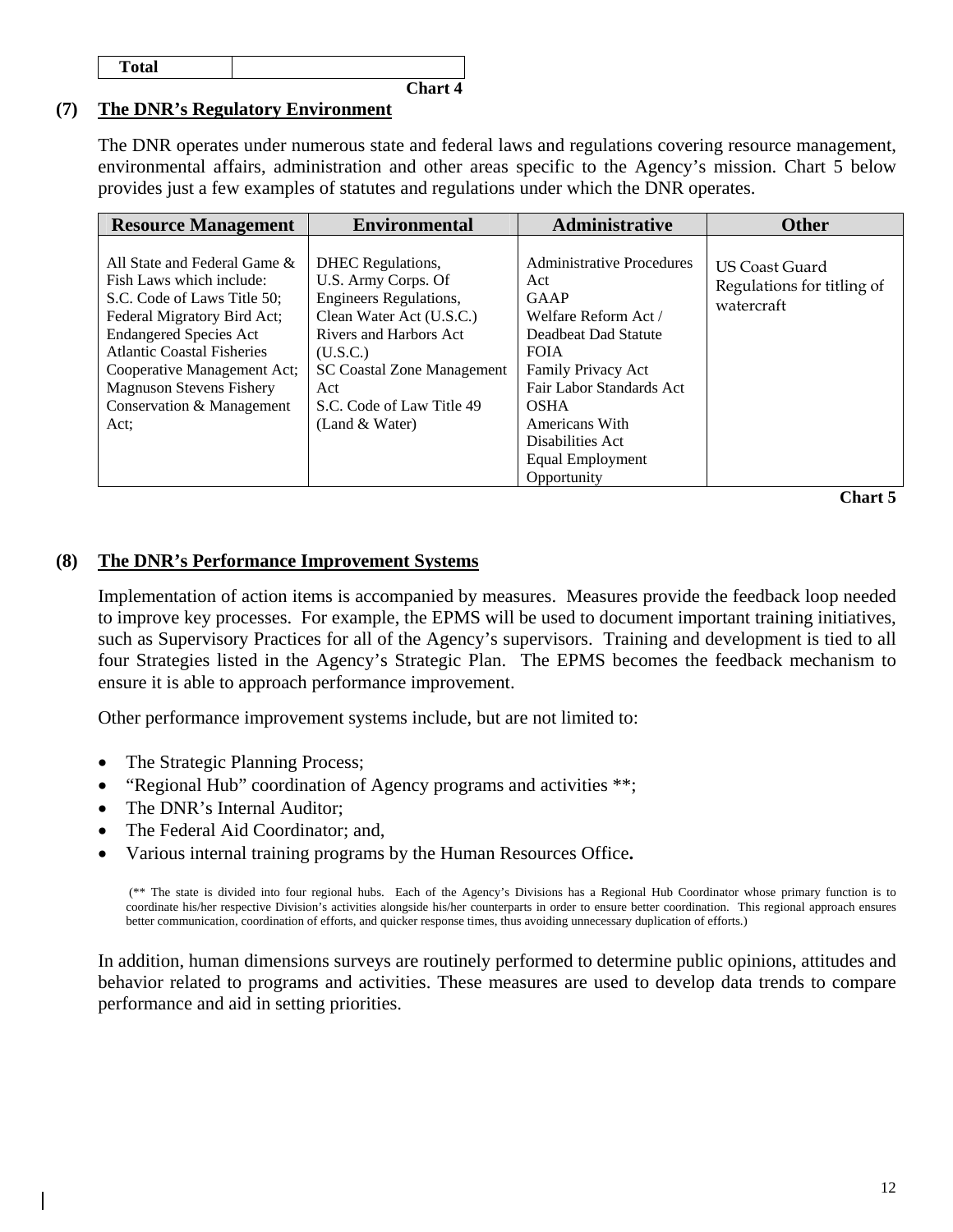| Total | |
|---|---|

**Chart 4**

## (7) The DNR's Regulatory Environment

The DNR operates under numerous state and federal laws and regulations covering resource management, environmental affairs, administration and other areas specific to the Agency's mission. Chart 5 below provides just a few examples of statutes and regulations under which the DNR operates.

| Resource Management | Environmental | Administrative | Other |
|---|---|---|---|
| All State and Federal Game & Fish Laws which include: S.C. Code of Laws Title 50; Federal Migratory Bird Act; Endangered Species Act Atlantic Coastal Fisheries Cooperative Management Act; Magnuson Stevens Fishery Conservation & Management Act; | DHEC Regulations, U.S. Army Corps. Of Engineers Regulations, Clean Water Act (U.S.C.) Rivers and Harbors Act (U.S.C.) SC Coastal Zone Management Act S.C. Code of Law Title 49 (Land & Water) | Administrative Procedures Act GAAP Welfare Reform Act / Deadbeat Dad Statute FOIA Family Privacy Act Fair Labor Standards Act OSHA Americans With Disabilities Act Equal Employment Opportunity | US Coast Guard Regulations for titling of watercraft |

**Chart 5**

## (8) The DNR's Performance Improvement Systems

Implementation of action items is accompanied by measures. Measures provide the feedback loop needed to improve key processes. For example, the EPMS will be used to document important training initiatives, such as Supervisory Practices for all of the Agency's supervisors. Training and development is tied to all four Strategies listed in the Agency's Strategic Plan. The EPMS becomes the feedback mechanism to ensure it is able to approach performance improvement.

Other performance improvement systems include, but are not limited to:

- The Strategic Planning Process;
- "Regional Hub" coordination of Agency programs and activities **;
- The DNR's Internal Auditor;
- The Federal Aid Coordinator; and,
- Various internal training programs by the Human Resources Office**.**

(** The state is divided into four regional hubs. Each of the Agency's Divisions has a Regional Hub Coordinator whose primary function is to coordinate his/her respective Division's activities alongside his/her counterparts in order to ensure better coordination. This regional approach ensures better communication, coordination of efforts, and quicker response times, thus avoiding unnecessary duplication of efforts.)

In addition, human dimensions surveys are routinely performed to determine public opinions, attitudes and behavior related to programs and activities. These measures are used to develop data trends to compare performance and aid in setting priorities.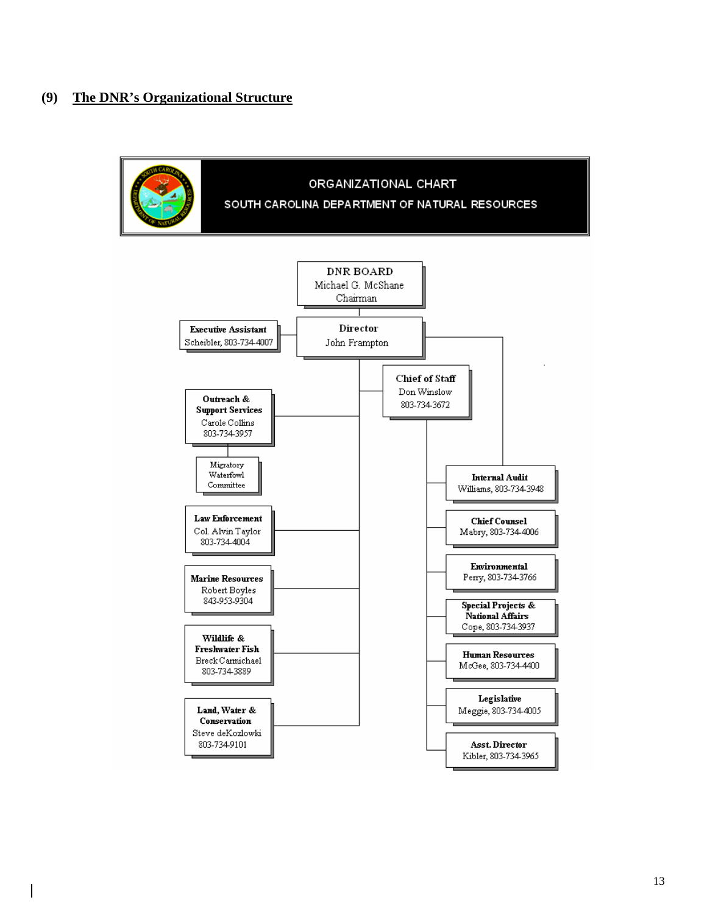## (9) The DNR's Organizational Structure

**ORGANIZATIONAL CHART**

**SOUTH CAROLINA DEPARTMENT OF NATURAL RESOURCES**

**DNR BOARD**
Michael G. McShane
Chairman

**Director**
John Frampton

**Executive Assistant**
Scheibler, 803-734-4007

**Chief of Staff**
Don Winslow
803-734-3672

**Outreach & Support Services**
Carole Collins
803-734-3957

- Migratory Waterfowl Committee

**Law Enforcement**
Col. Alvin Taylor
803-734-4004

**Marine Resources**
Robert Boyles
843-953-9304

**Wildlife & Freshwater Fish**
Breck Carmichael
803-734-3889

**Land, Water & Conservation**
Steve deKozlowki
803-734-9101

**Internal Audit**
Williams, 803-734-3948

**Chief Counsel**
Mabry, 803-734-4006

**Environmental**
Perry, 803-734-3766

**Special Projects & National Affairs**
Cope, 803-734-3937

**Human Resources**
McGee, 803-734-4400

**Legislative**
Meggie, 803-734-4005

**Asst. Director**
Kibler, 803-734-3965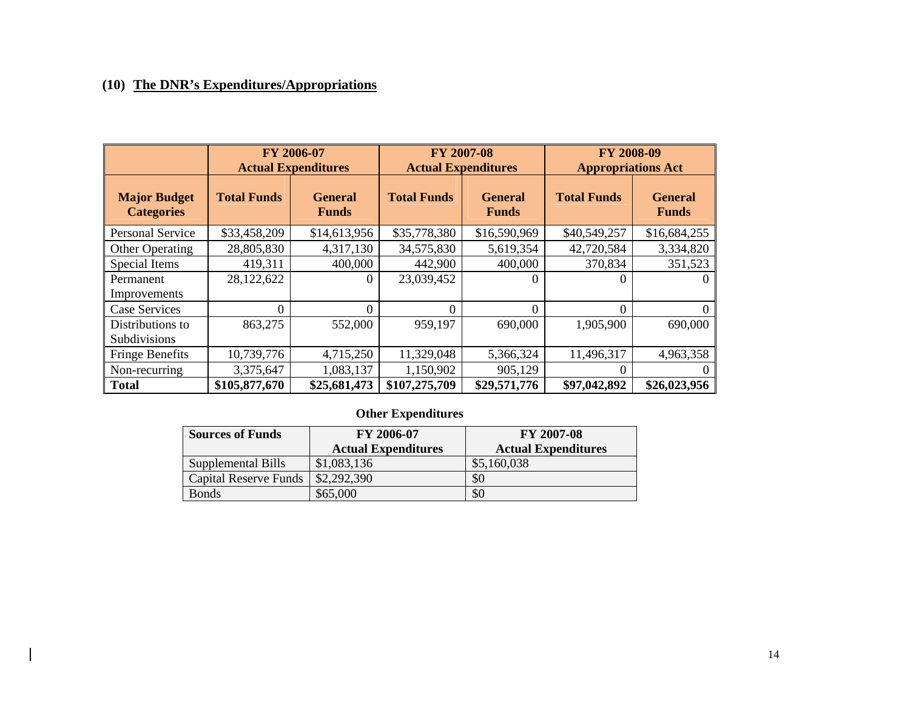## (10) The DNR's Expenditures/Appropriations

| | FY 2006-07 Actual Expenditures | | FY 2007-08 Actual Expenditures | | FY 2008-09 Appropriations Act | |
|---|---|---|---|---|---|---|
| **Major Budget Categories** | **Total Funds** | **General Funds** | **Total Funds** | **General Funds** | **Total Funds** | **General Funds** |
| Personal Service | $33,458,209 | $14,613,956 | $35,778,380 | $16,590,969 | $40,549,257 | $16,684,255 |
| Other Operating | 28,805,830 | 4,317,130 | 34,575,830 | 5,619,354 | 42,720,584 | 3,334,820 |
| Special Items | 419,311 | 400,000 | 442,900 | 400,000 | 370,834 | 351,523 |
| Permanent Improvements | 28,122,622 | 0 | 23,039,452 | 0 | 0 | 0 |
| Case Services | 0 | 0 | 0 | 0 | 0 | 0 |
| Distributions to Subdivisions | 863,275 | 552,000 | 959,197 | 690,000 | 1,905,900 | 690,000 |
| Fringe Benefits | 10,739,776 | 4,715,250 | 11,329,048 | 5,366,324 | 11,496,317 | 4,963,358 |
| Non-recurring | 3,375,647 | 1,083,137 | 1,150,902 | 905,129 | 0 | 0 |
| **Total** | **$105,877,670** | **$25,681,473** | **$107,275,709** | **$29,571,776** | **$97,042,892** | **$26,023,956** |

### Other Expenditures

| Sources of Funds | FY 2006-07 Actual Expenditures | FY 2007-08 Actual Expenditures |
|---|---|---|
| Supplemental Bills | $1,083,136 | $5,160,038 |
| Capital Reserve Funds | $2,292,390 | $0 |
| Bonds | $65,000 | $0 |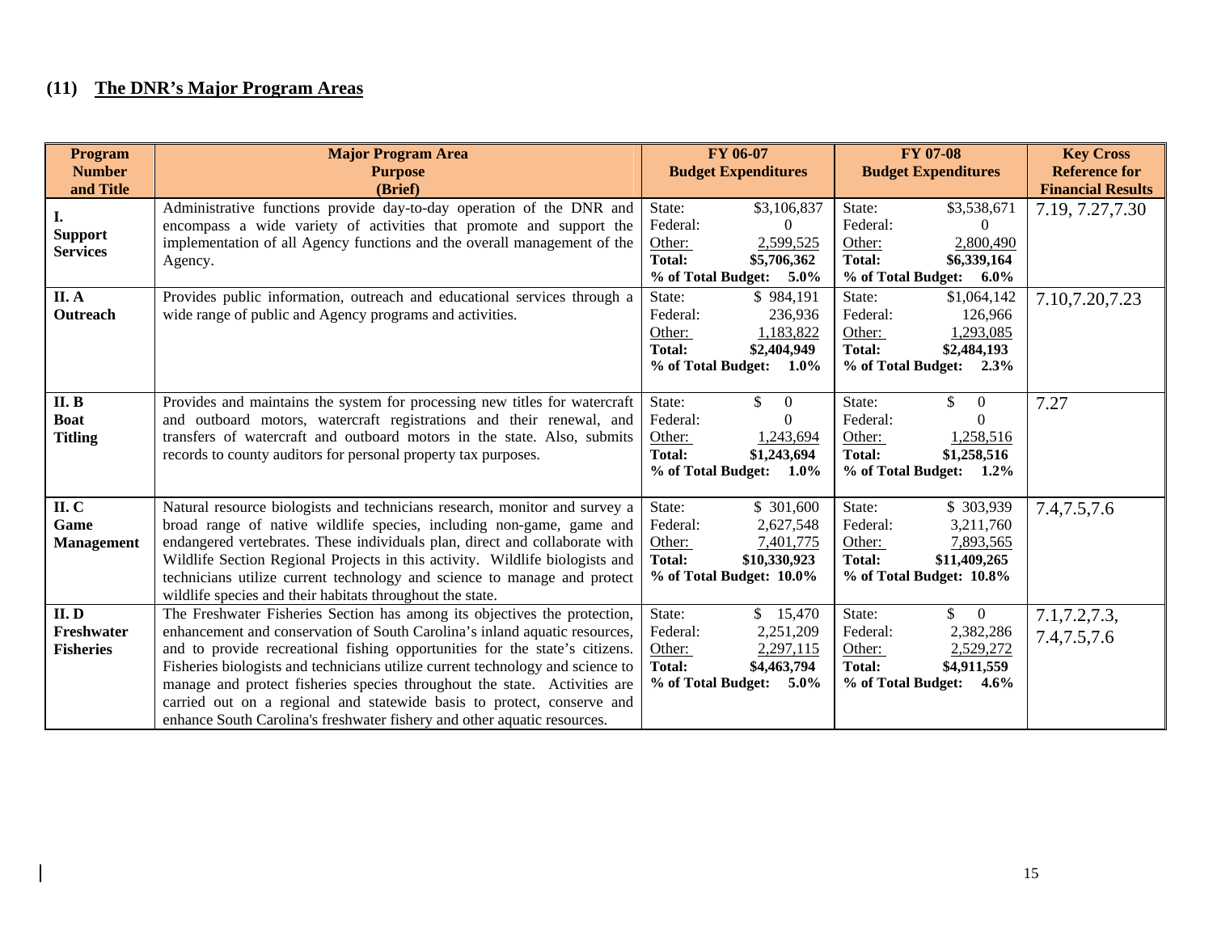## (11) The DNR's Major Program Areas

| Program Number and Title | Major Program Area Purpose (Brief) | FY 06-07 Budget Expenditures | FY 07-08 Budget Expenditures | Key Cross Reference for Financial Results |
|---|---|---|---|---|
| **I. Support Services** | Administrative functions provide day-to-day operation of the DNR and encompass a wide variety of activities that promote and support the implementation of all Agency functions and the overall management of the Agency. | State: $3,106,837<br>Federal: 0<br>Other: 2,599,525<br>**Total: $5,706,362**<br>**% of Total Budget: 5.0%** | State: $3,538,671<br>Federal: 0<br>Other: 2,800,490<br>**Total: $6,339,164**<br>**% of Total Budget: 6.0%** | 7.19, 7.27,7.30 |
| **II. A Outreach** | Provides public information, outreach and educational services through a wide range of public and Agency programs and activities. | State: $ 984,191<br>Federal: 236,936<br>Other: 1,183,822<br>**Total: $2,404,949**<br>**% of Total Budget: 1.0%** | State: $1,064,142<br>Federal: 126,966<br>Other: 1,293,085<br>**Total: $2,484,193**<br>**% of Total Budget: 2.3%** | 7.10,7.20,7.23 |
| **II. B Boat Titling** | Provides and maintains the system for processing new titles for watercraft and outboard motors, watercraft registrations and their renewal, and transfers of watercraft and outboard motors in the state. Also, submits records to county auditors for personal property tax purposes. | State: $ 0<br>Federal: 0<br>Other: 1,243,694<br>**Total: $1,243,694**<br>**% of Total Budget: 1.0%** | State: $ 0<br>Federal: 0<br>Other: 1,258,516<br>**Total: $1,258,516**<br>**% of Total Budget: 1.2%** | 7.27 |
| **II. C Game Management** | Natural resource biologists and technicians research, monitor and survey a broad range of native wildlife species, including non-game, game and endangered vertebrates. These individuals plan, direct and collaborate with Wildlife Section Regional Projects in this activity. Wildlife biologists and technicians utilize current technology and science to manage and protect wildlife species and their habitats throughout the state. | State: $ 301,600<br>Federal: 2,627,548<br>Other: 7,401,775<br>**Total: $10,330,923**<br>**% of Total Budget: 10.0%** | State: $ 303,939<br>Federal: 3,211,760<br>Other: 7,893,565<br>**Total: $11,409,265**<br>**% of Total Budget: 10.8%** | 7.4,7.5,7.6 |
| **II. D Freshwater Fisheries** | The Freshwater Fisheries Section has among its objectives the protection, enhancement and conservation of South Carolina's inland aquatic resources, and to provide recreational fishing opportunities for the state's citizens. Fisheries biologists and technicians utilize current technology and science to manage and protect fisheries species throughout the state. Activities are carried out on a regional and statewide basis to protect, conserve and enhance South Carolina's freshwater fishery and other aquatic resources. | State: $ 15,470<br>Federal: 2,251,209<br>Other: 2,297,115<br>**Total: $4,463,794**<br>**% of Total Budget: 5.0%** | State: $ 0<br>Federal: 2,382,286<br>Other: 2,529,272<br>**Total: $4,911,559**<br>**% of Total Budget: 4.6%** | 7.1,7.2,7.3, 7.4,7.5,7.6 |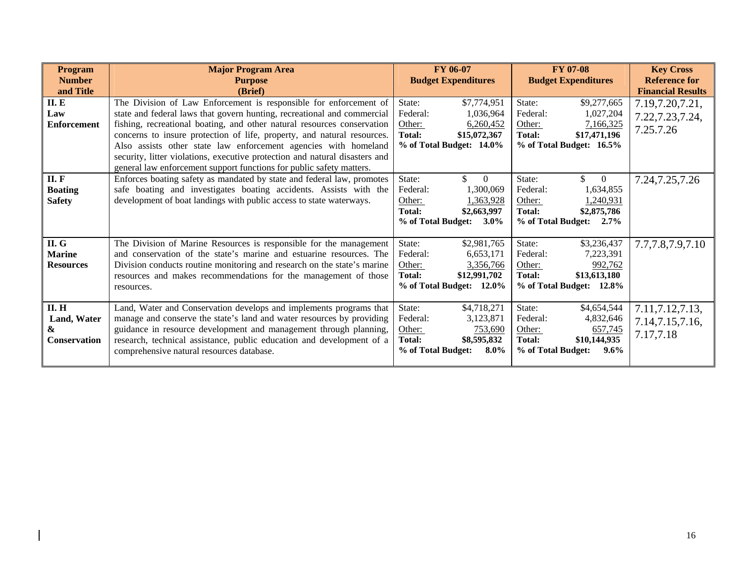| Program Number and Title | Major Program Area Purpose (Brief) | FY 06-07 Budget Expenditures | FY 07-08 Budget Expenditures | Key Cross Reference for Financial Results |
|---|---|---|---|---|
| **II. E Law Enforcement** | The Division of Law Enforcement is responsible for enforcement of state and federal laws that govern hunting, recreational and commercial fishing, recreational boating, and other natural resources conservation concerns to insure protection of life, property, and natural resources. Also assists other state law enforcement agencies with homeland security, litter violations, executive protection and natural disasters and general law enforcement support functions for public safety matters. | State: $7,774,951<br>Federal: 1,036,964<br>Other: 6,260,452<br>**Total: $15,072,367**<br>**% of Total Budget: 14.0%** | State: $9,277,665<br>Federal: 1,027,204<br>Other: 7,166,325<br>**Total: $17,471,196**<br>**% of Total Budget: 16.5%** | 7.19,7.20,7.21, 7.22,7.23,7.24, 7.25.7.26 |
| **II. F Boating Safety** | Enforces boating safety as mandated by state and federal law, promotes safe boating and investigates boating accidents. Assists with the development of boat landings with public access to state waterways. | State: $ 0<br>Federal: 1,300,069<br>Other: 1,363,928<br>**Total: $2,663,997**<br>**% of Total Budget: 3.0%** | State: $ 0<br>Federal: 1,634,855<br>Other: 1,240,931<br>**Total: $2,875,786**<br>**% of Total Budget: 2.7%** | 7.24,7.25,7.26 |
| **II. G Marine Resources** | The Division of Marine Resources is responsible for the management and conservation of the state's marine and estuarine resources. The Division conducts routine monitoring and research on the state's marine resources and makes recommendations for the management of those resources. | State: $2,981,765<br>Federal: 6,653,171<br>Other: 3,356,766<br>**Total: $12,991,702**<br>**% of Total Budget: 12.0%** | State: $3,236,437<br>Federal: 7,223,391<br>Other: 992,762<br>**Total: $13,613,180**<br>**% of Total Budget: 12.8%** | 7.7,7.8,7.9,7.10 |
| **II. H Land, Water & Conservation** | Land, Water and Conservation develops and implements programs that manage and conserve the state's land and water resources by providing guidance in resource development and management through planning, research, technical assistance, public education and development of a comprehensive natural resources database. | State: $4,718,271<br>Federal: 3,123,871<br>Other: 753,690<br>**Total: $8,595,832**<br>**% of Total Budget: 8.0%** | State: $4,654,544<br>Federal: 4,832,646<br>Other: 657,745<br>**Total: $10,144,935**<br>**% of Total Budget: 9.6%** | 7.11,7.12,7.13, 7.14,7.15,7.16, 7.17,7.18 |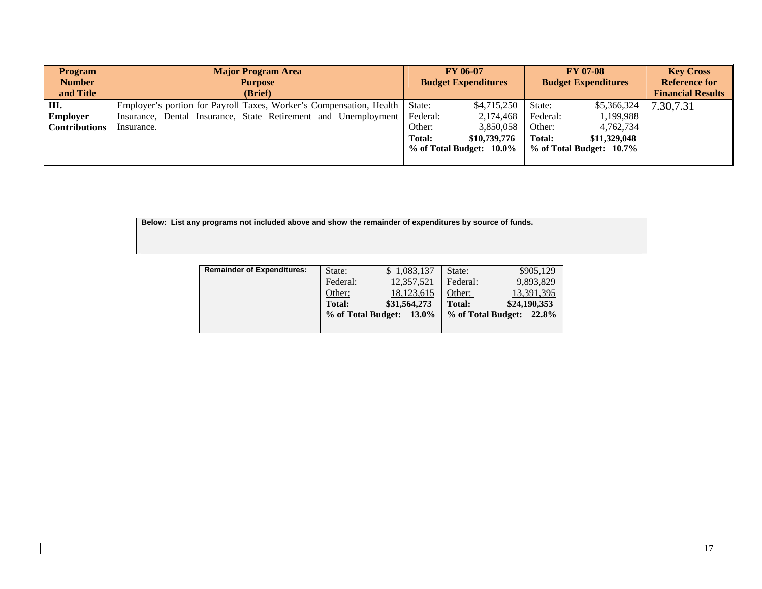| Program Number and Title | Major Program Area Purpose (Brief) | FY 06-07 Budget Expenditures | FY 07-08 Budget Expenditures | Key Cross Reference for Financial Results |
|---|---|---|---|---|
| **III. Employer Contributions** | Employer's portion for Payroll Taxes, Worker's Compensation, Health Insurance, Dental Insurance, State Retirement and Unemployment Insurance. | State: $4,715,250<br>Federal: 2,174,468<br>Other: 3,850,058<br>**Total: $10,739,776**<br>**% of Total Budget: 10.0%** | State: $5,366,324<br>Federal: 1,199,988<br>Other: 4,762,734<br>**Total: $11,329,048**<br>**% of Total Budget: 10.7%** | 7.30,7.31 |

**Below: List any programs not included above and show the remainder of expenditures by source of funds.**

| | FY 06-07 | FY 07-08 |
|---|---|---|
| **Remainder of Expenditures:** | State: $ 1,083,137<br>Federal: 12,357,521<br>Other: 18,123,615<br>**Total: $31,564,273**<br>**% of Total Budget: 13.0%** | State: $905,129<br>Federal: 9,893,829<br>Other: 13,391,395<br>**Total: $24,190,353**<br>**% of Total Budget: 22.8%** |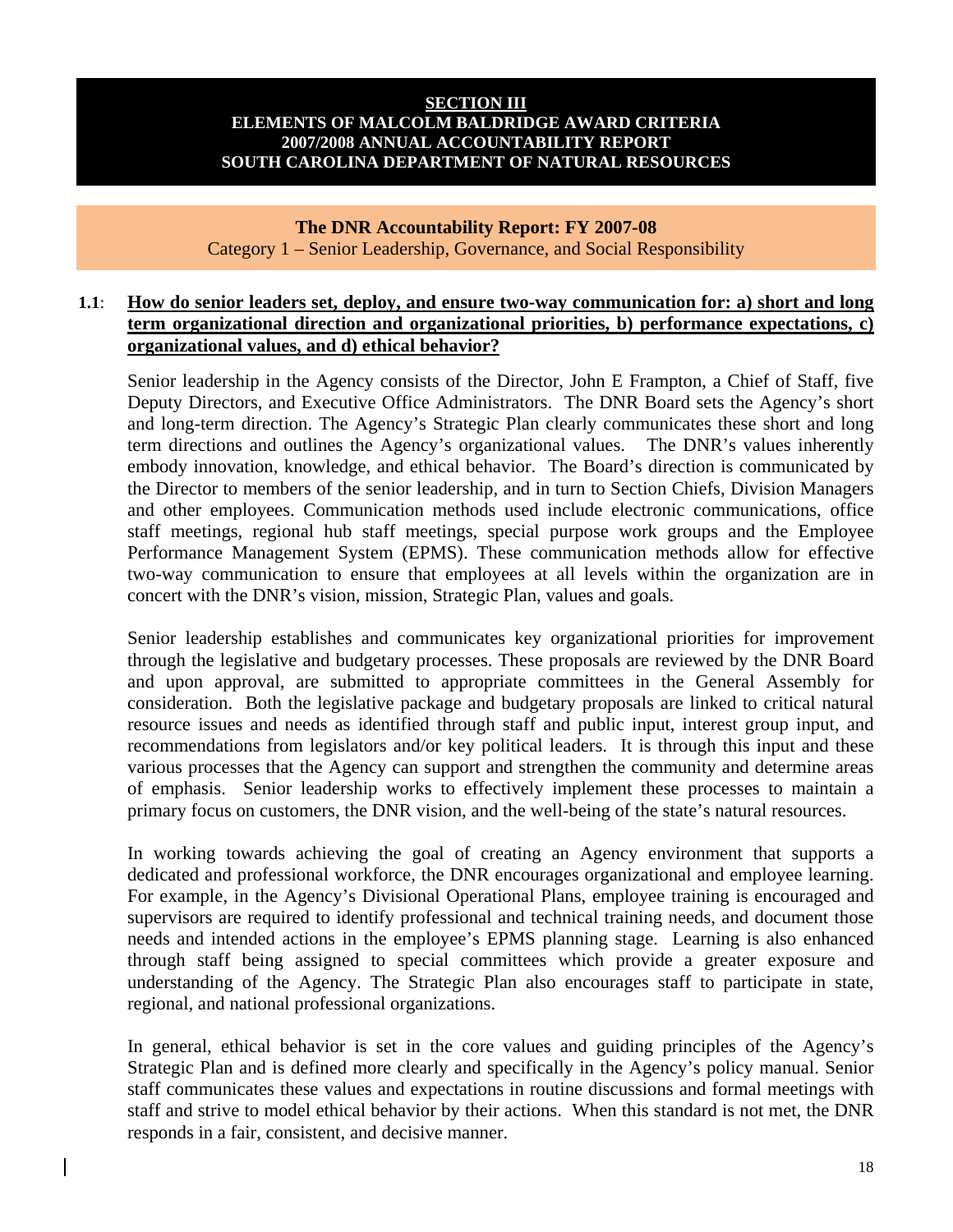**SECTION III**
**ELEMENTS OF MALCOLM BALDRIDGE AWARD CRITERIA**
**2007/2008 ANNUAL ACCOUNTABILITY REPORT**
**SOUTH CAROLINA DEPARTMENT OF NATURAL RESOURCES**

## The DNR Accountability Report: FY 2007-08

Category 1 – Senior Leadership, Governance, and Social Responsibility

**1.1**: **How do senior leaders set, deploy, and ensure two-way communication for: a) short and long term organizational direction and organizational priorities, b) performance expectations, c) organizational values, and d) ethical behavior?**

Senior leadership in the Agency consists of the Director, John E Frampton, a Chief of Staff, five Deputy Directors, and Executive Office Administrators. The DNR Board sets the Agency's short and long-term direction. The Agency's Strategic Plan clearly communicates these short and long term directions and outlines the Agency's organizational values. The DNR's values inherently embody innovation, knowledge, and ethical behavior. The Board's direction is communicated by the Director to members of the senior leadership, and in turn to Section Chiefs, Division Managers and other employees. Communication methods used include electronic communications, office staff meetings, regional hub staff meetings, special purpose work groups and the Employee Performance Management System (EPMS). These communication methods allow for effective two-way communication to ensure that employees at all levels within the organization are in concert with the DNR's vision, mission, Strategic Plan, values and goals.

Senior leadership establishes and communicates key organizational priorities for improvement through the legislative and budgetary processes. These proposals are reviewed by the DNR Board and upon approval, are submitted to appropriate committees in the General Assembly for consideration. Both the legislative package and budgetary proposals are linked to critical natural resource issues and needs as identified through staff and public input, interest group input, and recommendations from legislators and/or key political leaders. It is through this input and these various processes that the Agency can support and strengthen the community and determine areas of emphasis. Senior leadership works to effectively implement these processes to maintain a primary focus on customers, the DNR vision, and the well-being of the state's natural resources.

In working towards achieving the goal of creating an Agency environment that supports a dedicated and professional workforce, the DNR encourages organizational and employee learning. For example, in the Agency's Divisional Operational Plans, employee training is encouraged and supervisors are required to identify professional and technical training needs, and document those needs and intended actions in the employee's EPMS planning stage. Learning is also enhanced through staff being assigned to special committees which provide a greater exposure and understanding of the Agency. The Strategic Plan also encourages staff to participate in state, regional, and national professional organizations.

In general, ethical behavior is set in the core values and guiding principles of the Agency's Strategic Plan and is defined more clearly and specifically in the Agency's policy manual. Senior staff communicates these values and expectations in routine discussions and formal meetings with staff and strive to model ethical behavior by their actions. When this standard is not met, the DNR responds in a fair, consistent, and decisive manner.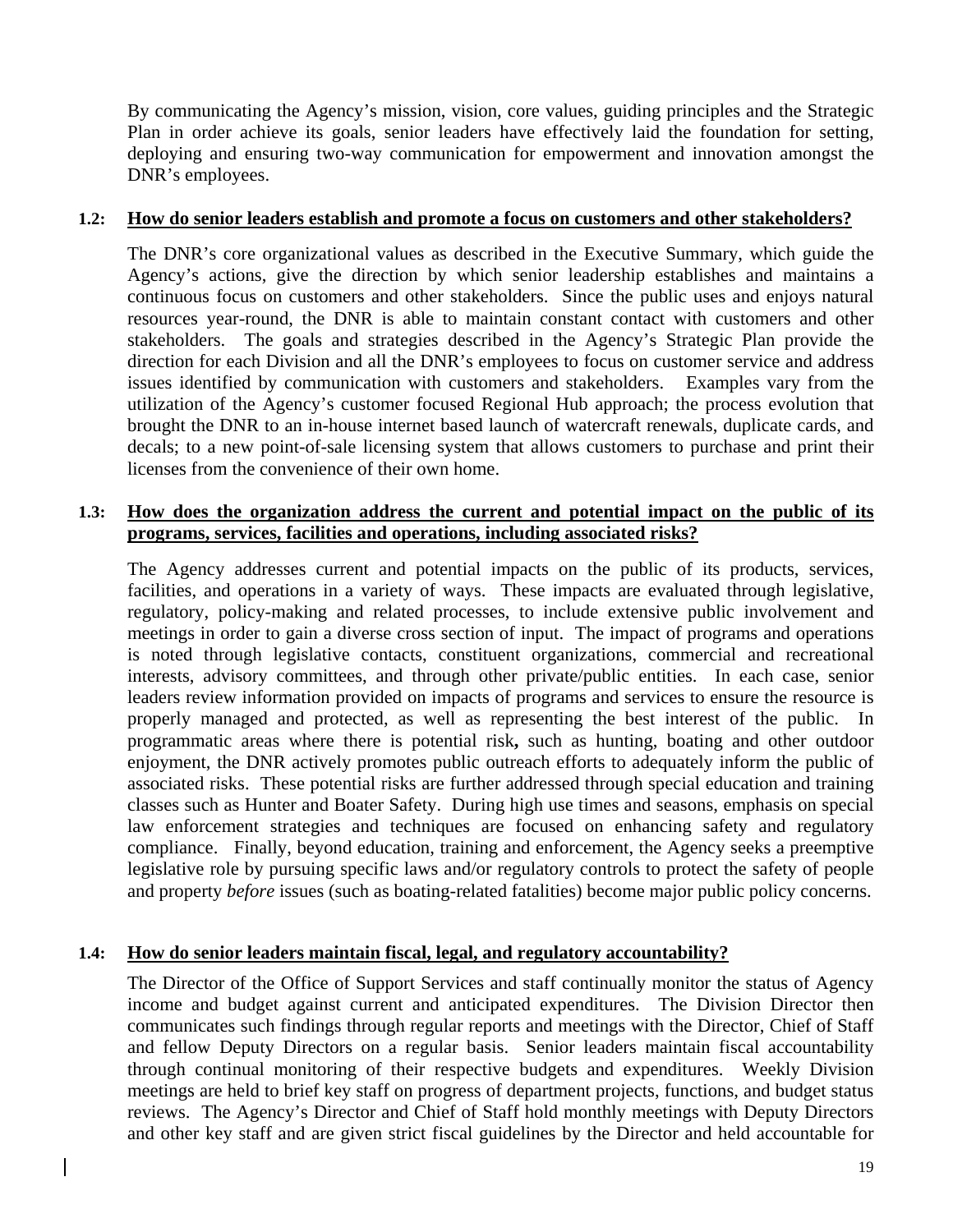By communicating the Agency's mission, vision, core values, guiding principles and the Strategic Plan in order achieve its goals, senior leaders have effectively laid the foundation for setting, deploying and ensuring two-way communication for empowerment and innovation amongst the DNR's employees.

### 1.2: How do senior leaders establish and promote a focus on customers and other stakeholders?

The DNR's core organizational values as described in the Executive Summary, which guide the Agency's actions, give the direction by which senior leadership establishes and maintains a continuous focus on customers and other stakeholders. Since the public uses and enjoys natural resources year-round, the DNR is able to maintain constant contact with customers and other stakeholders. The goals and strategies described in the Agency's Strategic Plan provide the direction for each Division and all the DNR's employees to focus on customer service and address issues identified by communication with customers and stakeholders. Examples vary from the utilization of the Agency's customer focused Regional Hub approach; the process evolution that brought the DNR to an in-house internet based launch of watercraft renewals, duplicate cards, and decals; to a new point-of-sale licensing system that allows customers to purchase and print their licenses from the convenience of their own home.

### 1.3: How does the organization address the current and potential impact on the public of its programs, services, facilities and operations, including associated risks?

The Agency addresses current and potential impacts on the public of its products, services, facilities, and operations in a variety of ways. These impacts are evaluated through legislative, regulatory, policy-making and related processes, to include extensive public involvement and meetings in order to gain a diverse cross section of input. The impact of programs and operations is noted through legislative contacts, constituent organizations, commercial and recreational interests, advisory committees, and through other private/public entities. In each case, senior leaders review information provided on impacts of programs and services to ensure the resource is properly managed and protected, as well as representing the best interest of the public. In programmatic areas where there is potential risk**,** such as hunting, boating and other outdoor enjoyment, the DNR actively promotes public outreach efforts to adequately inform the public of associated risks. These potential risks are further addressed through special education and training classes such as Hunter and Boater Safety. During high use times and seasons, emphasis on special law enforcement strategies and techniques are focused on enhancing safety and regulatory compliance. Finally, beyond education, training and enforcement, the Agency seeks a preemptive legislative role by pursuing specific laws and/or regulatory controls to protect the safety of people and property *before* issues (such as boating-related fatalities) become major public policy concerns.

### 1.4: How do senior leaders maintain fiscal, legal, and regulatory accountability?

The Director of the Office of Support Services and staff continually monitor the status of Agency income and budget against current and anticipated expenditures. The Division Director then communicates such findings through regular reports and meetings with the Director, Chief of Staff and fellow Deputy Directors on a regular basis. Senior leaders maintain fiscal accountability through continual monitoring of their respective budgets and expenditures. Weekly Division meetings are held to brief key staff on progress of department projects, functions, and budget status reviews. The Agency's Director and Chief of Staff hold monthly meetings with Deputy Directors and other key staff and are given strict fiscal guidelines by the Director and held accountable for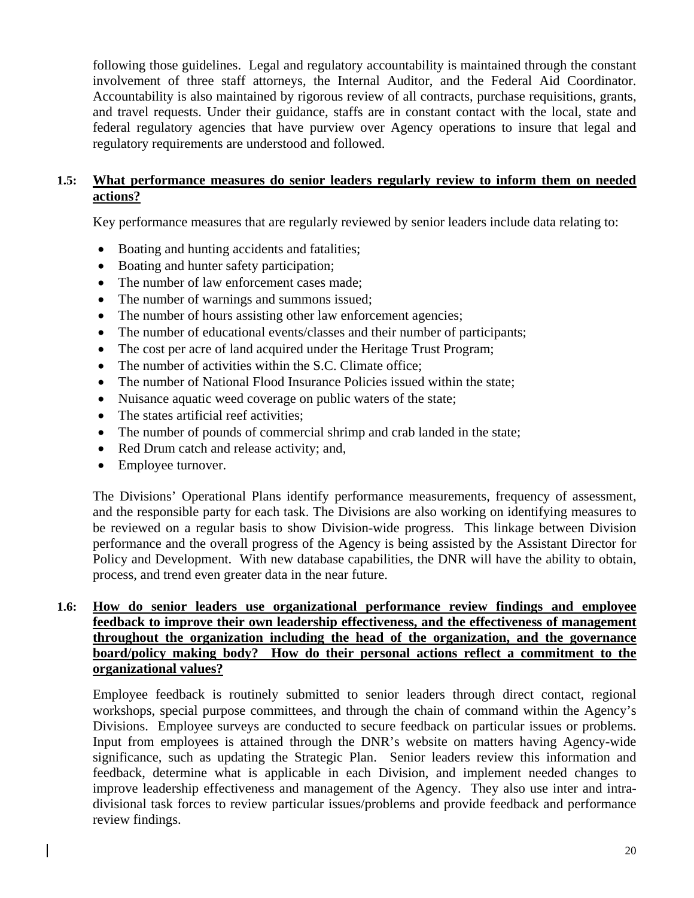following those guidelines. Legal and regulatory accountability is maintained through the constant involvement of three staff attorneys, the Internal Auditor, and the Federal Aid Coordinator. Accountability is also maintained by rigorous review of all contracts, purchase requisitions, grants, and travel requests. Under their guidance, staffs are in constant contact with the local, state and federal regulatory agencies that have purview over Agency operations to insure that legal and regulatory requirements are understood and followed.

**1.5: <u>What performance measures do senior leaders regularly review to inform them on needed actions?</u>**

Key performance measures that are regularly reviewed by senior leaders include data relating to:

- Boating and hunting accidents and fatalities;
- Boating and hunter safety participation;
- The number of law enforcement cases made;
- The number of warnings and summons issued;
- The number of hours assisting other law enforcement agencies;
- The number of educational events/classes and their number of participants;
- The cost per acre of land acquired under the Heritage Trust Program;
- The number of activities within the S.C. Climate office;
- The number of National Flood Insurance Policies issued within the state;
- Nuisance aquatic weed coverage on public waters of the state;
- The states artificial reef activities;
- The number of pounds of commercial shrimp and crab landed in the state;
- Red Drum catch and release activity; and,
- Employee turnover.

The Divisions' Operational Plans identify performance measurements, frequency of assessment, and the responsible party for each task. The Divisions are also working on identifying measures to be reviewed on a regular basis to show Division-wide progress. This linkage between Division performance and the overall progress of the Agency is being assisted by the Assistant Director for Policy and Development. With new database capabilities, the DNR will have the ability to obtain, process, and trend even greater data in the near future.

**1.6: <u>How do senior leaders use organizational performance review findings and employee feedback to improve their own leadership effectiveness, and the effectiveness of management throughout the organization including the head of the organization, and the governance board/policy making body? How do their personal actions reflect a commitment to the organizational values?</u>**

Employee feedback is routinely submitted to senior leaders through direct contact, regional workshops, special purpose committees, and through the chain of command within the Agency's Divisions. Employee surveys are conducted to secure feedback on particular issues or problems. Input from employees is attained through the DNR's website on matters having Agency-wide significance, such as updating the Strategic Plan. Senior leaders review this information and feedback, determine what is applicable in each Division, and implement needed changes to improve leadership effectiveness and management of the Agency. They also use inter and intra-divisional task forces to review particular issues/problems and provide feedback and performance review findings.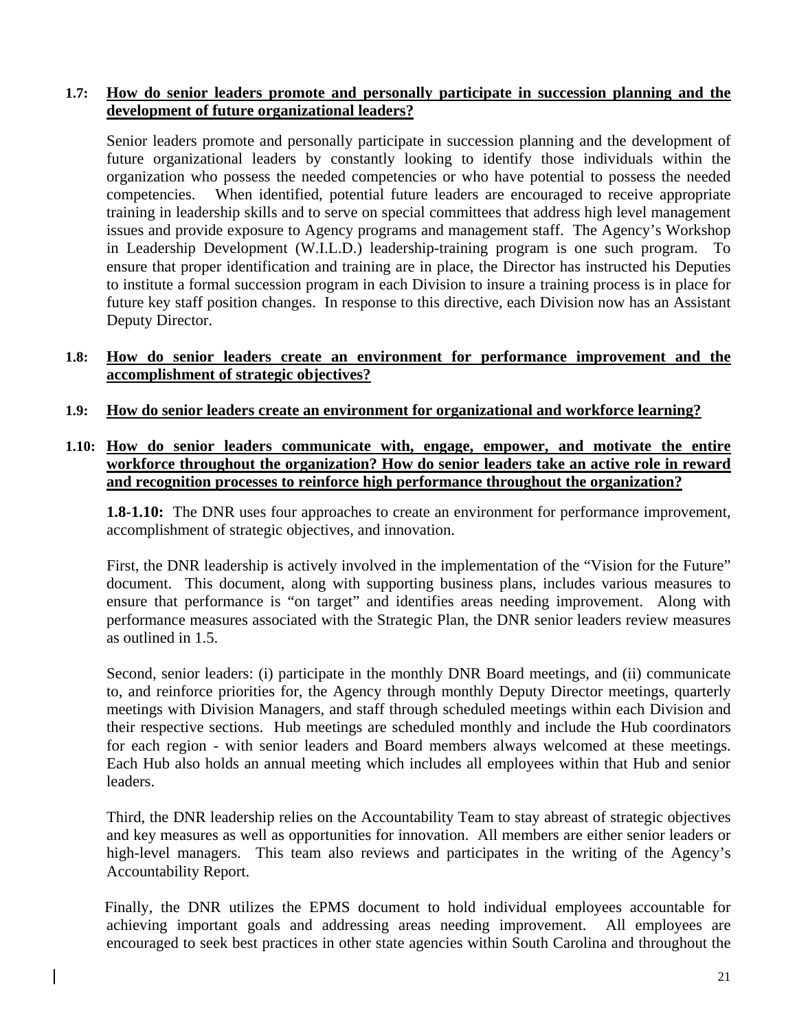**1.7: How do senior leaders promote and personally participate in succession planning and the development of future organizational leaders?**

Senior leaders promote and personally participate in succession planning and the development of future organizational leaders by constantly looking to identify those individuals within the organization who possess the needed competencies or who have potential to possess the needed competencies. When identified, potential future leaders are encouraged to receive appropriate training in leadership skills and to serve on special committees that address high level management issues and provide exposure to Agency programs and management staff. The Agency's Workshop in Leadership Development (W.I.L.D.) leadership-training program is one such program. To ensure that proper identification and training are in place, the Director has instructed his Deputies to institute a formal succession program in each Division to insure a training process is in place for future key staff position changes. In response to this directive, each Division now has an Assistant Deputy Director.

**1.8: How do senior leaders create an environment for performance improvement and the accomplishment of strategic objectives?**

**1.9: How do senior leaders create an environment for organizational and workforce learning?**

**1.10: How do senior leaders communicate with, engage, empower, and motivate the entire workforce throughout the organization? How do senior leaders take an active role in reward and recognition processes to reinforce high performance throughout the organization?**

**1.8-1.10:** The DNR uses four approaches to create an environment for performance improvement, accomplishment of strategic objectives, and innovation.

First, the DNR leadership is actively involved in the implementation of the "Vision for the Future" document. This document, along with supporting business plans, includes various measures to ensure that performance is "on target" and identifies areas needing improvement. Along with performance measures associated with the Strategic Plan, the DNR senior leaders review measures as outlined in 1.5.

Second, senior leaders: (i) participate in the monthly DNR Board meetings, and (ii) communicate to, and reinforce priorities for, the Agency through monthly Deputy Director meetings, quarterly meetings with Division Managers, and staff through scheduled meetings within each Division and their respective sections. Hub meetings are scheduled monthly and include the Hub coordinators for each region - with senior leaders and Board members always welcomed at these meetings. Each Hub also holds an annual meeting which includes all employees within that Hub and senior leaders.

Third, the DNR leadership relies on the Accountability Team to stay abreast of strategic objectives and key measures as well as opportunities for innovation. All members are either senior leaders or high-level managers. This team also reviews and participates in the writing of the Agency's Accountability Report.

Finally, the DNR utilizes the EPMS document to hold individual employees accountable for achieving important goals and addressing areas needing improvement. All employees are encouraged to seek best practices in other state agencies within South Carolina and throughout the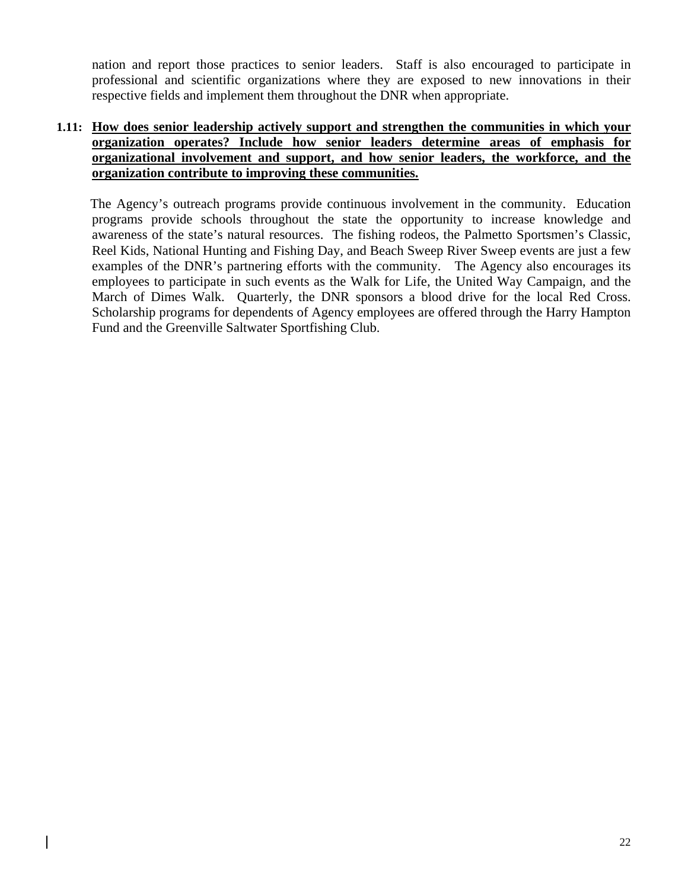nation and report those practices to senior leaders. Staff is also encouraged to participate in professional and scientific organizations where they are exposed to new innovations in their respective fields and implement them throughout the DNR when appropriate.

**1.11: How does senior leadership actively support and strengthen the communities in which your organization operates? Include how senior leaders determine areas of emphasis for organizational involvement and support, and how senior leaders, the workforce, and the organization contribute to improving these communities.**

The Agency's outreach programs provide continuous involvement in the community. Education programs provide schools throughout the state the opportunity to increase knowledge and awareness of the state's natural resources. The fishing rodeos, the Palmetto Sportsmen's Classic, Reel Kids, National Hunting and Fishing Day, and Beach Sweep River Sweep events are just a few examples of the DNR's partnering efforts with the community. The Agency also encourages its employees to participate in such events as the Walk for Life, the United Way Campaign, and the March of Dimes Walk. Quarterly, the DNR sponsors a blood drive for the local Red Cross. Scholarship programs for dependents of Agency employees are offered through the Harry Hampton Fund and the Greenville Saltwater Sportfishing Club.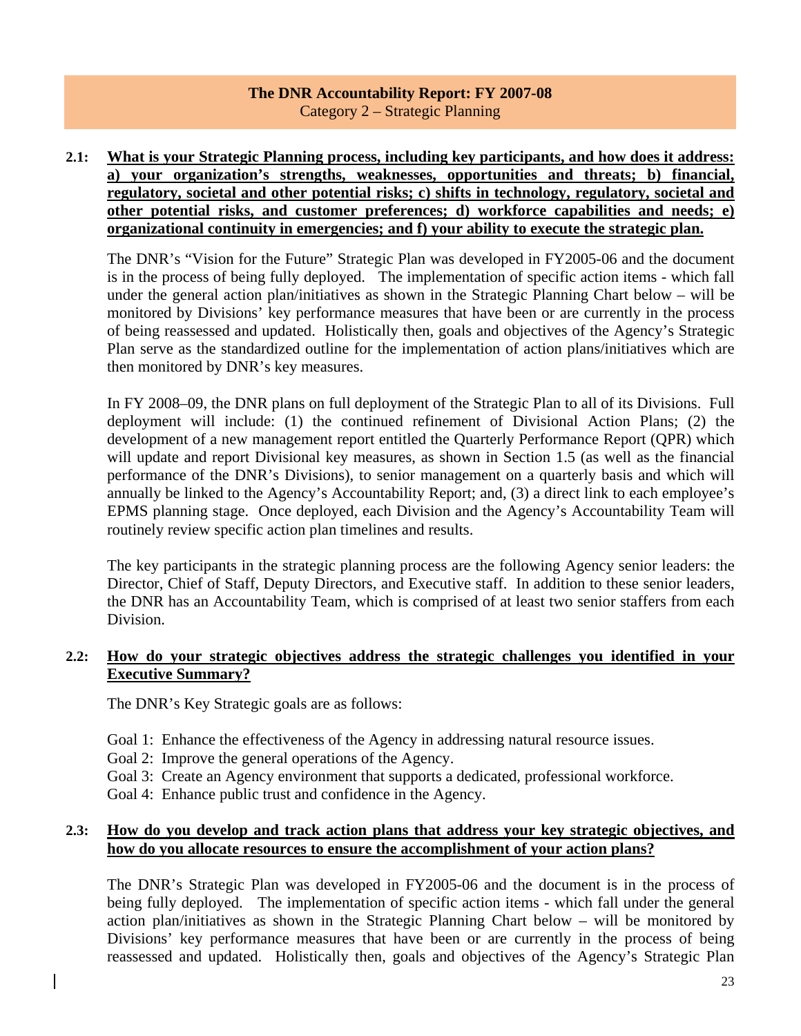**The DNR Accountability Report: FY 2007-08**
Category 2 – Strategic Planning

**2.1: What is your Strategic Planning process, including key participants, and how does it address: a) your organization's strengths, weaknesses, opportunities and threats; b) financial, regulatory, societal and other potential risks; c) shifts in technology, regulatory, societal and other potential risks, and customer preferences; d) workforce capabilities and needs; e) organizational continuity in emergencies; and f) your ability to execute the strategic plan.**

The DNR's "Vision for the Future" Strategic Plan was developed in FY2005-06 and the document is in the process of being fully deployed. The implementation of specific action items - which fall under the general action plan/initiatives as shown in the Strategic Planning Chart below – will be monitored by Divisions' key performance measures that have been or are currently in the process of being reassessed and updated. Holistically then, goals and objectives of the Agency's Strategic Plan serve as the standardized outline for the implementation of action plans/initiatives which are then monitored by DNR's key measures.

In FY 2008–09, the DNR plans on full deployment of the Strategic Plan to all of its Divisions. Full deployment will include: (1) the continued refinement of Divisional Action Plans; (2) the development of a new management report entitled the Quarterly Performance Report (QPR) which will update and report Divisional key measures, as shown in Section 1.5 (as well as the financial performance of the DNR's Divisions), to senior management on a quarterly basis and which will annually be linked to the Agency's Accountability Report; and, (3) a direct link to each employee's EPMS planning stage. Once deployed, each Division and the Agency's Accountability Team will routinely review specific action plan timelines and results.

The key participants in the strategic planning process are the following Agency senior leaders: the Director, Chief of Staff, Deputy Directors, and Executive staff. In addition to these senior leaders, the DNR has an Accountability Team, which is comprised of at least two senior staffers from each Division.

**2.2: How do your strategic objectives address the strategic challenges you identified in your Executive Summary?**

The DNR's Key Strategic goals are as follows:

Goal 1: Enhance the effectiveness of the Agency in addressing natural resource issues.
Goal 2: Improve the general operations of the Agency.
Goal 3: Create an Agency environment that supports a dedicated, professional workforce.
Goal 4: Enhance public trust and confidence in the Agency.

**2.3: How do you develop and track action plans that address your key strategic objectives, and how do you allocate resources to ensure the accomplishment of your action plans?**

The DNR's Strategic Plan was developed in FY2005-06 and the document is in the process of being fully deployed. The implementation of specific action items - which fall under the general action plan/initiatives as shown in the Strategic Planning Chart below – will be monitored by Divisions' key performance measures that have been or are currently in the process of being reassessed and updated. Holistically then, goals and objectives of the Agency's Strategic Plan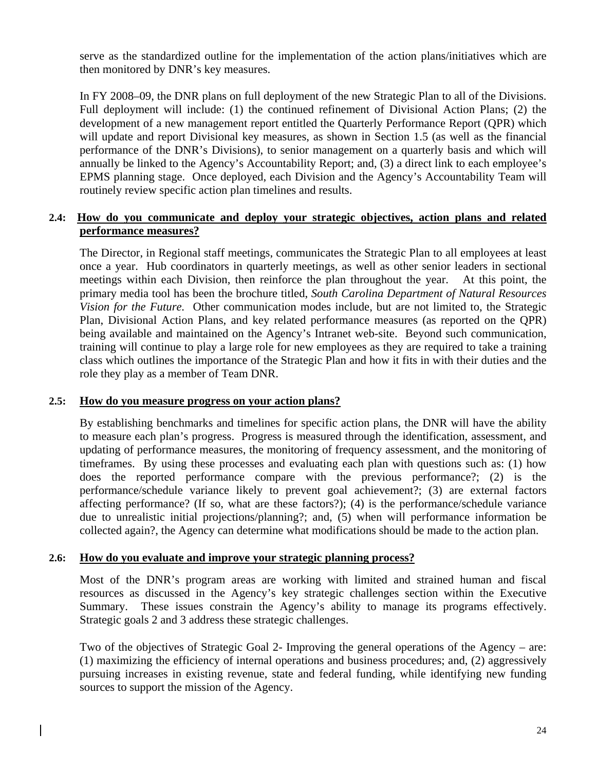serve as the standardized outline for the implementation of the action plans/initiatives which are then monitored by DNR's key measures.

In FY 2008–09, the DNR plans on full deployment of the new Strategic Plan to all of the Divisions. Full deployment will include: (1) the continued refinement of Divisional Action Plans; (2) the development of a new management report entitled the Quarterly Performance Report (QPR) which will update and report Divisional key measures, as shown in Section 1.5 (as well as the financial performance of the DNR's Divisions), to senior management on a quarterly basis and which will annually be linked to the Agency's Accountability Report; and, (3) a direct link to each employee's EPMS planning stage. Once deployed, each Division and the Agency's Accountability Team will routinely review specific action plan timelines and results.

**2.4: How do you communicate and deploy your strategic objectives, action plans and related performance measures?**

The Director, in Regional staff meetings, communicates the Strategic Plan to all employees at least once a year. Hub coordinators in quarterly meetings, as well as other senior leaders in sectional meetings within each Division, then reinforce the plan throughout the year. At this point, the primary media tool has been the brochure titled, *South Carolina Department of Natural Resources Vision for the Future.* Other communication modes include, but are not limited to, the Strategic Plan, Divisional Action Plans, and key related performance measures (as reported on the QPR) being available and maintained on the Agency's Intranet web-site. Beyond such communication, training will continue to play a large role for new employees as they are required to take a training class which outlines the importance of the Strategic Plan and how it fits in with their duties and the role they play as a member of Team DNR.

**2.5: How do you measure progress on your action plans?**

By establishing benchmarks and timelines for specific action plans, the DNR will have the ability to measure each plan's progress. Progress is measured through the identification, assessment, and updating of performance measures, the monitoring of frequency assessment, and the monitoring of timeframes. By using these processes and evaluating each plan with questions such as: (1) how does the reported performance compare with the previous performance?; (2) is the performance/schedule variance likely to prevent goal achievement?; (3) are external factors affecting performance? (If so, what are these factors?); (4) is the performance/schedule variance due to unrealistic initial projections/planning?; and, (5) when will performance information be collected again?, the Agency can determine what modifications should be made to the action plan.

**2.6: How do you evaluate and improve your strategic planning process?**

Most of the DNR's program areas are working with limited and strained human and fiscal resources as discussed in the Agency's key strategic challenges section within the Executive Summary. These issues constrain the Agency's ability to manage its programs effectively. Strategic goals 2 and 3 address these strategic challenges.

Two of the objectives of Strategic Goal 2- Improving the general operations of the Agency – are: (1) maximizing the efficiency of internal operations and business procedures; and, (2) aggressively pursuing increases in existing revenue, state and federal funding, while identifying new funding sources to support the mission of the Agency.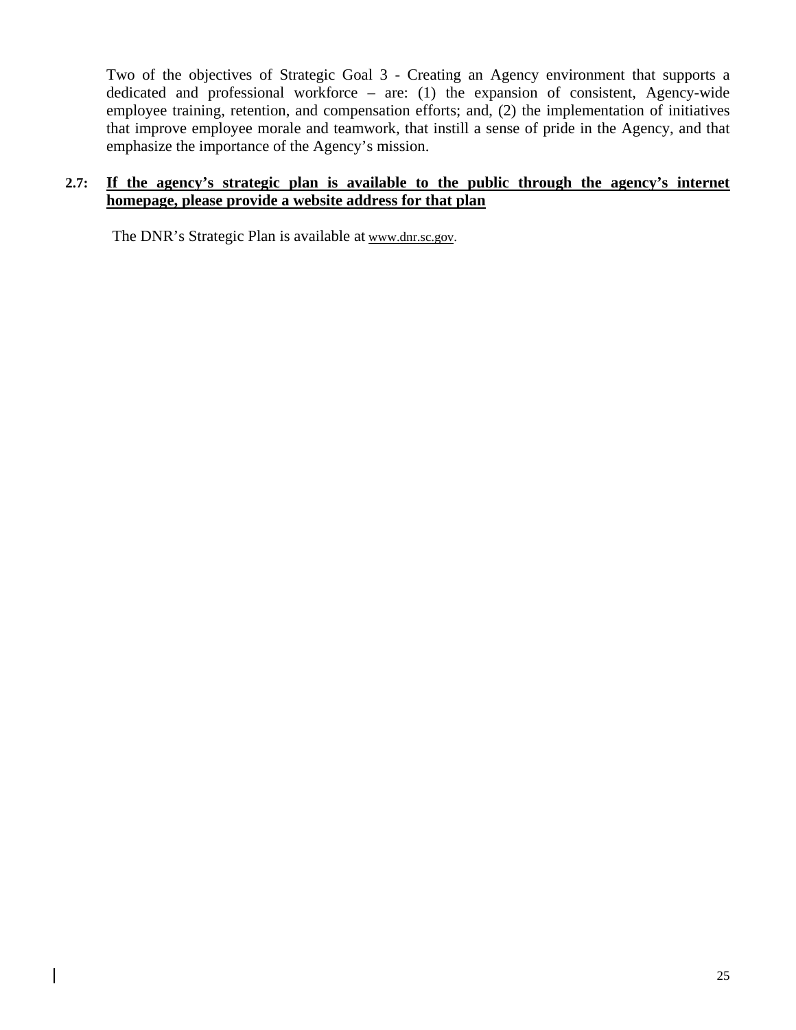Two of the objectives of Strategic Goal 3 - Creating an Agency environment that supports a dedicated and professional workforce – are: (1) the expansion of consistent, Agency-wide employee training, retention, and compensation efforts; and, (2) the implementation of initiatives that improve employee morale and teamwork, that instill a sense of pride in the Agency, and that emphasize the importance of the Agency's mission.

**2.7: If the agency's strategic plan is available to the public through the agency's internet homepage, please provide a website address for that plan**

The DNR's Strategic Plan is available at www.dnr.sc.gov.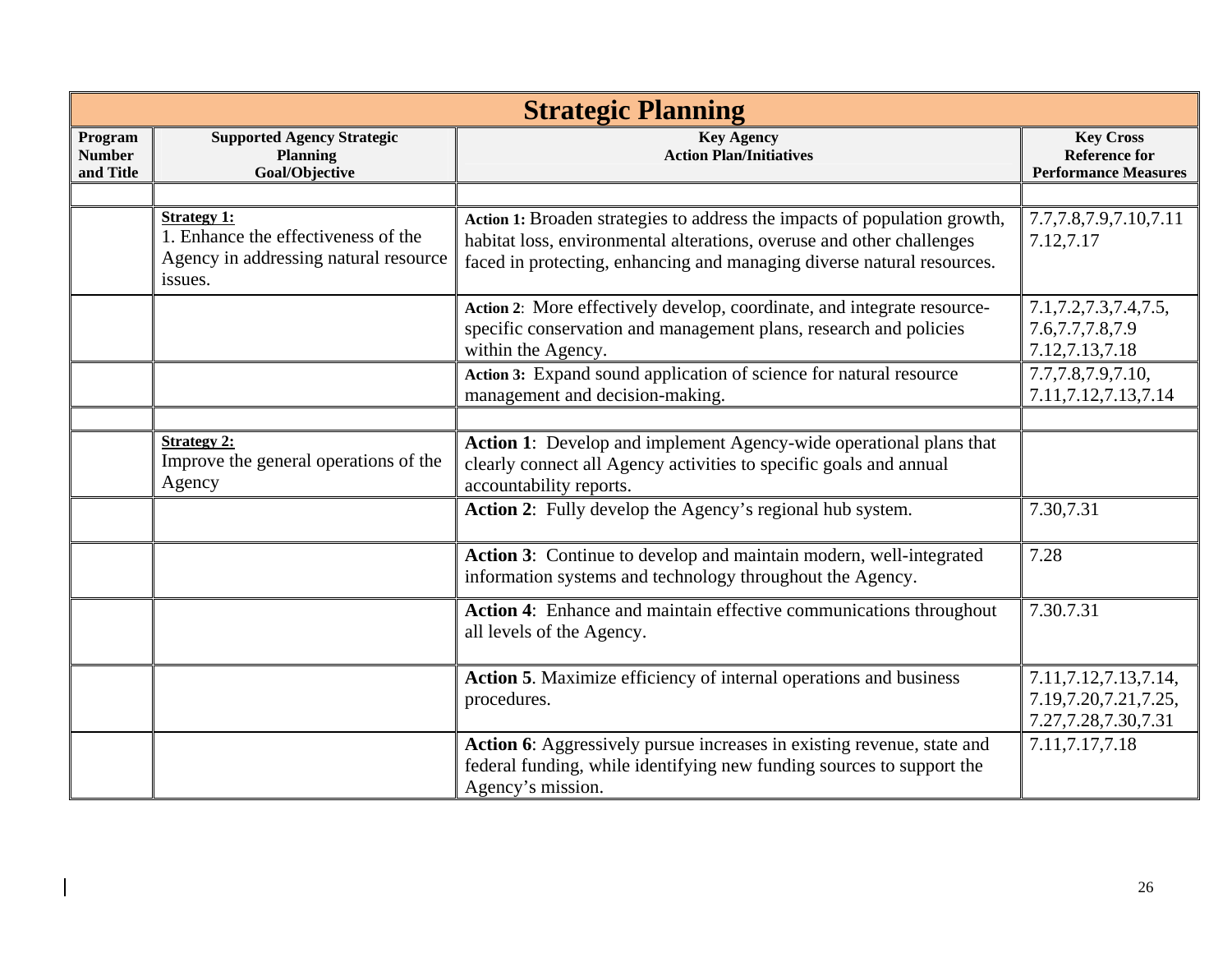| Strategic Planning | | | |
|---|---|---|---|
| **Program Number and Title** | **Supported Agency Strategic Planning Goal/Objective** | **Key Agency Action Plan/Initiatives** | **Key Cross Reference for Performance Measures** |
| | | | |
| | **Strategy 1:** 1. Enhance the effectiveness of the Agency in addressing natural resource issues. | **Action 1:** Broaden strategies to address the impacts of population growth, habitat loss, environmental alterations, overuse and other challenges faced in protecting, enhancing and managing diverse natural resources. | 7.7,7.8,7.9,7.10,7.11 7.12,7.17 |
| | | **Action 2**: More effectively develop, coordinate, and integrate resource-specific conservation and management plans, research and policies within the Agency. | 7.1,7.2,7.3,7.4,7.5, 7.6,7.7,7.8,7.9 7.12,7.13,7.18 |
| | | **Action 3:** Expand sound application of science for natural resource management and decision-making. | 7.7,7.8,7.9,7.10, 7.11,7.12,7.13,7.14 |
| | | | |
| | **Strategy 2:** Improve the general operations of the Agency | **Action 1**: Develop and implement Agency-wide operational plans that clearly connect all Agency activities to specific goals and annual accountability reports. | |
| | | **Action 2**: Fully develop the Agency's regional hub system. | 7.30,7.31 |
| | | **Action 3**: Continue to develop and maintain modern, well-integrated information systems and technology throughout the Agency. | 7.28 |
| | | **Action 4**: Enhance and maintain effective communications throughout all levels of the Agency. | 7.30.7.31 |
| | | **Action 5**. Maximize efficiency of internal operations and business procedures. | 7.11,7.12,7.13,7.14, 7.19,7.20,7.21,7.25, 7.27,7.28,7.30,7.31 |
| | | **Action 6**: Aggressively pursue increases in existing revenue, state and federal funding, while identifying new funding sources to support the Agency's mission. | 7.11,7.17,7.18 |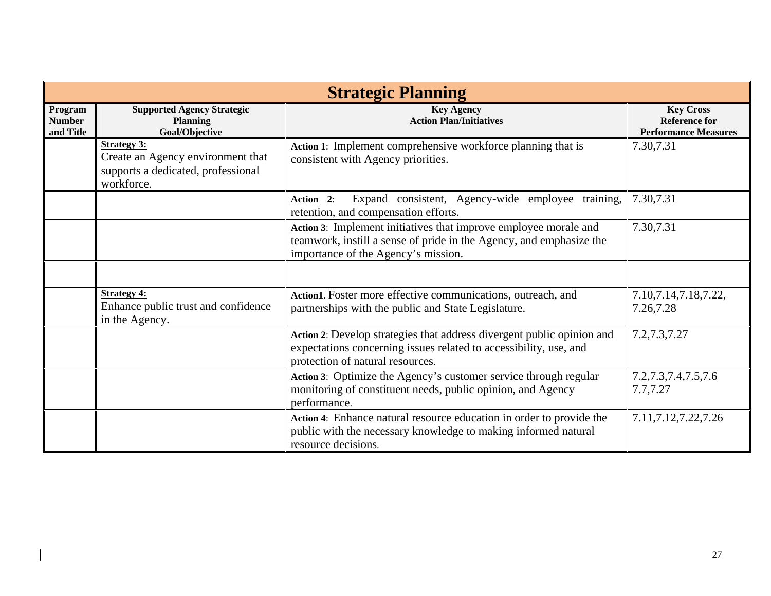# Strategic Planning

| Program Number and Title | Supported Agency Strategic Planning Goal/Objective | Key Agency Action Plan/Initiatives | Key Cross Reference for Performance Measures |
|---|---|---|---|
| | **Strategy 3:** Create an Agency environment that supports a dedicated, professional workforce. | **Action 1**: Implement comprehensive workforce planning that is consistent with Agency priorities. | 7.30,7.31 |
| | | **Action 2**: Expand consistent, Agency-wide employee training, retention, and compensation efforts. | 7.30,7.31 |
| | | **Action 3**: Implement initiatives that improve employee morale and teamwork, instill a sense of pride in the Agency, and emphasize the importance of the Agency's mission. | 7.30,7.31 |
| | | | |
| | **Strategy 4:** Enhance public trust and confidence in the Agency. | **Action1**. Foster more effective communications, outreach, and partnerships with the public and State Legislature. | 7.10,7.14,7.18,7.22, 7.26,7.28 |
| | | **Action 2**: Develop strategies that address divergent public opinion and expectations concerning issues related to accessibility, use, and protection of natural resources. | 7.2,7.3,7.27 |
| | | **Action 3**: Optimize the Agency's customer service through regular monitoring of constituent needs, public opinion, and Agency performance. | 7.2,7.3,7.4,7.5,7.6 7.7,7.27 |
| | | **Action 4**: Enhance natural resource education in order to provide the public with the necessary knowledge to making informed natural resource decisions. | 7.11,7.12,7.22,7.26 |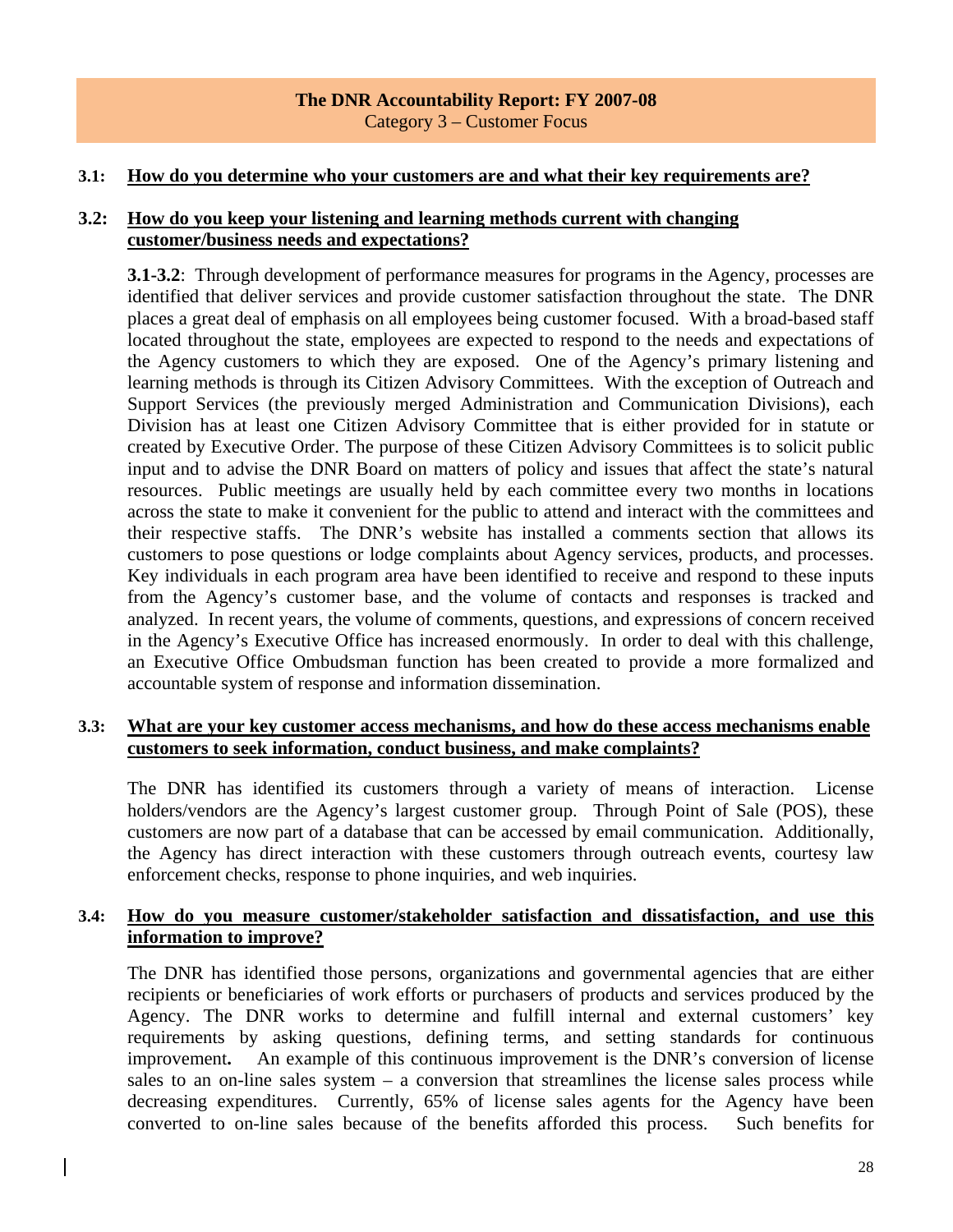**The DNR Accountability Report: FY 2007-08**
Category 3 – Customer Focus

**3.1: How do you determine who your customers are and what their key requirements are?**

**3.2: How do you keep your listening and learning methods current with changing customer/business needs and expectations?**

**3.1-3.2**: Through development of performance measures for programs in the Agency, processes are identified that deliver services and provide customer satisfaction throughout the state. The DNR places a great deal of emphasis on all employees being customer focused. With a broad-based staff located throughout the state, employees are expected to respond to the needs and expectations of the Agency customers to which they are exposed. One of the Agency's primary listening and learning methods is through its Citizen Advisory Committees. With the exception of Outreach and Support Services (the previously merged Administration and Communication Divisions), each Division has at least one Citizen Advisory Committee that is either provided for in statute or created by Executive Order. The purpose of these Citizen Advisory Committees is to solicit public input and to advise the DNR Board on matters of policy and issues that affect the state's natural resources. Public meetings are usually held by each committee every two months in locations across the state to make it convenient for the public to attend and interact with the committees and their respective staffs. The DNR's website has installed a comments section that allows its customers to pose questions or lodge complaints about Agency services, products, and processes. Key individuals in each program area have been identified to receive and respond to these inputs from the Agency's customer base, and the volume of contacts and responses is tracked and analyzed. In recent years, the volume of comments, questions, and expressions of concern received in the Agency's Executive Office has increased enormously. In order to deal with this challenge, an Executive Office Ombudsman function has been created to provide a more formalized and accountable system of response and information dissemination.

**3.3: What are your key customer access mechanisms, and how do these access mechanisms enable customers to seek information, conduct business, and make complaints?**

The DNR has identified its customers through a variety of means of interaction. License holders/vendors are the Agency's largest customer group. Through Point of Sale (POS), these customers are now part of a database that can be accessed by email communication. Additionally, the Agency has direct interaction with these customers through outreach events, courtesy law enforcement checks, response to phone inquiries, and web inquiries.

**3.4: How do you measure customer/stakeholder satisfaction and dissatisfaction, and use this information to improve?**

The DNR has identified those persons, organizations and governmental agencies that are either recipients or beneficiaries of work efforts or purchasers of products and services produced by the Agency. The DNR works to determine and fulfill internal and external customers' key requirements by asking questions, defining terms, and setting standards for continuous improvement**.** An example of this continuous improvement is the DNR's conversion of license sales to an on-line sales system – a conversion that streamlines the license sales process while decreasing expenditures. Currently, 65% of license sales agents for the Agency have been converted to on-line sales because of the benefits afforded this process. Such benefits for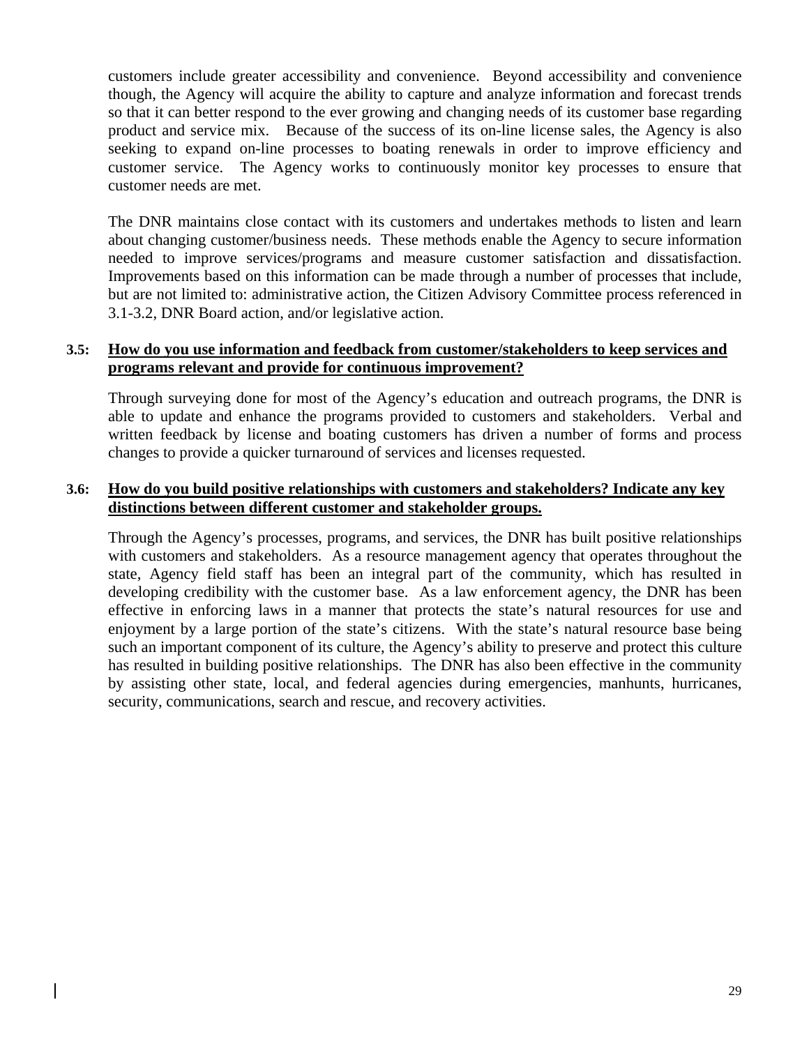customers include greater accessibility and convenience. Beyond accessibility and convenience though, the Agency will acquire the ability to capture and analyze information and forecast trends so that it can better respond to the ever growing and changing needs of its customer base regarding product and service mix. Because of the success of its on-line license sales, the Agency is also seeking to expand on-line processes to boating renewals in order to improve efficiency and customer service. The Agency works to continuously monitor key processes to ensure that customer needs are met.

The DNR maintains close contact with its customers and undertakes methods to listen and learn about changing customer/business needs. These methods enable the Agency to secure information needed to improve services/programs and measure customer satisfaction and dissatisfaction. Improvements based on this information can be made through a number of processes that include, but are not limited to: administrative action, the Citizen Advisory Committee process referenced in 3.1-3.2, DNR Board action, and/or legislative action.

**3.5: <u>How do you use information and feedback from customer/stakeholders to keep services and programs relevant and provide for continuous improvement?</u>**

Through surveying done for most of the Agency's education and outreach programs, the DNR is able to update and enhance the programs provided to customers and stakeholders. Verbal and written feedback by license and boating customers has driven a number of forms and process changes to provide a quicker turnaround of services and licenses requested.

**3.6: <u>How do you build positive relationships with customers and stakeholders? Indicate any key distinctions between different customer and stakeholder groups.</u>**

Through the Agency's processes, programs, and services, the DNR has built positive relationships with customers and stakeholders. As a resource management agency that operates throughout the state, Agency field staff has been an integral part of the community, which has resulted in developing credibility with the customer base. As a law enforcement agency, the DNR has been effective in enforcing laws in a manner that protects the state's natural resources for use and enjoyment by a large portion of the state's citizens. With the state's natural resource base being such an important component of its culture, the Agency's ability to preserve and protect this culture has resulted in building positive relationships. The DNR has also been effective in the community by assisting other state, local, and federal agencies during emergencies, manhunts, hurricanes, security, communications, search and rescue, and recovery activities.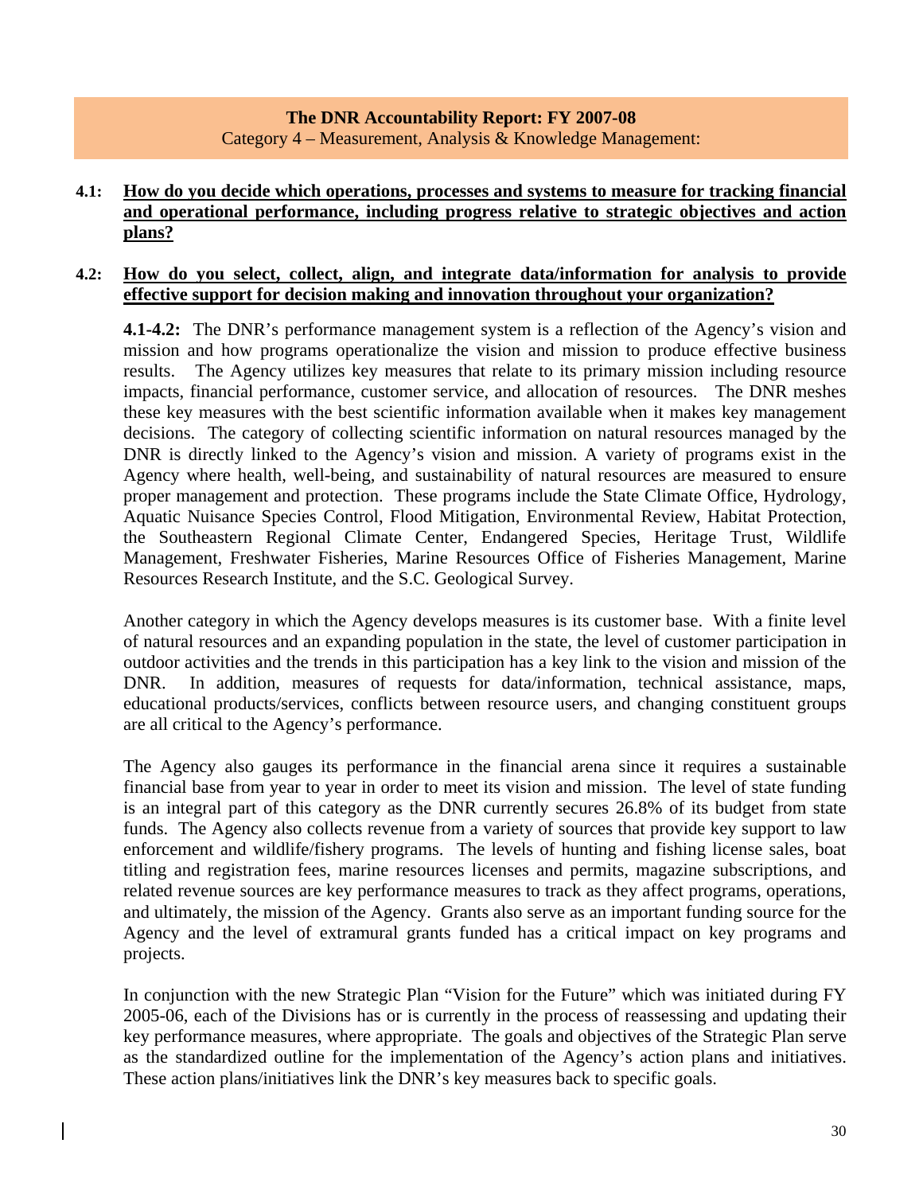**The DNR Accountability Report: FY 2007-08**
Category 4 – Measurement, Analysis & Knowledge Management:

**4.1: How do you decide which operations, processes and systems to measure for tracking financial and operational performance, including progress relative to strategic objectives and action plans?**

**4.2: How do you select, collect, align, and integrate data/information for analysis to provide effective support for decision making and innovation throughout your organization?**

**4.1-4.2:** The DNR's performance management system is a reflection of the Agency's vision and mission and how programs operationalize the vision and mission to produce effective business results. The Agency utilizes key measures that relate to its primary mission including resource impacts, financial performance, customer service, and allocation of resources. The DNR meshes these key measures with the best scientific information available when it makes key management decisions. The category of collecting scientific information on natural resources managed by the DNR is directly linked to the Agency's vision and mission. A variety of programs exist in the Agency where health, well-being, and sustainability of natural resources are measured to ensure proper management and protection. These programs include the State Climate Office, Hydrology, Aquatic Nuisance Species Control, Flood Mitigation, Environmental Review, Habitat Protection, the Southeastern Regional Climate Center, Endangered Species, Heritage Trust, Wildlife Management, Freshwater Fisheries, Marine Resources Office of Fisheries Management, Marine Resources Research Institute, and the S.C. Geological Survey.

Another category in which the Agency develops measures is its customer base. With a finite level of natural resources and an expanding population in the state, the level of customer participation in outdoor activities and the trends in this participation has a key link to the vision and mission of the DNR. In addition, measures of requests for data/information, technical assistance, maps, educational products/services, conflicts between resource users, and changing constituent groups are all critical to the Agency's performance.

The Agency also gauges its performance in the financial arena since it requires a sustainable financial base from year to year in order to meet its vision and mission. The level of state funding is an integral part of this category as the DNR currently secures 26.8% of its budget from state funds. The Agency also collects revenue from a variety of sources that provide key support to law enforcement and wildlife/fishery programs. The levels of hunting and fishing license sales, boat titling and registration fees, marine resources licenses and permits, magazine subscriptions, and related revenue sources are key performance measures to track as they affect programs, operations, and ultimately, the mission of the Agency. Grants also serve as an important funding source for the Agency and the level of extramural grants funded has a critical impact on key programs and projects.

In conjunction with the new Strategic Plan "Vision for the Future" which was initiated during FY 2005-06, each of the Divisions has or is currently in the process of reassessing and updating their key performance measures, where appropriate. The goals and objectives of the Strategic Plan serve as the standardized outline for the implementation of the Agency's action plans and initiatives. These action plans/initiatives link the DNR's key measures back to specific goals.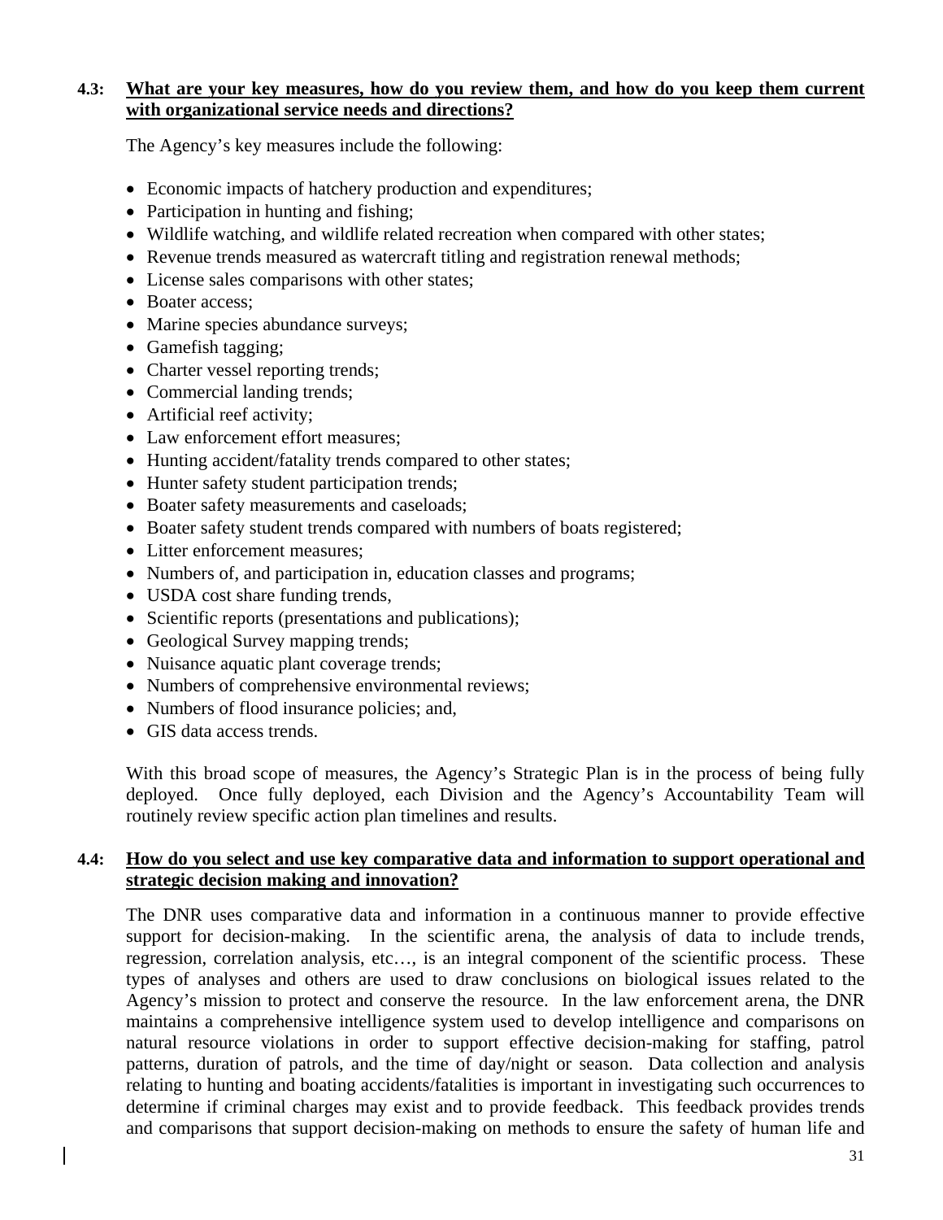**4.3: What are your key measures, how do you review them, and how do you keep them current with organizational service needs and directions?**

The Agency's key measures include the following:

- Economic impacts of hatchery production and expenditures;
- Participation in hunting and fishing;
- Wildlife watching, and wildlife related recreation when compared with other states;
- Revenue trends measured as watercraft titling and registration renewal methods;
- License sales comparisons with other states;
- Boater access;
- Marine species abundance surveys;
- Gamefish tagging;
- Charter vessel reporting trends;
- Commercial landing trends;
- Artificial reef activity;
- Law enforcement effort measures;
- Hunting accident/fatality trends compared to other states;
- Hunter safety student participation trends;
- Boater safety measurements and caseloads;
- Boater safety student trends compared with numbers of boats registered;
- Litter enforcement measures;
- Numbers of, and participation in, education classes and programs;
- USDA cost share funding trends,
- Scientific reports (presentations and publications);
- Geological Survey mapping trends;
- Nuisance aquatic plant coverage trends;
- Numbers of comprehensive environmental reviews;
- Numbers of flood insurance policies; and,
- GIS data access trends.

With this broad scope of measures, the Agency's Strategic Plan is in the process of being fully deployed. Once fully deployed, each Division and the Agency's Accountability Team will routinely review specific action plan timelines and results.

**4.4: How do you select and use key comparative data and information to support operational and strategic decision making and innovation?**

The DNR uses comparative data and information in a continuous manner to provide effective support for decision-making. In the scientific arena, the analysis of data to include trends, regression, correlation analysis, etc…, is an integral component of the scientific process. These types of analyses and others are used to draw conclusions on biological issues related to the Agency's mission to protect and conserve the resource. In the law enforcement arena, the DNR maintains a comprehensive intelligence system used to develop intelligence and comparisons on natural resource violations in order to support effective decision-making for staffing, patrol patterns, duration of patrols, and the time of day/night or season. Data collection and analysis relating to hunting and boating accidents/fatalities is important in investigating such occurrences to determine if criminal charges may exist and to provide feedback. This feedback provides trends and comparisons that support decision-making on methods to ensure the safety of human life and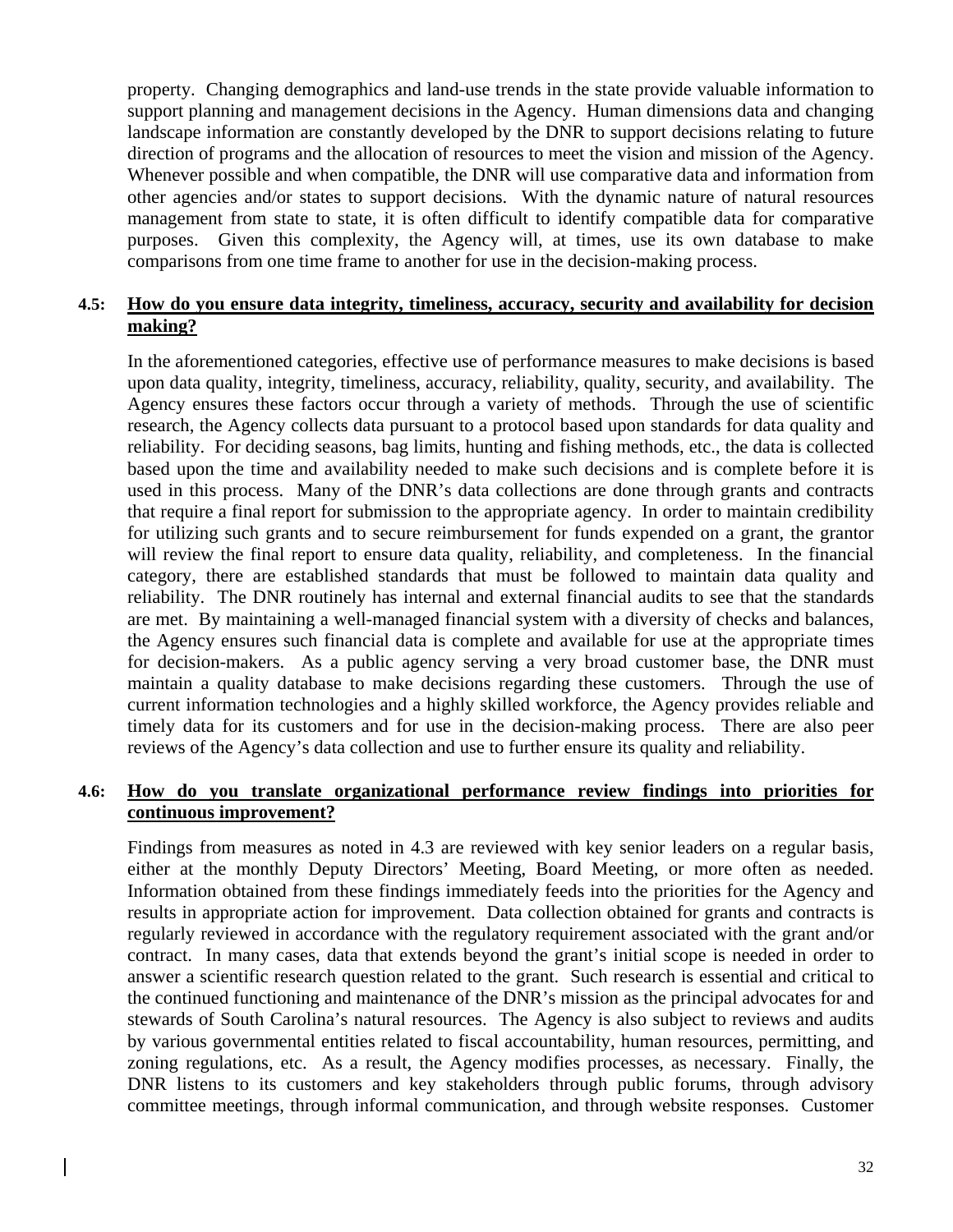property. Changing demographics and land-use trends in the state provide valuable information to support planning and management decisions in the Agency. Human dimensions data and changing landscape information are constantly developed by the DNR to support decisions relating to future direction of programs and the allocation of resources to meet the vision and mission of the Agency. Whenever possible and when compatible, the DNR will use comparative data and information from other agencies and/or states to support decisions. With the dynamic nature of natural resources management from state to state, it is often difficult to identify compatible data for comparative purposes. Given this complexity, the Agency will, at times, use its own database to make comparisons from one time frame to another for use in the decision-making process.

**4.5: <u>How do you ensure data integrity, timeliness, accuracy, security and availability for decision making?</u>**

In the aforementioned categories, effective use of performance measures to make decisions is based upon data quality, integrity, timeliness, accuracy, reliability, quality, security, and availability. The Agency ensures these factors occur through a variety of methods. Through the use of scientific research, the Agency collects data pursuant to a protocol based upon standards for data quality and reliability. For deciding seasons, bag limits, hunting and fishing methods, etc., the data is collected based upon the time and availability needed to make such decisions and is complete before it is used in this process. Many of the DNR's data collections are done through grants and contracts that require a final report for submission to the appropriate agency. In order to maintain credibility for utilizing such grants and to secure reimbursement for funds expended on a grant, the grantor will review the final report to ensure data quality, reliability, and completeness. In the financial category, there are established standards that must be followed to maintain data quality and reliability. The DNR routinely has internal and external financial audits to see that the standards are met. By maintaining a well-managed financial system with a diversity of checks and balances, the Agency ensures such financial data is complete and available for use at the appropriate times for decision-makers. As a public agency serving a very broad customer base, the DNR must maintain a quality database to make decisions regarding these customers. Through the use of current information technologies and a highly skilled workforce, the Agency provides reliable and timely data for its customers and for use in the decision-making process. There are also peer reviews of the Agency's data collection and use to further ensure its quality and reliability.

**4.6: <u>How do you translate organizational performance review findings into priorities for continuous improvement?</u>**

Findings from measures as noted in 4.3 are reviewed with key senior leaders on a regular basis, either at the monthly Deputy Directors' Meeting, Board Meeting, or more often as needed. Information obtained from these findings immediately feeds into the priorities for the Agency and results in appropriate action for improvement. Data collection obtained for grants and contracts is regularly reviewed in accordance with the regulatory requirement associated with the grant and/or contract. In many cases, data that extends beyond the grant's initial scope is needed in order to answer a scientific research question related to the grant. Such research is essential and critical to the continued functioning and maintenance of the DNR's mission as the principal advocates for and stewards of South Carolina's natural resources. The Agency is also subject to reviews and audits by various governmental entities related to fiscal accountability, human resources, permitting, and zoning regulations, etc. As a result, the Agency modifies processes, as necessary. Finally, the DNR listens to its customers and key stakeholders through public forums, through advisory committee meetings, through informal communication, and through website responses. Customer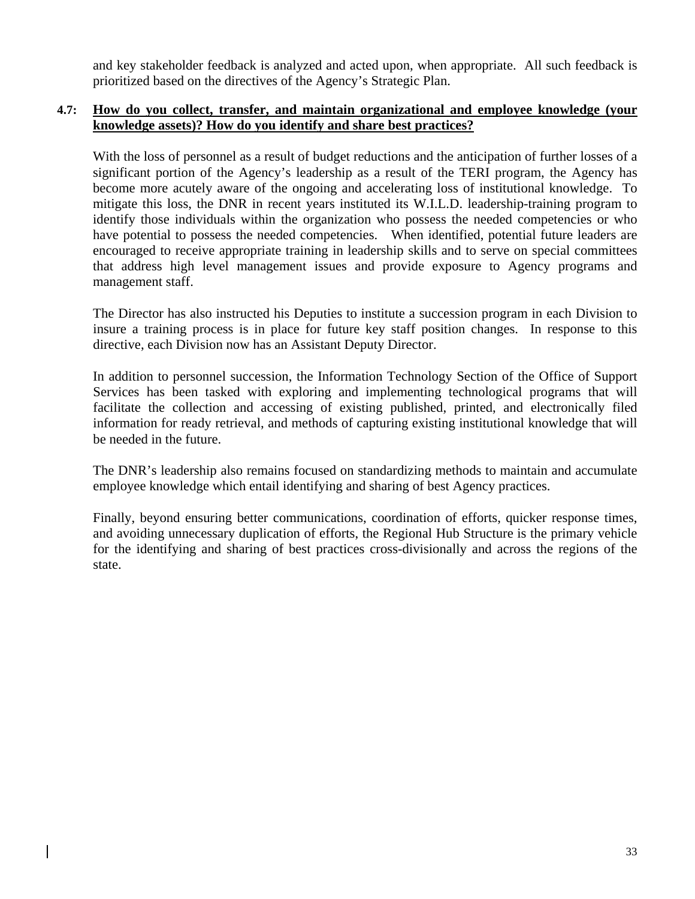and key stakeholder feedback is analyzed and acted upon, when appropriate. All such feedback is prioritized based on the directives of the Agency's Strategic Plan.

**4.7: <u>How do you collect, transfer, and maintain organizational and employee knowledge (your knowledge assets)? How do you identify and share best practices?</u>**

With the loss of personnel as a result of budget reductions and the anticipation of further losses of a significant portion of the Agency's leadership as a result of the TERI program, the Agency has become more acutely aware of the ongoing and accelerating loss of institutional knowledge. To mitigate this loss, the DNR in recent years instituted its W.I.L.D. leadership-training program to identify those individuals within the organization who possess the needed competencies or who have potential to possess the needed competencies. When identified, potential future leaders are encouraged to receive appropriate training in leadership skills and to serve on special committees that address high level management issues and provide exposure to Agency programs and management staff.

The Director has also instructed his Deputies to institute a succession program in each Division to insure a training process is in place for future key staff position changes. In response to this directive, each Division now has an Assistant Deputy Director.

In addition to personnel succession, the Information Technology Section of the Office of Support Services has been tasked with exploring and implementing technological programs that will facilitate the collection and accessing of existing published, printed, and electronically filed information for ready retrieval, and methods of capturing existing institutional knowledge that will be needed in the future.

The DNR's leadership also remains focused on standardizing methods to maintain and accumulate employee knowledge which entail identifying and sharing of best Agency practices.

Finally, beyond ensuring better communications, coordination of efforts, quicker response times, and avoiding unnecessary duplication of efforts, the Regional Hub Structure is the primary vehicle for the identifying and sharing of best practices cross-divisionally and across the regions of the state.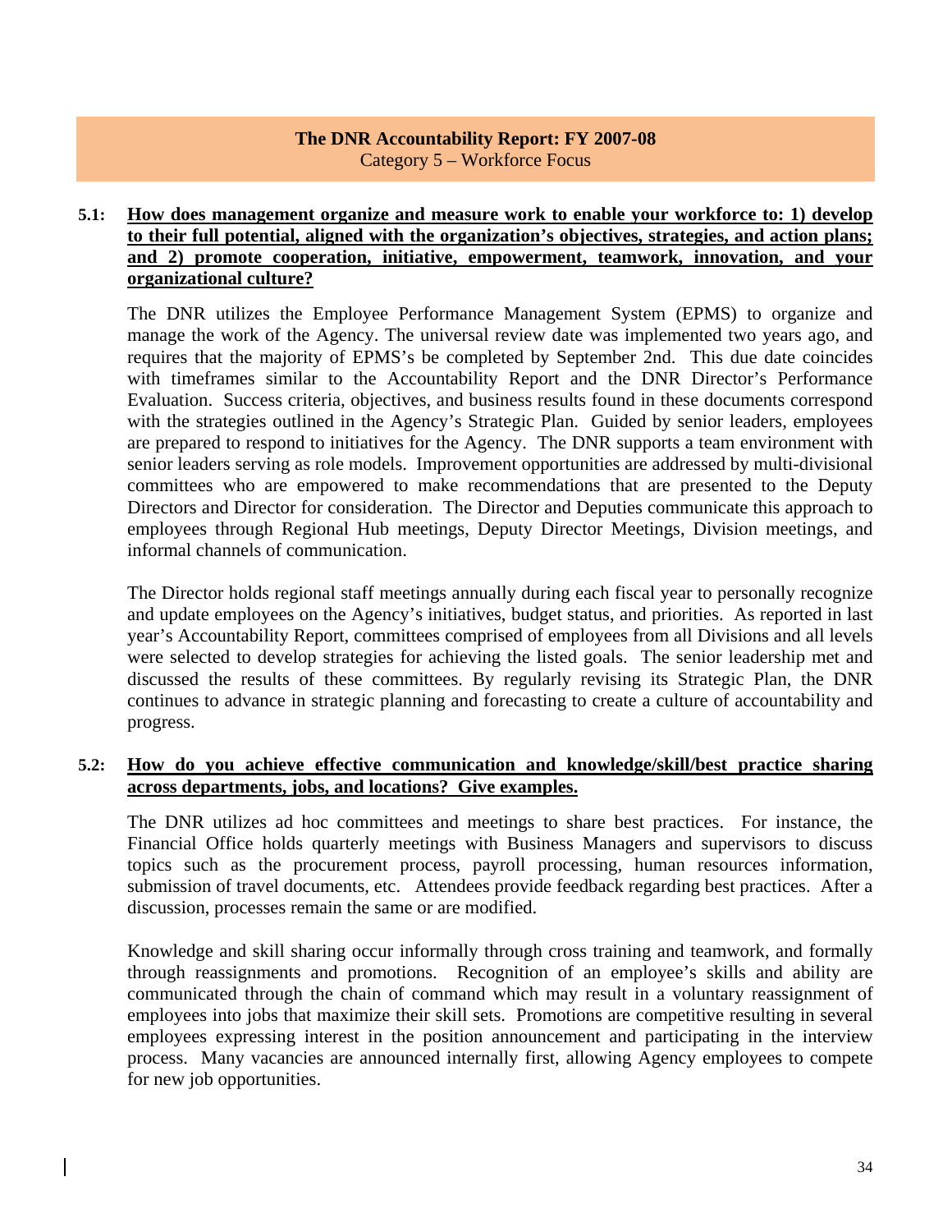**The DNR Accountability Report: FY 2007-08**
Category 5 – Workforce Focus

**5.1: How does management organize and measure work to enable your workforce to: 1) develop to their full potential, aligned with the organization's objectives, strategies, and action plans; and 2) promote cooperation, initiative, empowerment, teamwork, innovation, and your organizational culture?**

The DNR utilizes the Employee Performance Management System (EPMS) to organize and manage the work of the Agency. The universal review date was implemented two years ago, and requires that the majority of EPMS's be completed by September 2nd. This due date coincides with timeframes similar to the Accountability Report and the DNR Director's Performance Evaluation. Success criteria, objectives, and business results found in these documents correspond with the strategies outlined in the Agency's Strategic Plan. Guided by senior leaders, employees are prepared to respond to initiatives for the Agency. The DNR supports a team environment with senior leaders serving as role models. Improvement opportunities are addressed by multi-divisional committees who are empowered to make recommendations that are presented to the Deputy Directors and Director for consideration. The Director and Deputies communicate this approach to employees through Regional Hub meetings, Deputy Director Meetings, Division meetings, and informal channels of communication.

The Director holds regional staff meetings annually during each fiscal year to personally recognize and update employees on the Agency's initiatives, budget status, and priorities. As reported in last year's Accountability Report, committees comprised of employees from all Divisions and all levels were selected to develop strategies for achieving the listed goals. The senior leadership met and discussed the results of these committees. By regularly revising its Strategic Plan, the DNR continues to advance in strategic planning and forecasting to create a culture of accountability and progress.

**5.2: How do you achieve effective communication and knowledge/skill/best practice sharing across departments, jobs, and locations? Give examples.**

The DNR utilizes ad hoc committees and meetings to share best practices. For instance, the Financial Office holds quarterly meetings with Business Managers and supervisors to discuss topics such as the procurement process, payroll processing, human resources information, submission of travel documents, etc. Attendees provide feedback regarding best practices. After a discussion, processes remain the same or are modified.

Knowledge and skill sharing occur informally through cross training and teamwork, and formally through reassignments and promotions. Recognition of an employee's skills and ability are communicated through the chain of command which may result in a voluntary reassignment of employees into jobs that maximize their skill sets. Promotions are competitive resulting in several employees expressing interest in the position announcement and participating in the interview process. Many vacancies are announced internally first, allowing Agency employees to compete for new job opportunities.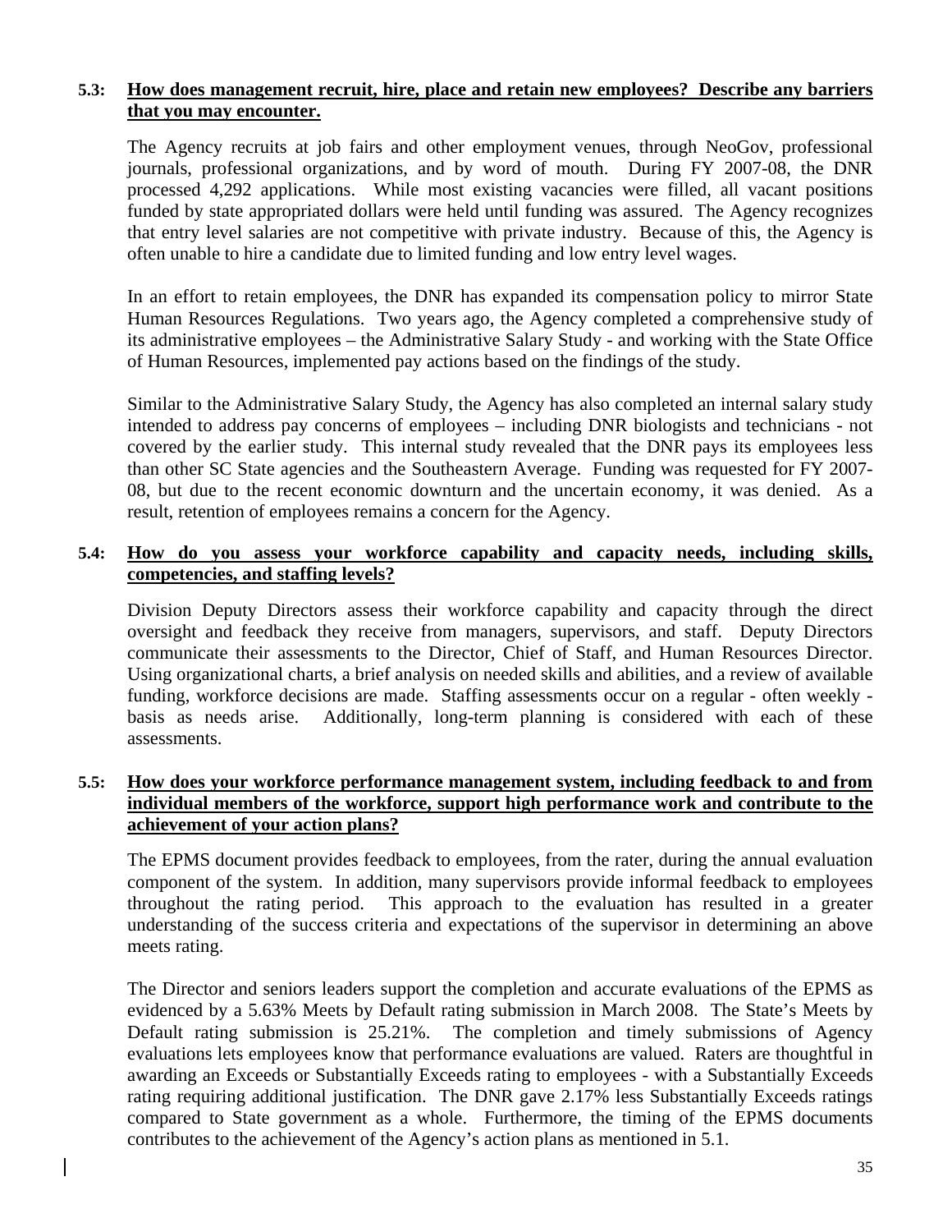**5.3: How does management recruit, hire, place and retain new employees? Describe any barriers that you may encounter.**

The Agency recruits at job fairs and other employment venues, through NeoGov, professional journals, professional organizations, and by word of mouth. During FY 2007-08, the DNR processed 4,292 applications. While most existing vacancies were filled, all vacant positions funded by state appropriated dollars were held until funding was assured. The Agency recognizes that entry level salaries are not competitive with private industry. Because of this, the Agency is often unable to hire a candidate due to limited funding and low entry level wages.

In an effort to retain employees, the DNR has expanded its compensation policy to mirror State Human Resources Regulations. Two years ago, the Agency completed a comprehensive study of its administrative employees – the Administrative Salary Study - and working with the State Office of Human Resources, implemented pay actions based on the findings of the study.

Similar to the Administrative Salary Study, the Agency has also completed an internal salary study intended to address pay concerns of employees – including DNR biologists and technicians - not covered by the earlier study. This internal study revealed that the DNR pays its employees less than other SC State agencies and the Southeastern Average. Funding was requested for FY 2007-08, but due to the recent economic downturn and the uncertain economy, it was denied. As a result, retention of employees remains a concern for the Agency.

**5.4: How do you assess your workforce capability and capacity needs, including skills, competencies, and staffing levels?**

Division Deputy Directors assess their workforce capability and capacity through the direct oversight and feedback they receive from managers, supervisors, and staff. Deputy Directors communicate their assessments to the Director, Chief of Staff, and Human Resources Director. Using organizational charts, a brief analysis on needed skills and abilities, and a review of available funding, workforce decisions are made. Staffing assessments occur on a regular - often weekly - basis as needs arise. Additionally, long-term planning is considered with each of these assessments.

**5.5: How does your workforce performance management system, including feedback to and from individual members of the workforce, support high performance work and contribute to the achievement of your action plans?**

The EPMS document provides feedback to employees, from the rater, during the annual evaluation component of the system. In addition, many supervisors provide informal feedback to employees throughout the rating period. This approach to the evaluation has resulted in a greater understanding of the success criteria and expectations of the supervisor in determining an above meets rating.

The Director and seniors leaders support the completion and accurate evaluations of the EPMS as evidenced by a 5.63% Meets by Default rating submission in March 2008. The State's Meets by Default rating submission is 25.21%. The completion and timely submissions of Agency evaluations lets employees know that performance evaluations are valued. Raters are thoughtful in awarding an Exceeds or Substantially Exceeds rating to employees - with a Substantially Exceeds rating requiring additional justification. The DNR gave 2.17% less Substantially Exceeds ratings compared to State government as a whole. Furthermore, the timing of the EPMS documents contributes to the achievement of the Agency's action plans as mentioned in 5.1.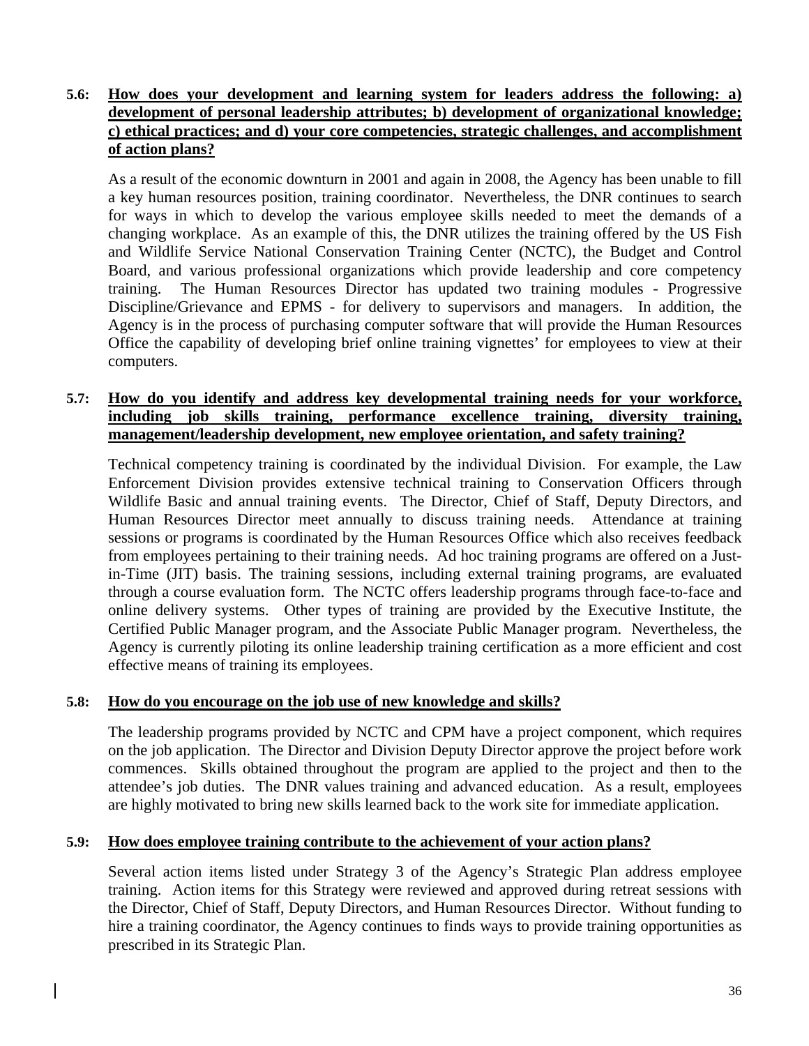**5.6: How does your development and learning system for leaders address the following: a) development of personal leadership attributes; b) development of organizational knowledge; c) ethical practices; and d) your core competencies, strategic challenges, and accomplishment of action plans?**

As a result of the economic downturn in 2001 and again in 2008, the Agency has been unable to fill a key human resources position, training coordinator. Nevertheless, the DNR continues to search for ways in which to develop the various employee skills needed to meet the demands of a changing workplace. As an example of this, the DNR utilizes the training offered by the US Fish and Wildlife Service National Conservation Training Center (NCTC), the Budget and Control Board, and various professional organizations which provide leadership and core competency training. The Human Resources Director has updated two training modules - Progressive Discipline/Grievance and EPMS - for delivery to supervisors and managers. In addition, the Agency is in the process of purchasing computer software that will provide the Human Resources Office the capability of developing brief online training vignettes' for employees to view at their computers.

**5.7: How do you identify and address key developmental training needs for your workforce, including job skills training, performance excellence training, diversity training, management/leadership development, new employee orientation, and safety training?**

Technical competency training is coordinated by the individual Division. For example, the Law Enforcement Division provides extensive technical training to Conservation Officers through Wildlife Basic and annual training events. The Director, Chief of Staff, Deputy Directors, and Human Resources Director meet annually to discuss training needs. Attendance at training sessions or programs is coordinated by the Human Resources Office which also receives feedback from employees pertaining to their training needs. Ad hoc training programs are offered on a Just-in-Time (JIT) basis. The training sessions, including external training programs, are evaluated through a course evaluation form. The NCTC offers leadership programs through face-to-face and online delivery systems. Other types of training are provided by the Executive Institute, the Certified Public Manager program, and the Associate Public Manager program. Nevertheless, the Agency is currently piloting its online leadership training certification as a more efficient and cost effective means of training its employees.

**5.8: How do you encourage on the job use of new knowledge and skills?**

The leadership programs provided by NCTC and CPM have a project component, which requires on the job application. The Director and Division Deputy Director approve the project before work commences. Skills obtained throughout the program are applied to the project and then to the attendee's job duties. The DNR values training and advanced education. As a result, employees are highly motivated to bring new skills learned back to the work site for immediate application.

**5.9: How does employee training contribute to the achievement of your action plans?**

Several action items listed under Strategy 3 of the Agency's Strategic Plan address employee training. Action items for this Strategy were reviewed and approved during retreat sessions with the Director, Chief of Staff, Deputy Directors, and Human Resources Director. Without funding to hire a training coordinator, the Agency continues to finds ways to provide training opportunities as prescribed in its Strategic Plan.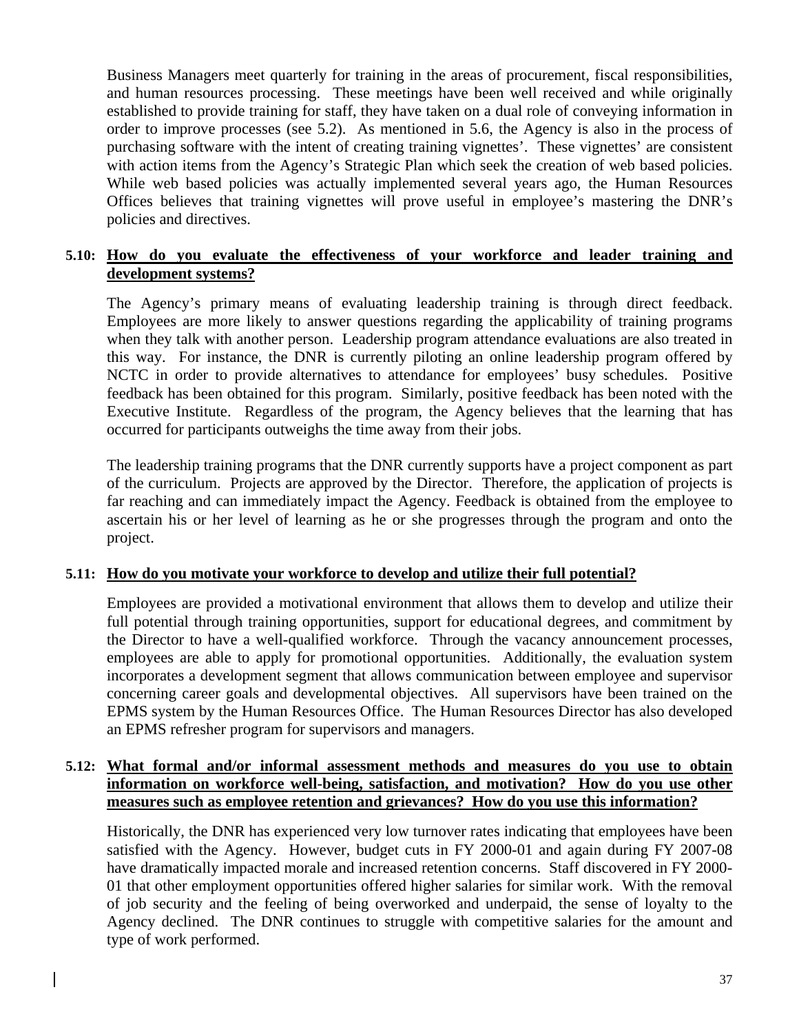Business Managers meet quarterly for training in the areas of procurement, fiscal responsibilities, and human resources processing. These meetings have been well received and while originally established to provide training for staff, they have taken on a dual role of conveying information in order to improve processes (see 5.2). As mentioned in 5.6, the Agency is also in the process of purchasing software with the intent of creating training vignettes'. These vignettes' are consistent with action items from the Agency's Strategic Plan which seek the creation of web based policies. While web based policies was actually implemented several years ago, the Human Resources Offices believes that training vignettes will prove useful in employee's mastering the DNR's policies and directives.

**5.10: <u>How do you evaluate the effectiveness of your workforce and leader training and development systems?</u>**

The Agency's primary means of evaluating leadership training is through direct feedback. Employees are more likely to answer questions regarding the applicability of training programs when they talk with another person. Leadership program attendance evaluations are also treated in this way. For instance, the DNR is currently piloting an online leadership program offered by NCTC in order to provide alternatives to attendance for employees' busy schedules. Positive feedback has been obtained for this program. Similarly, positive feedback has been noted with the Executive Institute. Regardless of the program, the Agency believes that the learning that has occurred for participants outweighs the time away from their jobs.

The leadership training programs that the DNR currently supports have a project component as part of the curriculum. Projects are approved by the Director. Therefore, the application of projects is far reaching and can immediately impact the Agency. Feedback is obtained from the employee to ascertain his or her level of learning as he or she progresses through the program and onto the project.

**5.11: <u>How do you motivate your workforce to develop and utilize their full potential?</u>**

Employees are provided a motivational environment that allows them to develop and utilize their full potential through training opportunities, support for educational degrees, and commitment by the Director to have a well-qualified workforce. Through the vacancy announcement processes, employees are able to apply for promotional opportunities. Additionally, the evaluation system incorporates a development segment that allows communication between employee and supervisor concerning career goals and developmental objectives. All supervisors have been trained on the EPMS system by the Human Resources Office. The Human Resources Director has also developed an EPMS refresher program for supervisors and managers.

**5.12: <u>What formal and/or informal assessment methods and measures do you use to obtain information on workforce well-being, satisfaction, and motivation? How do you use other measures such as employee retention and grievances? How do you use this information?</u>**

Historically, the DNR has experienced very low turnover rates indicating that employees have been satisfied with the Agency. However, budget cuts in FY 2000-01 and again during FY 2007-08 have dramatically impacted morale and increased retention concerns. Staff discovered in FY 2000-01 that other employment opportunities offered higher salaries for similar work. With the removal of job security and the feeling of being overworked and underpaid, the sense of loyalty to the Agency declined. The DNR continues to struggle with competitive salaries for the amount and type of work performed.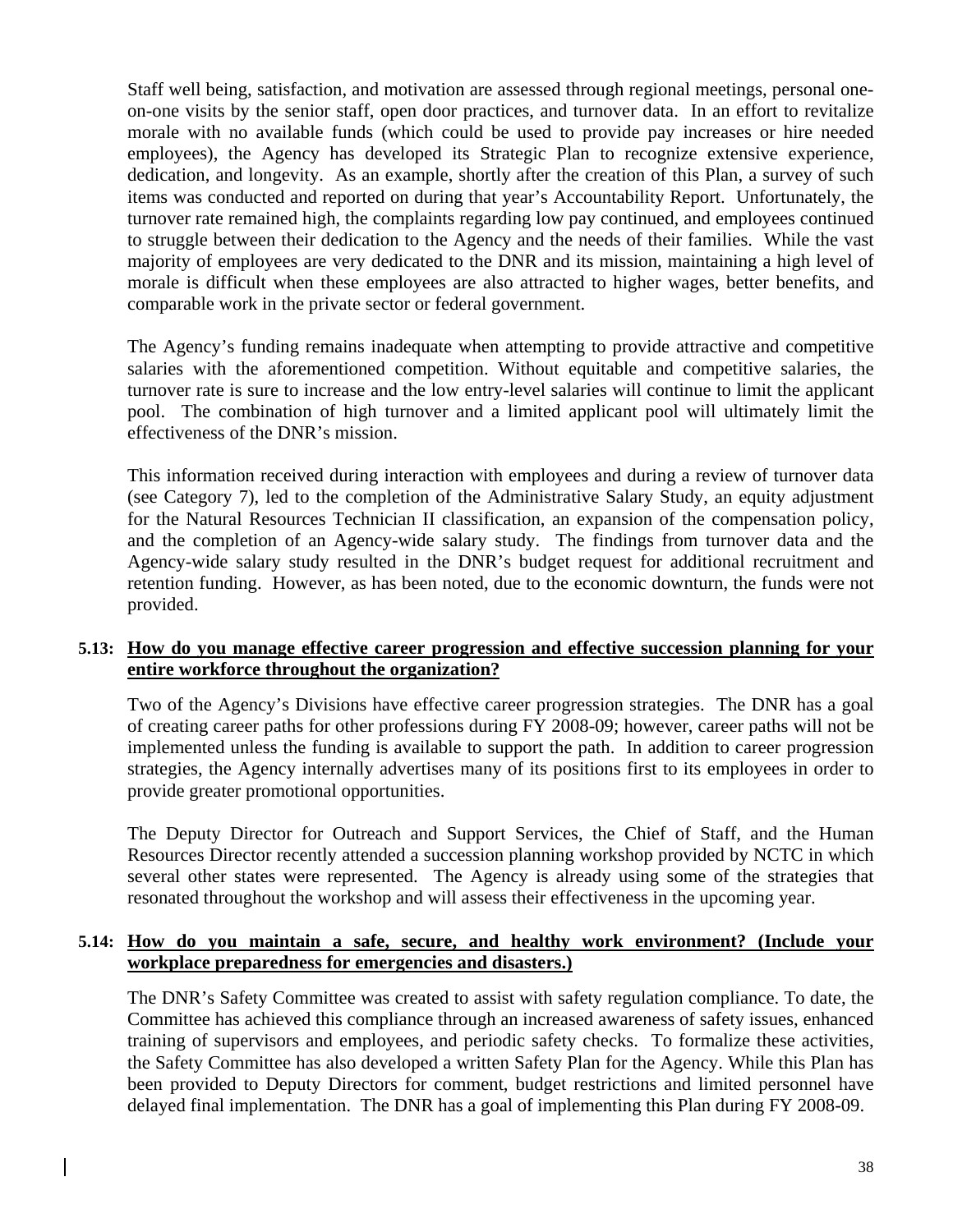Staff well being, satisfaction, and motivation are assessed through regional meetings, personal one-on-one visits by the senior staff, open door practices, and turnover data. In an effort to revitalize morale with no available funds (which could be used to provide pay increases or hire needed employees), the Agency has developed its Strategic Plan to recognize extensive experience, dedication, and longevity. As an example, shortly after the creation of this Plan, a survey of such items was conducted and reported on during that year's Accountability Report. Unfortunately, the turnover rate remained high, the complaints regarding low pay continued, and employees continued to struggle between their dedication to the Agency and the needs of their families. While the vast majority of employees are very dedicated to the DNR and its mission, maintaining a high level of morale is difficult when these employees are also attracted to higher wages, better benefits, and comparable work in the private sector or federal government.

The Agency's funding remains inadequate when attempting to provide attractive and competitive salaries with the aforementioned competition. Without equitable and competitive salaries, the turnover rate is sure to increase and the low entry-level salaries will continue to limit the applicant pool. The combination of high turnover and a limited applicant pool will ultimately limit the effectiveness of the DNR's mission.

This information received during interaction with employees and during a review of turnover data (see Category 7), led to the completion of the Administrative Salary Study, an equity adjustment for the Natural Resources Technician II classification, an expansion of the compensation policy, and the completion of an Agency-wide salary study. The findings from turnover data and the Agency-wide salary study resulted in the DNR's budget request for additional recruitment and retention funding. However, as has been noted, due to the economic downturn, the funds were not provided.

**5.13: How do you manage effective career progression and effective succession planning for your entire workforce throughout the organization?**

Two of the Agency's Divisions have effective career progression strategies. The DNR has a goal of creating career paths for other professions during FY 2008-09; however, career paths will not be implemented unless the funding is available to support the path. In addition to career progression strategies, the Agency internally advertises many of its positions first to its employees in order to provide greater promotional opportunities.

The Deputy Director for Outreach and Support Services, the Chief of Staff, and the Human Resources Director recently attended a succession planning workshop provided by NCTC in which several other states were represented. The Agency is already using some of the strategies that resonated throughout the workshop and will assess their effectiveness in the upcoming year.

**5.14: How do you maintain a safe, secure, and healthy work environment? (Include your workplace preparedness for emergencies and disasters.)**

The DNR's Safety Committee was created to assist with safety regulation compliance. To date, the Committee has achieved this compliance through an increased awareness of safety issues, enhanced training of supervisors and employees, and periodic safety checks. To formalize these activities, the Safety Committee has also developed a written Safety Plan for the Agency. While this Plan has been provided to Deputy Directors for comment, budget restrictions and limited personnel have delayed final implementation. The DNR has a goal of implementing this Plan during FY 2008-09.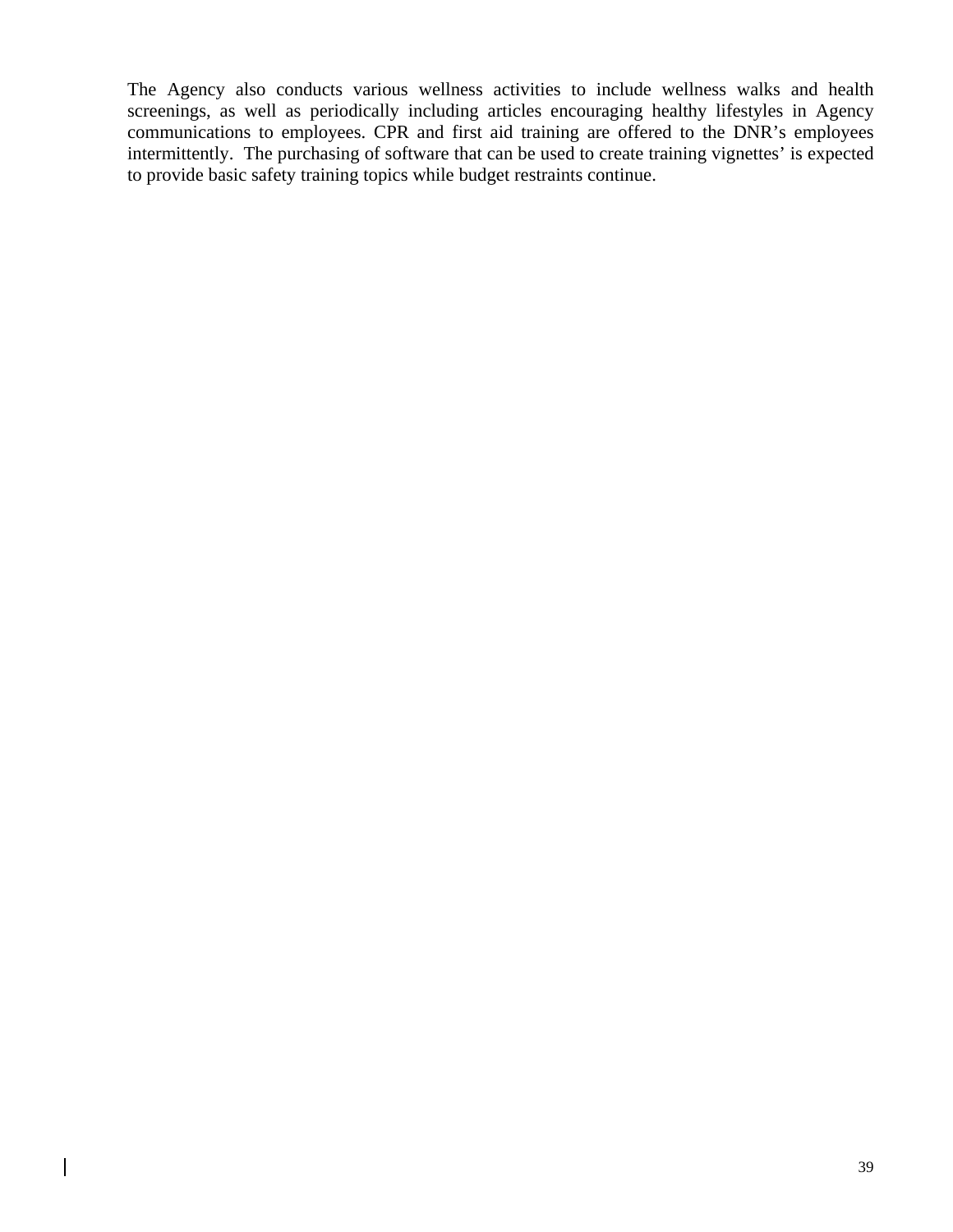The Agency also conducts various wellness activities to include wellness walks and health screenings, as well as periodically including articles encouraging healthy lifestyles in Agency communications to employees. CPR and first aid training are offered to the DNR's employees intermittently. The purchasing of software that can be used to create training vignettes' is expected to provide basic safety training topics while budget restraints continue.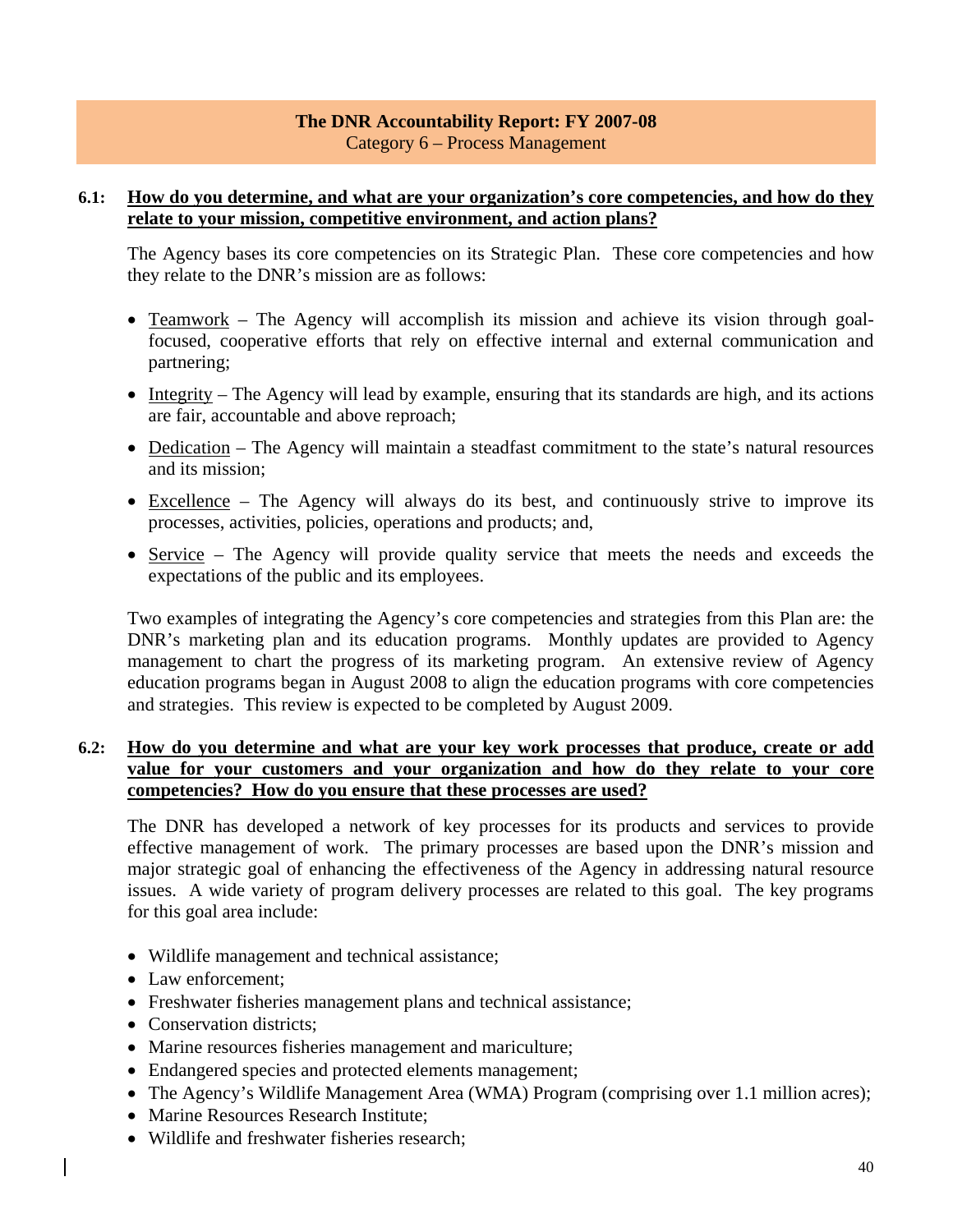**The DNR Accountability Report: FY 2007-08**
Category 6 – Process Management

**6.1: How do you determine, and what are your organization's core competencies, and how do they relate to your mission, competitive environment, and action plans?**

The Agency bases its core competencies on its Strategic Plan. These core competencies and how they relate to the DNR's mission are as follows:

- Teamwork – The Agency will accomplish its mission and achieve its vision through goal-focused, cooperative efforts that rely on effective internal and external communication and partnering;
- Integrity – The Agency will lead by example, ensuring that its standards are high, and its actions are fair, accountable and above reproach;
- Dedication – The Agency will maintain a steadfast commitment to the state's natural resources and its mission;
- Excellence – The Agency will always do its best, and continuously strive to improve its processes, activities, policies, operations and products; and,
- Service – The Agency will provide quality service that meets the needs and exceeds the expectations of the public and its employees.

Two examples of integrating the Agency's core competencies and strategies from this Plan are: the DNR's marketing plan and its education programs. Monthly updates are provided to Agency management to chart the progress of its marketing program. An extensive review of Agency education programs began in August 2008 to align the education programs with core competencies and strategies. This review is expected to be completed by August 2009.

**6.2: How do you determine and what are your key work processes that produce, create or add value for your customers and your organization and how do they relate to your core competencies? How do you ensure that these processes are used?**

The DNR has developed a network of key processes for its products and services to provide effective management of work. The primary processes are based upon the DNR's mission and major strategic goal of enhancing the effectiveness of the Agency in addressing natural resource issues. A wide variety of program delivery processes are related to this goal. The key programs for this goal area include:

- Wildlife management and technical assistance;
- Law enforcement;
- Freshwater fisheries management plans and technical assistance;
- Conservation districts;
- Marine resources fisheries management and mariculture;
- Endangered species and protected elements management;
- The Agency's Wildlife Management Area (WMA) Program (comprising over 1.1 million acres);
- Marine Resources Research Institute;
- Wildlife and freshwater fisheries research;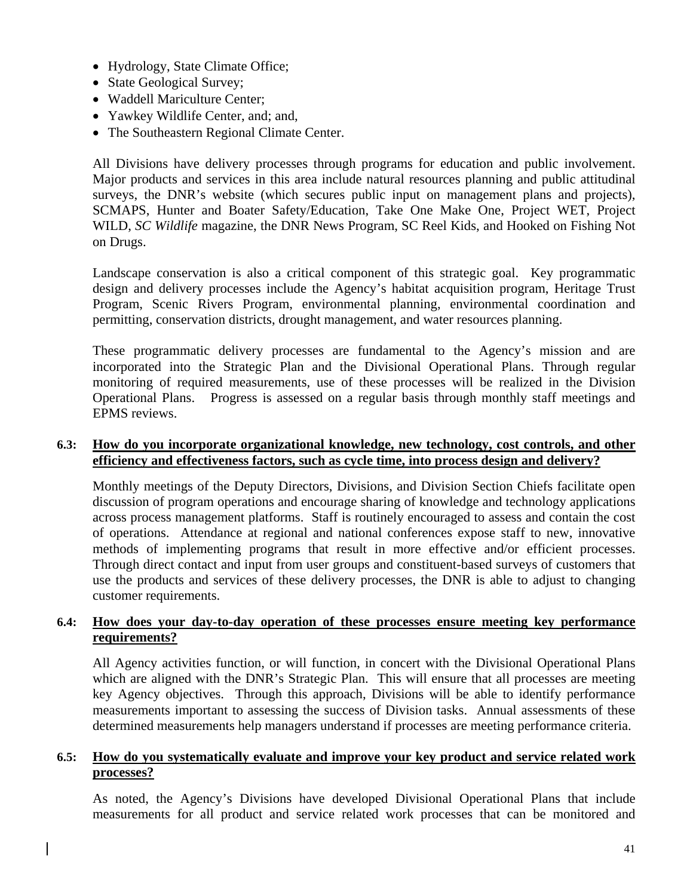- Hydrology, State Climate Office;
- State Geological Survey;
- Waddell Mariculture Center;
- Yawkey Wildlife Center, and; and,
- The Southeastern Regional Climate Center.

All Divisions have delivery processes through programs for education and public involvement. Major products and services in this area include natural resources planning and public attitudinal surveys, the DNR's website (which secures public input on management plans and projects), SCMAPS, Hunter and Boater Safety/Education, Take One Make One, Project WET, Project WILD, *SC Wildlife* magazine, the DNR News Program, SC Reel Kids, and Hooked on Fishing Not on Drugs.

Landscape conservation is also a critical component of this strategic goal. Key programmatic design and delivery processes include the Agency's habitat acquisition program, Heritage Trust Program, Scenic Rivers Program, environmental planning, environmental coordination and permitting, conservation districts, drought management, and water resources planning.

These programmatic delivery processes are fundamental to the Agency's mission and are incorporated into the Strategic Plan and the Divisional Operational Plans. Through regular monitoring of required measurements, use of these processes will be realized in the Division Operational Plans. Progress is assessed on a regular basis through monthly staff meetings and EPMS reviews.

**6.3: <u>How do you incorporate organizational knowledge, new technology, cost controls, and other efficiency and effectiveness factors, such as cycle time, into process design and delivery?</u>**

Monthly meetings of the Deputy Directors, Divisions, and Division Section Chiefs facilitate open discussion of program operations and encourage sharing of knowledge and technology applications across process management platforms. Staff is routinely encouraged to assess and contain the cost of operations. Attendance at regional and national conferences expose staff to new, innovative methods of implementing programs that result in more effective and/or efficient processes. Through direct contact and input from user groups and constituent-based surveys of customers that use the products and services of these delivery processes, the DNR is able to adjust to changing customer requirements.

**6.4: <u>How does your day-to-day operation of these processes ensure meeting key performance requirements?</u>**

All Agency activities function, or will function, in concert with the Divisional Operational Plans which are aligned with the DNR's Strategic Plan. This will ensure that all processes are meeting key Agency objectives. Through this approach, Divisions will be able to identify performance measurements important to assessing the success of Division tasks. Annual assessments of these determined measurements help managers understand if processes are meeting performance criteria.

**6.5: <u>How do you systematically evaluate and improve your key product and service related work processes?</u>**

As noted, the Agency's Divisions have developed Divisional Operational Plans that include measurements for all product and service related work processes that can be monitored and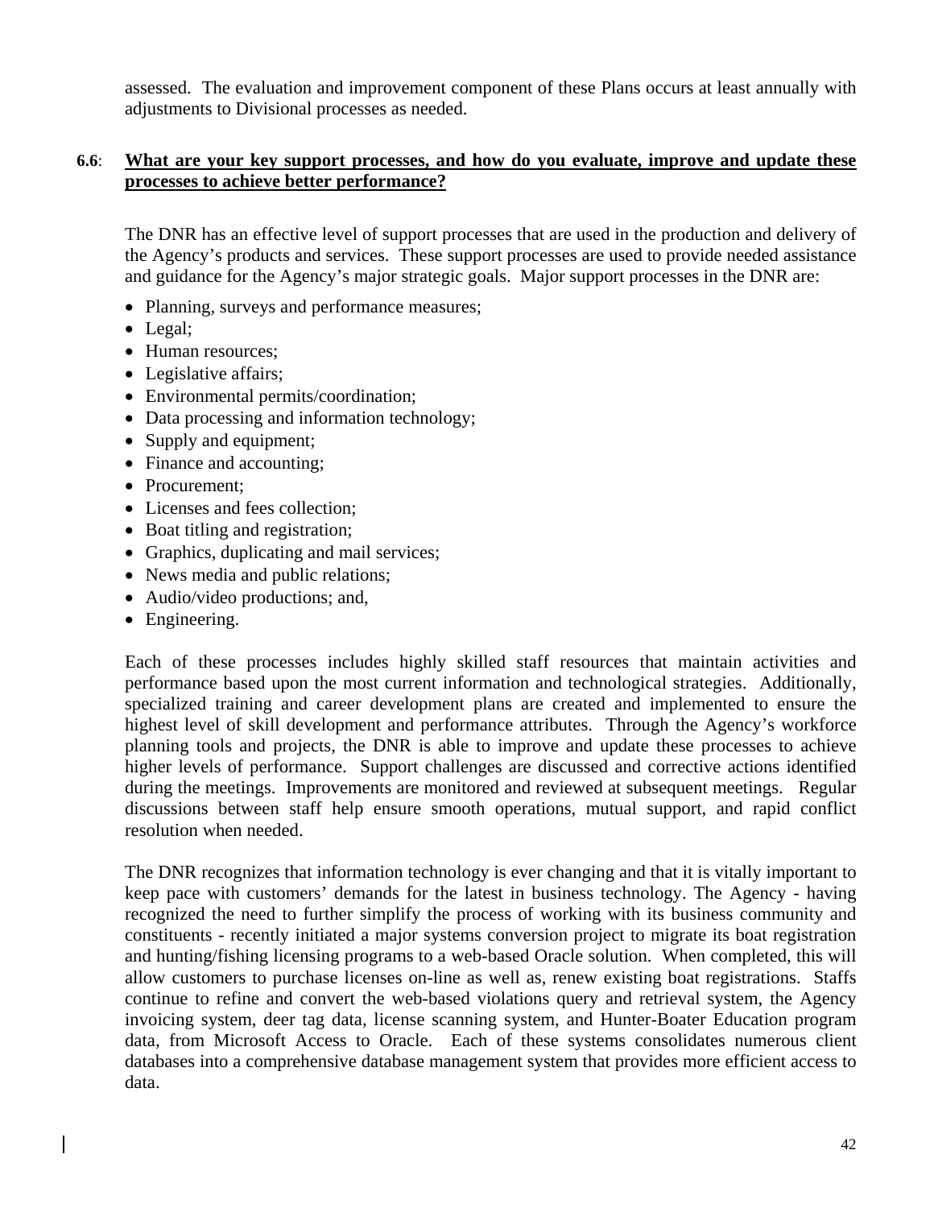assessed. The evaluation and improvement component of these Plans occurs at least annually with adjustments to Divisional processes as needed.

**6.6**: **What are your key support processes, and how do you evaluate, improve and update these processes to achieve better performance?**

The DNR has an effective level of support processes that are used in the production and delivery of the Agency's products and services. These support processes are used to provide needed assistance and guidance for the Agency's major strategic goals. Major support processes in the DNR are:

- Planning, surveys and performance measures;
- Legal;
- Human resources;
- Legislative affairs;
- Environmental permits/coordination;
- Data processing and information technology;
- Supply and equipment;
- Finance and accounting;
- Procurement;
- Licenses and fees collection;
- Boat titling and registration;
- Graphics, duplicating and mail services;
- News media and public relations;
- Audio/video productions; and,
- Engineering.

Each of these processes includes highly skilled staff resources that maintain activities and performance based upon the most current information and technological strategies. Additionally, specialized training and career development plans are created and implemented to ensure the highest level of skill development and performance attributes. Through the Agency's workforce planning tools and projects, the DNR is able to improve and update these processes to achieve higher levels of performance. Support challenges are discussed and corrective actions identified during the meetings. Improvements are monitored and reviewed at subsequent meetings. Regular discussions between staff help ensure smooth operations, mutual support, and rapid conflict resolution when needed.

The DNR recognizes that information technology is ever changing and that it is vitally important to keep pace with customers' demands for the latest in business technology. The Agency - having recognized the need to further simplify the process of working with its business community and constituents - recently initiated a major systems conversion project to migrate its boat registration and hunting/fishing licensing programs to a web-based Oracle solution. When completed, this will allow customers to purchase licenses on-line as well as, renew existing boat registrations. Staffs continue to refine and convert the web-based violations query and retrieval system, the Agency invoicing system, deer tag data, license scanning system, and Hunter-Boater Education program data, from Microsoft Access to Oracle. Each of these systems consolidates numerous client databases into a comprehensive database management system that provides more efficient access to data.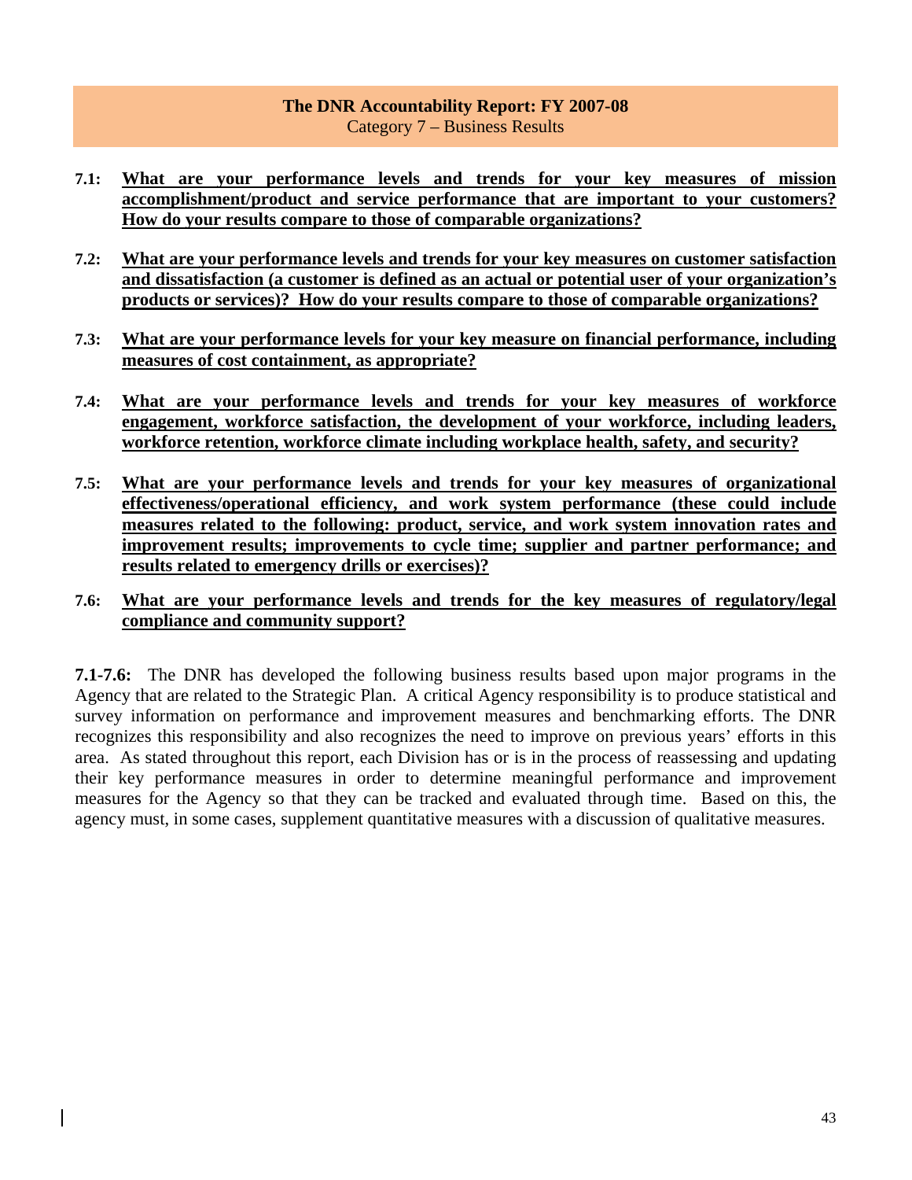**The DNR Accountability Report: FY 2007-08**
Category 7 – Business Results

**7.1: What are your performance levels and trends for your key measures of mission accomplishment/product and service performance that are important to your customers? How do your results compare to those of comparable organizations?**

**7.2: What are your performance levels and trends for your key measures on customer satisfaction and dissatisfaction (a customer is defined as an actual or potential user of your organization's products or services)? How do your results compare to those of comparable organizations?**

**7.3: What are your performance levels for your key measure on financial performance, including measures of cost containment, as appropriate?**

**7.4: What are your performance levels and trends for your key measures of workforce engagement, workforce satisfaction, the development of your workforce, including leaders, workforce retention, workforce climate including workplace health, safety, and security?**

**7.5: What are your performance levels and trends for your key measures of organizational effectiveness/operational efficiency, and work system performance (these could include measures related to the following: product, service, and work system innovation rates and improvement results; improvements to cycle time; supplier and partner performance; and results related to emergency drills or exercises)?**

**7.6: What are your performance levels and trends for the key measures of regulatory/legal compliance and community support?**

**7.1-7.6:** The DNR has developed the following business results based upon major programs in the Agency that are related to the Strategic Plan. A critical Agency responsibility is to produce statistical and survey information on performance and improvement measures and benchmarking efforts. The DNR recognizes this responsibility and also recognizes the need to improve on previous years' efforts in this area. As stated throughout this report, each Division has or is in the process of reassessing and updating their key performance measures in order to determine meaningful performance and improvement measures for the Agency so that they can be tracked and evaluated through time. Based on this, the agency must, in some cases, supplement quantitative measures with a discussion of qualitative measures.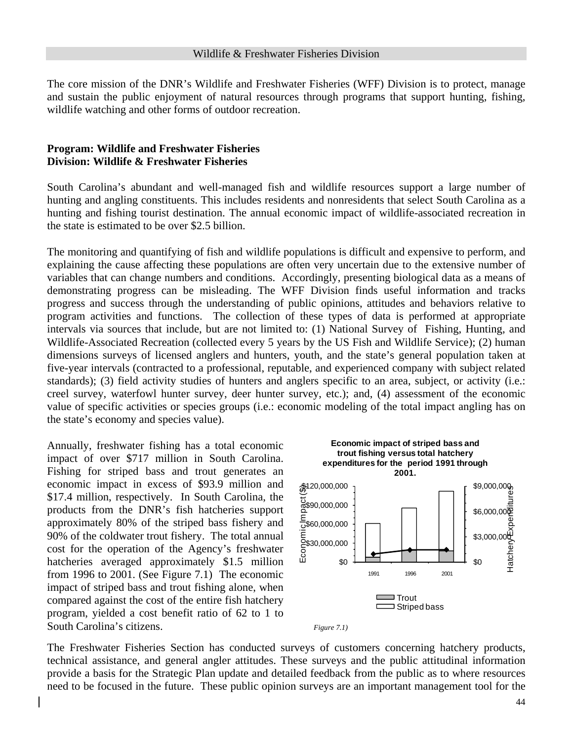Wildlife & Freshwater Fisheries Division

The core mission of the DNR's Wildlife and Freshwater Fisheries (WFF) Division is to protect, manage and sustain the public enjoyment of natural resources through programs that support hunting, fishing, wildlife watching and other forms of outdoor recreation.

**Program: Wildlife and Freshwater Fisheries**
**Division: Wildlife & Freshwater Fisheries**

South Carolina's abundant and well-managed fish and wildlife resources support a large number of hunting and angling constituents. This includes residents and nonresidents that select South Carolina as a hunting and fishing tourist destination. The annual economic impact of wildlife-associated recreation in the state is estimated to be over $2.5 billion.

The monitoring and quantifying of fish and wildlife populations is difficult and expensive to perform, and explaining the cause affecting these populations are often very uncertain due to the extensive number of variables that can change numbers and conditions. Accordingly, presenting biological data as a means of demonstrating progress can be misleading. The WFF Division finds useful information and tracks progress and success through the understanding of public opinions, attitudes and behaviors relative to program activities and functions. The collection of these types of data is performed at appropriate intervals via sources that include, but are not limited to: (1) National Survey of Fishing, Hunting, and Wildlife-Associated Recreation (collected every 5 years by the US Fish and Wildlife Service); (2) human dimensions surveys of licensed anglers and hunters, youth, and the state's general population taken at five-year intervals (contracted to a professional, reputable, and experienced company with subject related standards); (3) field activity studies of hunters and anglers specific to an area, subject, or activity (i.e.: creel survey, waterfowl hunter survey, deer hunter survey, etc.); and, (4) assessment of the economic value of specific activities or species groups (i.e.: economic modeling of the total impact angling has on the state's economy and species value).

Annually, freshwater fishing has a total economic impact of over $717 million in South Carolina. Fishing for striped bass and trout generates an economic impact in excess of $93.9 million and $17.4 million, respectively. In South Carolina, the products from the DNR's fish hatcheries support approximately 80% of the striped bass fishery and 90% of the coldwater trout fishery. The total annual cost for the operation of the Agency's freshwater hatcheries averaged approximately $1.5 million from 1996 to 2001. (See Figure 7.1) The economic impact of striped bass and trout fishing alone, when compared against the cost of the entire fish hatchery program, yielded a cost benefit ratio of 62 to 1 to South Carolina's citizens.

**Economic impact of striped bass and trout fishing versus total hatchery expenditures for the period 1991 through 2001.**

*Figure 7.1)*

The Freshwater Fisheries Section has conducted surveys of customers concerning hatchery products, technical assistance, and general angler attitudes. These surveys and the public attitudinal information provide a basis for the Strategic Plan update and detailed feedback from the public as to where resources need to be focused in the future. These public opinion surveys are an important management tool for the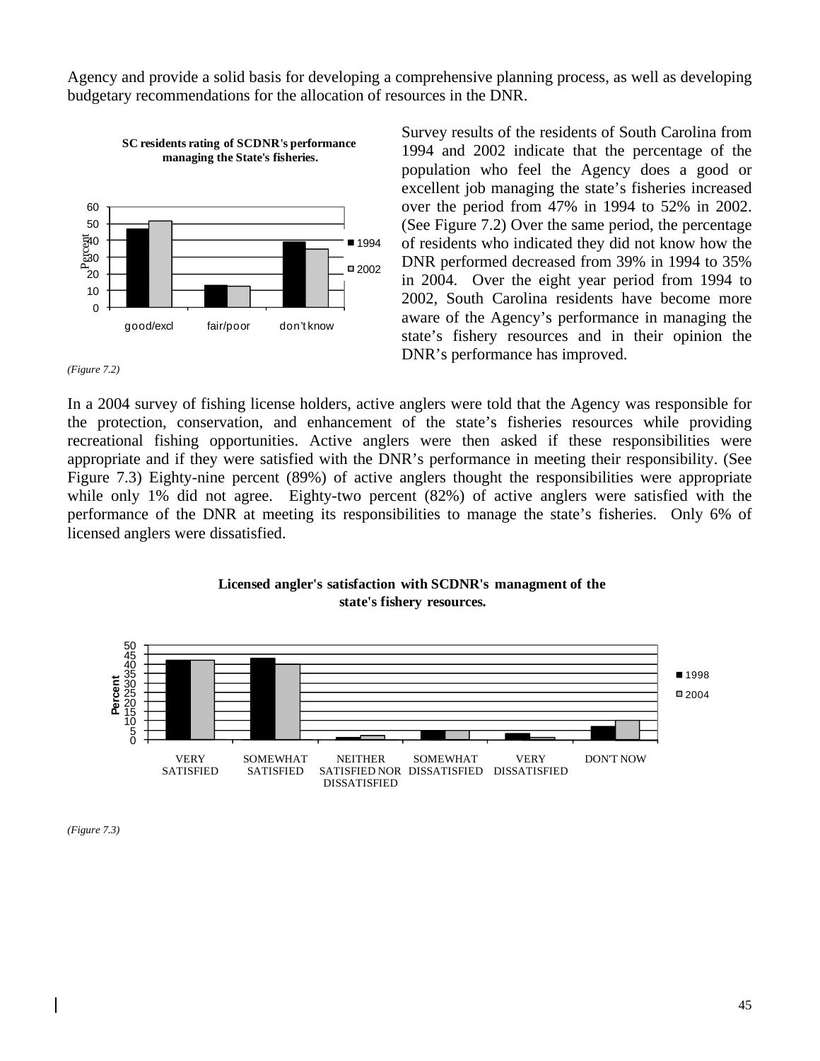Agency and provide a solid basis for developing a comprehensive planning process, as well as developing budgetary recommendations for the allocation of resources in the DNR.

**SC residents rating of SCDNR's performance managing the State's fisheries.**

(Figure 7.2)

Survey results of the residents of South Carolina from 1994 and 2002 indicate that the percentage of the population who feel the Agency does a good or excellent job managing the state's fisheries increased over the period from 47% in 1994 to 52% in 2002. (See Figure 7.2) Over the same period, the percentage of residents who indicated they did not know how the DNR performed decreased from 39% in 1994 to 35% in 2004. Over the eight year period from 1994 to 2002, South Carolina residents have become more aware of the Agency's performance in managing the state's fishery resources and in their opinion the DNR's performance has improved.

In a 2004 survey of fishing license holders, active anglers were told that the Agency was responsible for the protection, conservation, and enhancement of the state's fisheries resources while providing recreational fishing opportunities. Active anglers were then asked if these responsibilities were appropriate and if they were satisfied with the DNR's performance in meeting their responsibility. (See Figure 7.3) Eighty-nine percent (89%) of active anglers thought the responsibilities were appropriate while only 1% did not agree. Eighty-two percent (82%) of active anglers were satisfied with the performance of the DNR at meeting its responsibilities to manage the state's fisheries. Only 6% of licensed anglers were dissatisfied.

**Licensed angler's satisfaction with SCDNR's managment of the state's fishery resources.**

(Figure 7.3)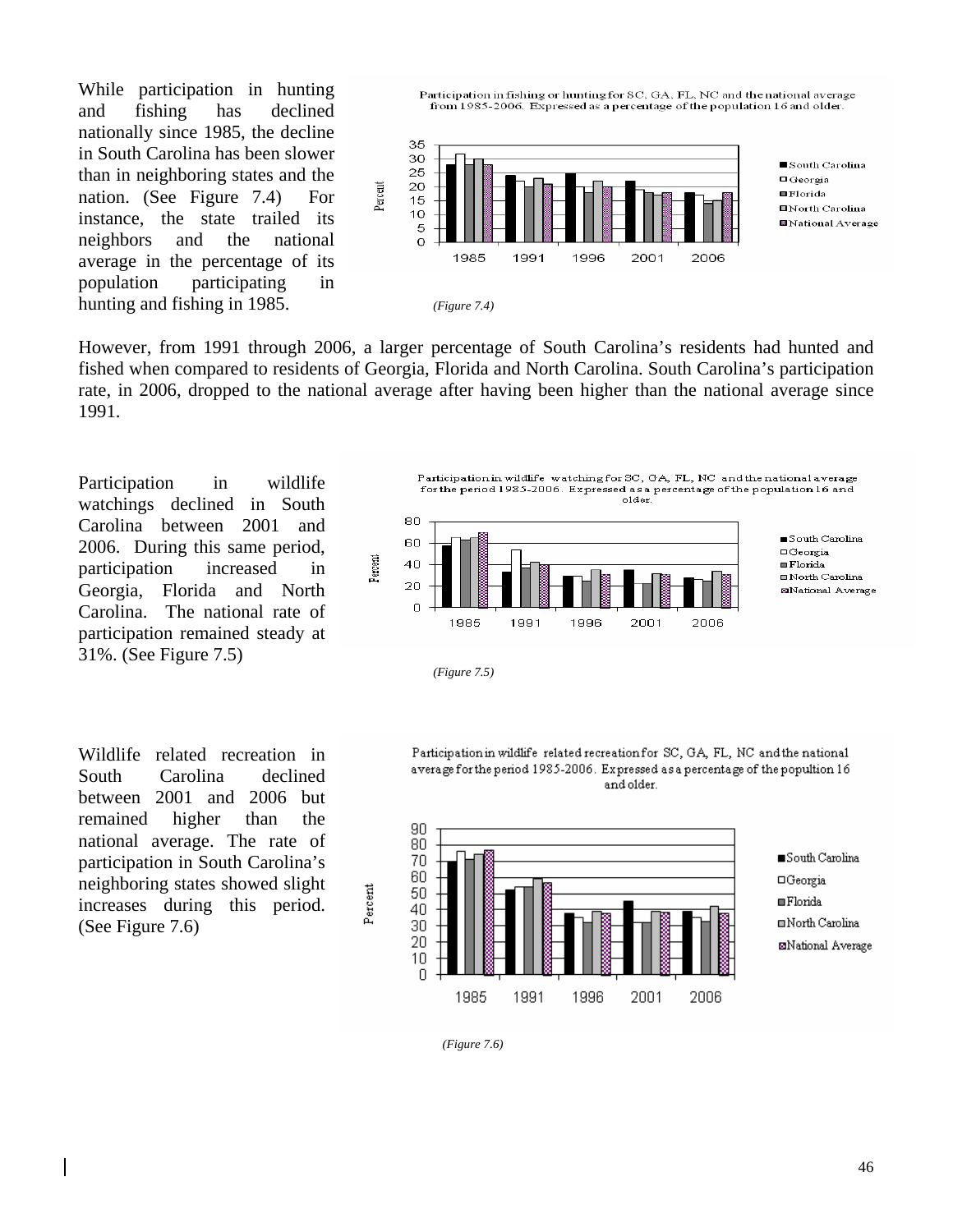While participation in hunting and fishing has declined nationally since 1985, the decline in South Carolina has been slower than in neighboring states and the nation. (See Figure 7.4) For instance, the state trailed its neighbors and the national average in the percentage of its population participating in hunting and fishing in 1985.

Participation in fishing or hunting for SC, GA, FL, NC and the national average from 1985-2006. Expressed as a percentage of the population 16 and older.

*(Figure 7.4)*

However, from 1991 through 2006, a larger percentage of South Carolina's residents had hunted and fished when compared to residents of Georgia, Florida and North Carolina. South Carolina's participation rate, in 2006, dropped to the national average after having been higher than the national average since 1991.

Participation in wildlife watchings declined in South Carolina between 2001 and 2006. During this same period, participation increased in Georgia, Florida and North Carolina. The national rate of participation remained steady at 31%. (See Figure 7.5)

Participation in wildlife watching for SC, GA, FL, NC and the national average for the period 1985-2006. Expressed as a percentage of the population 16 and older.

*(Figure 7.5)*

Wildlife related recreation in South Carolina declined between 2001 and 2006 but remained higher than the national average. The rate of participation in South Carolina's neighboring states showed slight increases during this period. (See Figure 7.6)

Participation in wildlife related recreation for SC, GA, FL, NC and the national average for the period 1985-2006. Expressed as a percentage of the popultion 16 and older.

*(Figure 7.6)*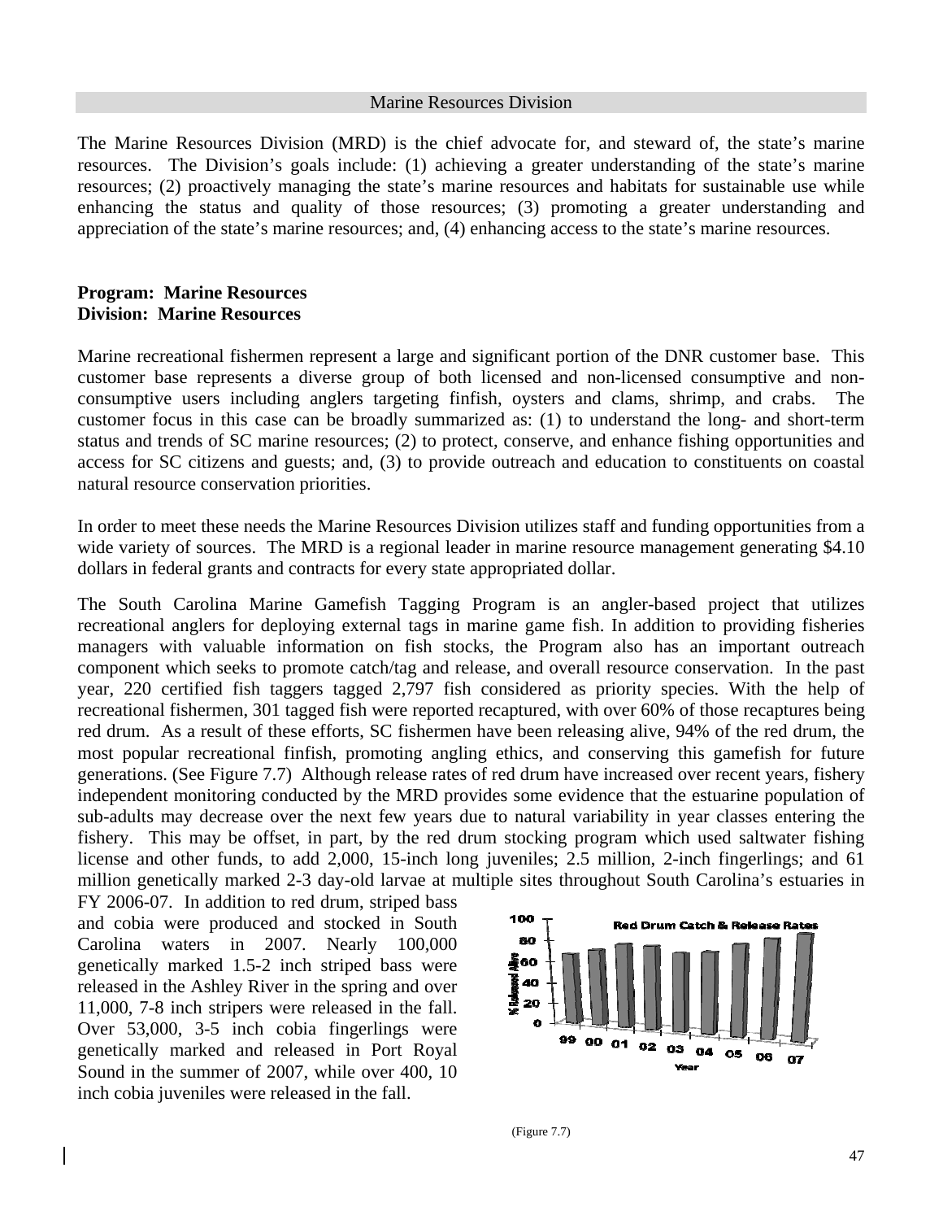## Marine Resources Division

The Marine Resources Division (MRD) is the chief advocate for, and steward of, the state's marine resources. The Division's goals include: (1) achieving a greater understanding of the state's marine resources; (2) proactively managing the state's marine resources and habitats for sustainable use while enhancing the status and quality of those resources; (3) promoting a greater understanding and appreciation of the state's marine resources; and, (4) enhancing access to the state's marine resources.

**Program: Marine Resources**
**Division: Marine Resources**

Marine recreational fishermen represent a large and significant portion of the DNR customer base. This customer base represents a diverse group of both licensed and non-licensed consumptive and non-consumptive users including anglers targeting finfish, oysters and clams, shrimp, and crabs. The customer focus in this case can be broadly summarized as: (1) to understand the long- and short-term status and trends of SC marine resources; (2) to protect, conserve, and enhance fishing opportunities and access for SC citizens and guests; and, (3) to provide outreach and education to constituents on coastal natural resource conservation priorities.

In order to meet these needs the Marine Resources Division utilizes staff and funding opportunities from a wide variety of sources. The MRD is a regional leader in marine resource management generating $4.10 dollars in federal grants and contracts for every state appropriated dollar.

The South Carolina Marine Gamefish Tagging Program is an angler-based project that utilizes recreational anglers for deploying external tags in marine game fish. In addition to providing fisheries managers with valuable information on fish stocks, the Program also has an important outreach component which seeks to promote catch/tag and release, and overall resource conservation. In the past year, 220 certified fish taggers tagged 2,797 fish considered as priority species. With the help of recreational fishermen, 301 tagged fish were reported recaptured, with over 60% of those recaptures being red drum. As a result of these efforts, SC fishermen have been releasing alive, 94% of the red drum, the most popular recreational finfish, promoting angling ethics, and conserving this gamefish for future generations. (See Figure 7.7) Although release rates of red drum have increased over recent years, fishery independent monitoring conducted by the MRD provides some evidence that the estuarine population of sub-adults may decrease over the next few years due to natural variability in year classes entering the fishery. This may be offset, in part, by the red drum stocking program which used saltwater fishing license and other funds, to add 2,000, 15-inch long juveniles; 2.5 million, 2-inch fingerlings; and 61 million genetically marked 2-3 day-old larvae at multiple sites throughout South Carolina's estuaries in FY 2006-07. In addition to red drum, striped bass and cobia were produced and stocked in South Carolina waters in 2007. Nearly 100,000 genetically marked 1.5-2 inch striped bass were released in the Ashley River in the spring and over 11,000, 7-8 inch stripers were released in the fall. Over 53,000, 3-5 inch cobia fingerlings were genetically marked and released in Port Royal Sound in the summer of 2007, while over 400, 10 inch cobia juveniles were released in the fall.

Red Drum Catch & Release Rates

(Figure 7.7)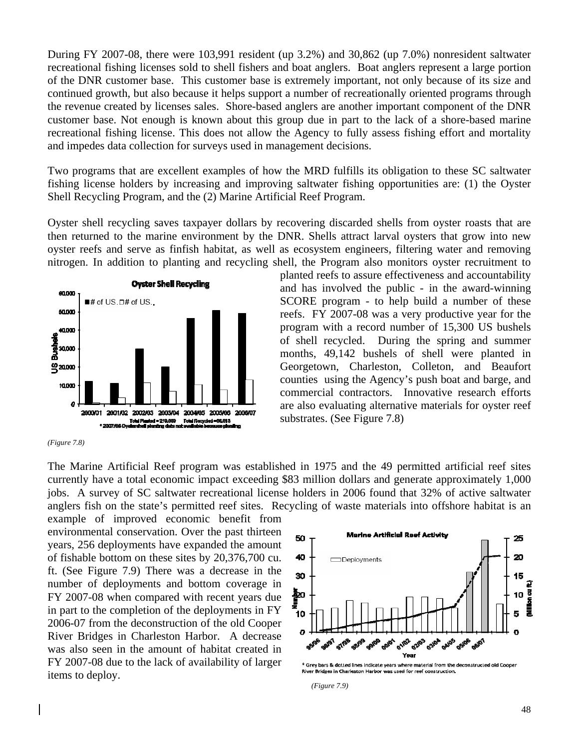During FY 2007-08, there were 103,991 resident (up 3.2%) and 30,862 (up 7.0%) nonresident saltwater recreational fishing licenses sold to shell fishers and boat anglers. Boat anglers represent a large portion of the DNR customer base. This customer base is extremely important, not only because of its size and continued growth, but also because it helps support a number of recreationally oriented programs through the revenue created by licenses sales. Shore-based anglers are another important component of the DNR customer base. Not enough is known about this group due in part to the lack of a shore-based marine recreational fishing license. This does not allow the Agency to fully assess fishing effort and mortality and impedes data collection for surveys used in management decisions.

Two programs that are excellent examples of how the MRD fulfills its obligation to these SC saltwater fishing license holders by increasing and improving saltwater fishing opportunities are: (1) the Oyster Shell Recycling Program, and the (2) Marine Artificial Reef Program.

Oyster shell recycling saves taxpayer dollars by recovering discarded shells from oyster roasts that are then returned to the marine environment by the DNR. Shells attract larval oysters that grow into new oyster reefs and serve as finfish habitat, as well as ecosystem engineers, filtering water and removing nitrogen. In addition to planting and recycling shell, the Program also monitors oyster recruitment to planted reefs to assure effectiveness and accountability and has involved the public - in the award-winning SCORE program - to help build a number of these reefs. FY 2007-08 was a very productive year for the program with a record number of 15,300 US bushels of shell recycled. During the spring and summer months, 49,142 bushels of shell were planted in Georgetown, Charleston, Colleton, and Beaufort counties using the Agency's push boat and barge, and commercial contractors. Innovative research efforts are also evaluating alternative materials for oyster reef substrates. (See Figure 7.8)

*(Figure 7.8)*

The Marine Artificial Reef program was established in 1975 and the 49 permitted artificial reef sites currently have a total economic impact exceeding $83 million dollars and generate approximately 1,000 jobs. A survey of SC saltwater recreational license holders in 2006 found that 32% of active saltwater anglers fish on the state's permitted reef sites. Recycling of waste materials into offshore habitat is an example of improved economic benefit from environmental conservation. Over the past thirteen years, 256 deployments have expanded the amount of fishable bottom on these sites by 20,376,700 cu. ft. (See Figure 7.9) There was a decrease in the number of deployments and bottom coverage in FY 2007-08 when compared with recent years due in part to the completion of the deployments in FY 2006-07 from the deconstruction of the old Cooper River Bridges in Charleston Harbor. A decrease was also seen in the amount of habitat created in FY 2007-08 due to the lack of availability of larger items to deploy.

*(Figure 7.9)*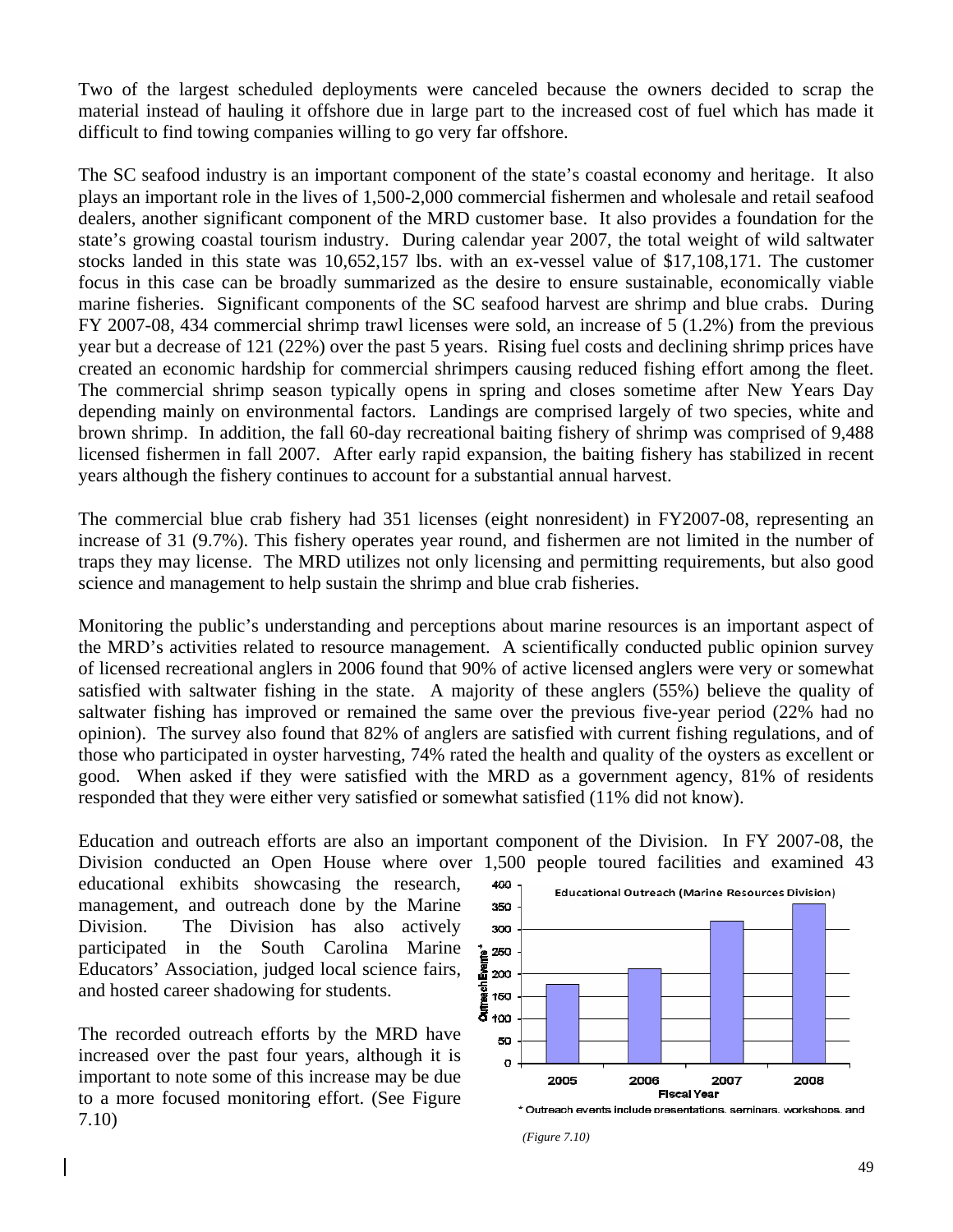Two of the largest scheduled deployments were canceled because the owners decided to scrap the material instead of hauling it offshore due in large part to the increased cost of fuel which has made it difficult to find towing companies willing to go very far offshore.

The SC seafood industry is an important component of the state's coastal economy and heritage. It also plays an important role in the lives of 1,500-2,000 commercial fishermen and wholesale and retail seafood dealers, another significant component of the MRD customer base. It also provides a foundation for the state's growing coastal tourism industry. During calendar year 2007, the total weight of wild saltwater stocks landed in this state was 10,652,157 lbs. with an ex-vessel value of $17,108,171. The customer focus in this case can be broadly summarized as the desire to ensure sustainable, economically viable marine fisheries. Significant components of the SC seafood harvest are shrimp and blue crabs. During FY 2007-08, 434 commercial shrimp trawl licenses were sold, an increase of 5 (1.2%) from the previous year but a decrease of 121 (22%) over the past 5 years. Rising fuel costs and declining shrimp prices have created an economic hardship for commercial shrimpers causing reduced fishing effort among the fleet. The commercial shrimp season typically opens in spring and closes sometime after New Years Day depending mainly on environmental factors. Landings are comprised largely of two species, white and brown shrimp. In addition, the fall 60-day recreational baiting fishery of shrimp was comprised of 9,488 licensed fishermen in fall 2007. After early rapid expansion, the baiting fishery has stabilized in recent years although the fishery continues to account for a substantial annual harvest.

The commercial blue crab fishery had 351 licenses (eight nonresident) in FY2007-08, representing an increase of 31 (9.7%). This fishery operates year round, and fishermen are not limited in the number of traps they may license. The MRD utilizes not only licensing and permitting requirements, but also good science and management to help sustain the shrimp and blue crab fisheries.

Monitoring the public's understanding and perceptions about marine resources is an important aspect of the MRD's activities related to resource management. A scientifically conducted public opinion survey of licensed recreational anglers in 2006 found that 90% of active licensed anglers were very or somewhat satisfied with saltwater fishing in the state. A majority of these anglers (55%) believe the quality of saltwater fishing has improved or remained the same over the previous five-year period (22% had no opinion). The survey also found that 82% of anglers are satisfied with current fishing regulations, and of those who participated in oyster harvesting, 74% rated the health and quality of the oysters as excellent or good. When asked if they were satisfied with the MRD as a government agency, 81% of residents responded that they were either very satisfied or somewhat satisfied (11% did not know).

Education and outreach efforts are also an important component of the Division. In FY 2007-08, the Division conducted an Open House where over 1,500 people toured facilities and examined 43 educational exhibits showcasing the research, management, and outreach done by the Marine Division. The Division has also actively participated in the South Carolina Marine Educators' Association, judged local science fairs, and hosted career shadowing for students.

The recorded outreach efforts by the MRD have increased over the past four years, although it is important to note some of this increase may be due to a more focused monitoring effort. (See Figure 7.10)

**Educational Outreach (Marine Resources Division)**

| Fiscal Year | Outreach Events* |
|---|---|
| 2005 | ~178 |
| 2006 | ~212 |
| 2007 | ~320 |
| 2008 | ~357 |

\* Outreach events include presentations, seminars, workshops, and

*(Figure 7.10)*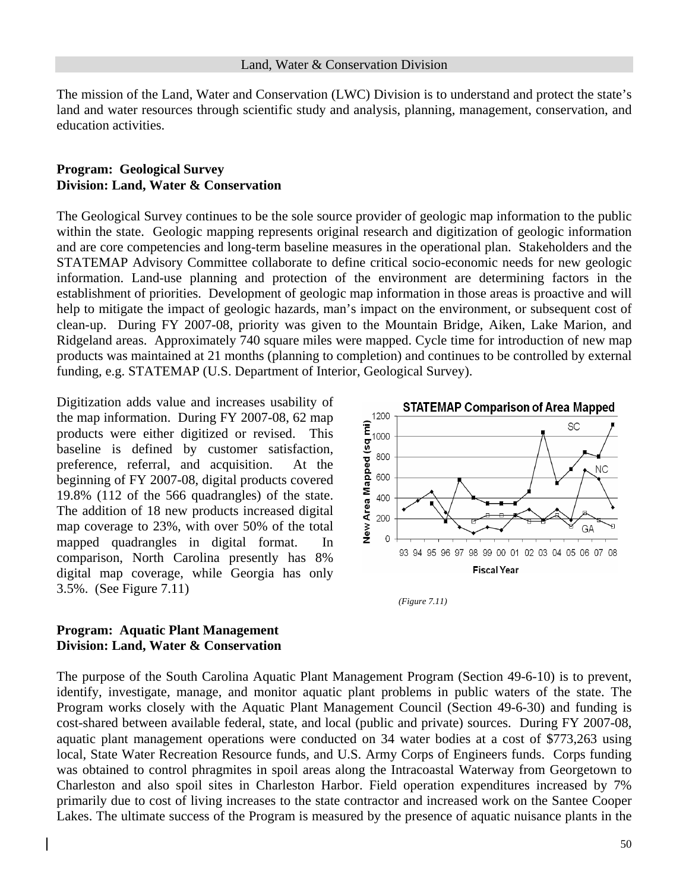Land, Water & Conservation Division

The mission of the Land, Water and Conservation (LWC) Division is to understand and protect the state's land and water resources through scientific study and analysis, planning, management, conservation, and education activities.

**Program: Geological Survey**
**Division: Land, Water & Conservation**

The Geological Survey continues to be the sole source provider of geologic map information to the public within the state. Geologic mapping represents original research and digitization of geologic information and are core competencies and long-term baseline measures in the operational plan. Stakeholders and the STATEMAP Advisory Committee collaborate to define critical socio-economic needs for new geologic information. Land-use planning and protection of the environment are determining factors in the establishment of priorities. Development of geologic map information in those areas is proactive and will help to mitigate the impact of geologic hazards, man's impact on the environment, or subsequent cost of clean-up. During FY 2007-08, priority was given to the Mountain Bridge, Aiken, Lake Marion, and Ridgeland areas. Approximately 740 square miles were mapped. Cycle time for introduction of new map products was maintained at 21 months (planning to completion) and continues to be controlled by external funding, e.g. STATEMAP (U.S. Department of Interior, Geological Survey).

Digitization adds value and increases usability of the map information. During FY 2007-08, 62 map products were either digitized or revised. This baseline is defined by customer satisfaction, preference, referral, and acquisition. At the beginning of FY 2007-08, digital products covered 19.8% (112 of the 566 quadrangles) of the state. The addition of 18 new products increased digital map coverage to 23%, with over 50% of the total mapped quadrangles in digital format. In comparison, North Carolina presently has 8% digital map coverage, while Georgia has only 3.5%. (See Figure 7.11)

*(Figure 7.11)*

**Program: Aquatic Plant Management**
**Division: Land, Water & Conservation**

The purpose of the South Carolina Aquatic Plant Management Program (Section 49-6-10) is to prevent, identify, investigate, manage, and monitor aquatic plant problems in public waters of the state. The Program works closely with the Aquatic Plant Management Council (Section 49-6-30) and funding is cost-shared between available federal, state, and local (public and private) sources. During FY 2007-08, aquatic plant management operations were conducted on 34 water bodies at a cost of $773,263 using local, State Water Recreation Resource funds, and U.S. Army Corps of Engineers funds. Corps funding was obtained to control phragmites in spoil areas along the Intracoastal Waterway from Georgetown to Charleston and also spoil sites in Charleston Harbor. Field operation expenditures increased by 7% primarily due to cost of living increases to the state contractor and increased work on the Santee Cooper Lakes. The ultimate success of the Program is measured by the presence of aquatic nuisance plants in the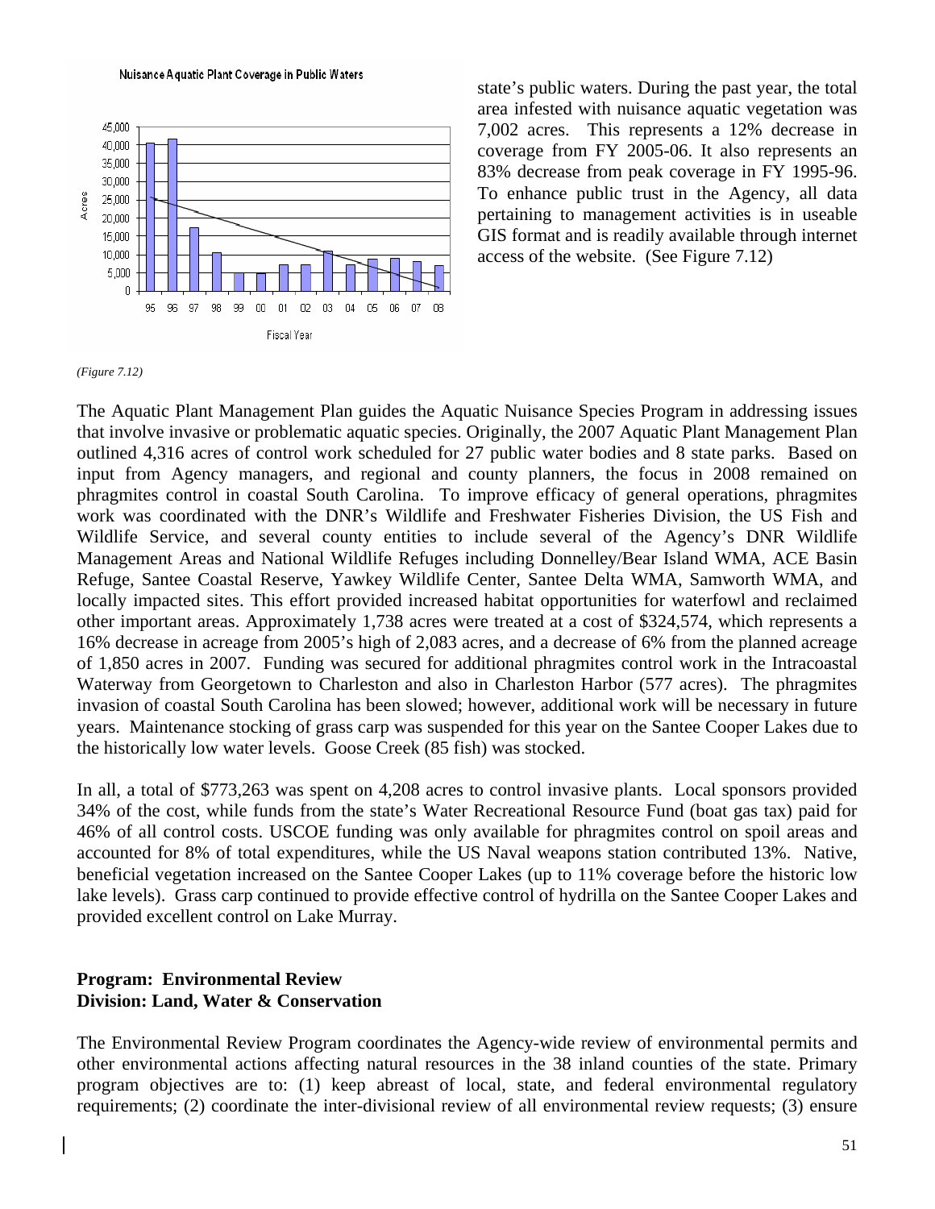Nuisance Aquatic Plant Coverage in Public Waters

state's public waters. During the past year, the total area infested with nuisance aquatic vegetation was 7,002 acres. This represents a 12% decrease in coverage from FY 2005-06. It also represents an 83% decrease from peak coverage in FY 1995-96. To enhance public trust in the Agency, all data pertaining to management activities is in useable GIS format and is readily available through internet access of the website. (See Figure 7.12)

*(Figure 7.12)*

The Aquatic Plant Management Plan guides the Aquatic Nuisance Species Program in addressing issues that involve invasive or problematic aquatic species. Originally, the 2007 Aquatic Plant Management Plan outlined 4,316 acres of control work scheduled for 27 public water bodies and 8 state parks. Based on input from Agency managers, and regional and county planners, the focus in 2008 remained on phragmites control in coastal South Carolina. To improve efficacy of general operations, phragmites work was coordinated with the DNR's Wildlife and Freshwater Fisheries Division, the US Fish and Wildlife Service, and several county entities to include several of the Agency's DNR Wildlife Management Areas and National Wildlife Refuges including Donnelley/Bear Island WMA, ACE Basin Refuge, Santee Coastal Reserve, Yawkey Wildlife Center, Santee Delta WMA, Samworth WMA, and locally impacted sites. This effort provided increased habitat opportunities for waterfowl and reclaimed other important areas. Approximately 1,738 acres were treated at a cost of $324,574, which represents a 16% decrease in acreage from 2005's high of 2,083 acres, and a decrease of 6% from the planned acreage of 1,850 acres in 2007. Funding was secured for additional phragmites control work in the Intracoastal Waterway from Georgetown to Charleston and also in Charleston Harbor (577 acres). The phragmites invasion of coastal South Carolina has been slowed; however, additional work will be necessary in future years. Maintenance stocking of grass carp was suspended for this year on the Santee Cooper Lakes due to the historically low water levels. Goose Creek (85 fish) was stocked.

In all, a total of $773,263 was spent on 4,208 acres to control invasive plants. Local sponsors provided 34% of the cost, while funds from the state's Water Recreational Resource Fund (boat gas tax) paid for 46% of all control costs. USCOE funding was only available for phragmites control on spoil areas and accounted for 8% of total expenditures, while the US Naval weapons station contributed 13%. Native, beneficial vegetation increased on the Santee Cooper Lakes (up to 11% coverage before the historic low lake levels). Grass carp continued to provide effective control of hydrilla on the Santee Cooper Lakes and provided excellent control on Lake Murray.

**Program: Environmental Review**
**Division: Land, Water & Conservation**

The Environmental Review Program coordinates the Agency-wide review of environmental permits and other environmental actions affecting natural resources in the 38 inland counties of the state. Primary program objectives are to: (1) keep abreast of local, state, and federal environmental regulatory requirements; (2) coordinate the inter-divisional review of all environmental review requests; (3) ensure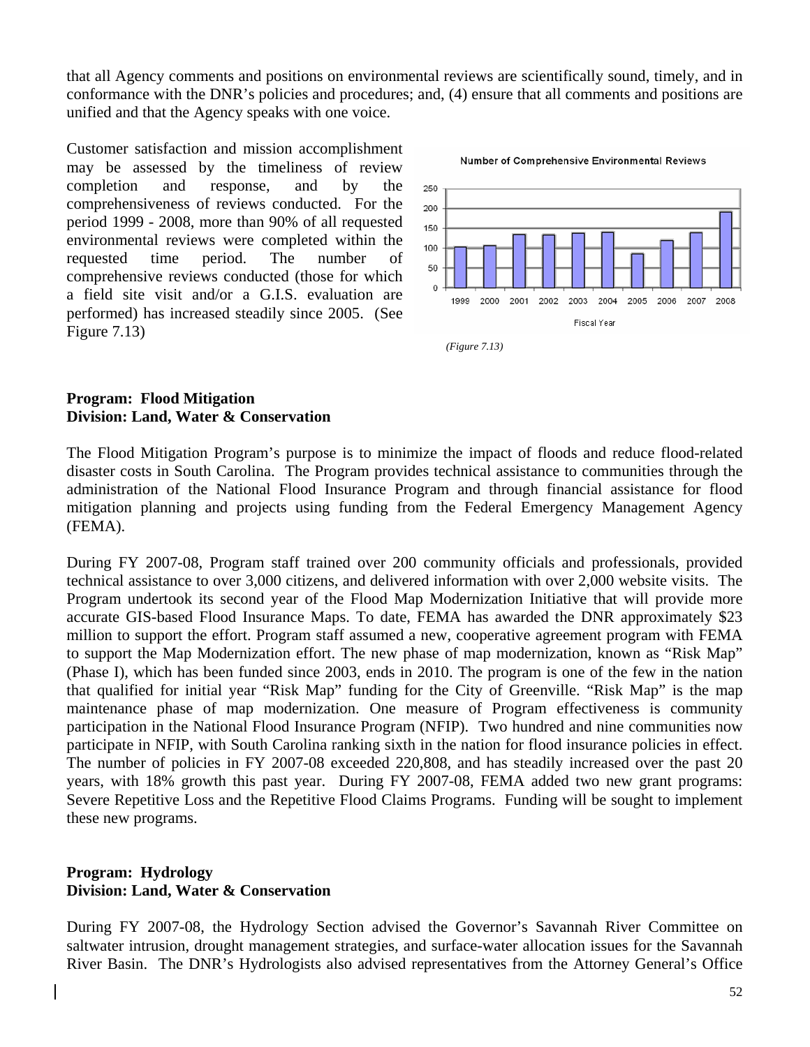that all Agency comments and positions on environmental reviews are scientifically sound, timely, and in conformance with the DNR's policies and procedures; and, (4) ensure that all comments and positions are unified and that the Agency speaks with one voice.

Customer satisfaction and mission accomplishment may be assessed by the timeliness of review completion and response, and by the comprehensiveness of reviews conducted. For the period 1999 - 2008, more than 90% of all requested environmental reviews were completed within the requested time period. The number of comprehensive reviews conducted (those for which a field site visit and/or a G.I.S. evaluation are performed) has increased steadily since 2005. (See Figure 7.13)

*(Figure 7.13)*

**Program: Flood Mitigation**
**Division: Land, Water & Conservation**

The Flood Mitigation Program's purpose is to minimize the impact of floods and reduce flood-related disaster costs in South Carolina. The Program provides technical assistance to communities through the administration of the National Flood Insurance Program and through financial assistance for flood mitigation planning and projects using funding from the Federal Emergency Management Agency (FEMA).

During FY 2007-08, Program staff trained over 200 community officials and professionals, provided technical assistance to over 3,000 citizens, and delivered information with over 2,000 website visits. The Program undertook its second year of the Flood Map Modernization Initiative that will provide more accurate GIS-based Flood Insurance Maps. To date, FEMA has awarded the DNR approximately $23 million to support the effort. Program staff assumed a new, cooperative agreement program with FEMA to support the Map Modernization effort. The new phase of map modernization, known as "Risk Map" (Phase I), which has been funded since 2003, ends in 2010. The program is one of the few in the nation that qualified for initial year "Risk Map" funding for the City of Greenville. "Risk Map" is the map maintenance phase of map modernization. One measure of Program effectiveness is community participation in the National Flood Insurance Program (NFIP). Two hundred and nine communities now participate in NFIP, with South Carolina ranking sixth in the nation for flood insurance policies in effect. The number of policies in FY 2007-08 exceeded 220,808, and has steadily increased over the past 20 years, with 18% growth this past year. During FY 2007-08, FEMA added two new grant programs: Severe Repetitive Loss and the Repetitive Flood Claims Programs. Funding will be sought to implement these new programs.

**Program: Hydrology**
**Division: Land, Water & Conservation**

During FY 2007-08, the Hydrology Section advised the Governor's Savannah River Committee on saltwater intrusion, drought management strategies, and surface-water allocation issues for the Savannah River Basin. The DNR's Hydrologists also advised representatives from the Attorney General's Office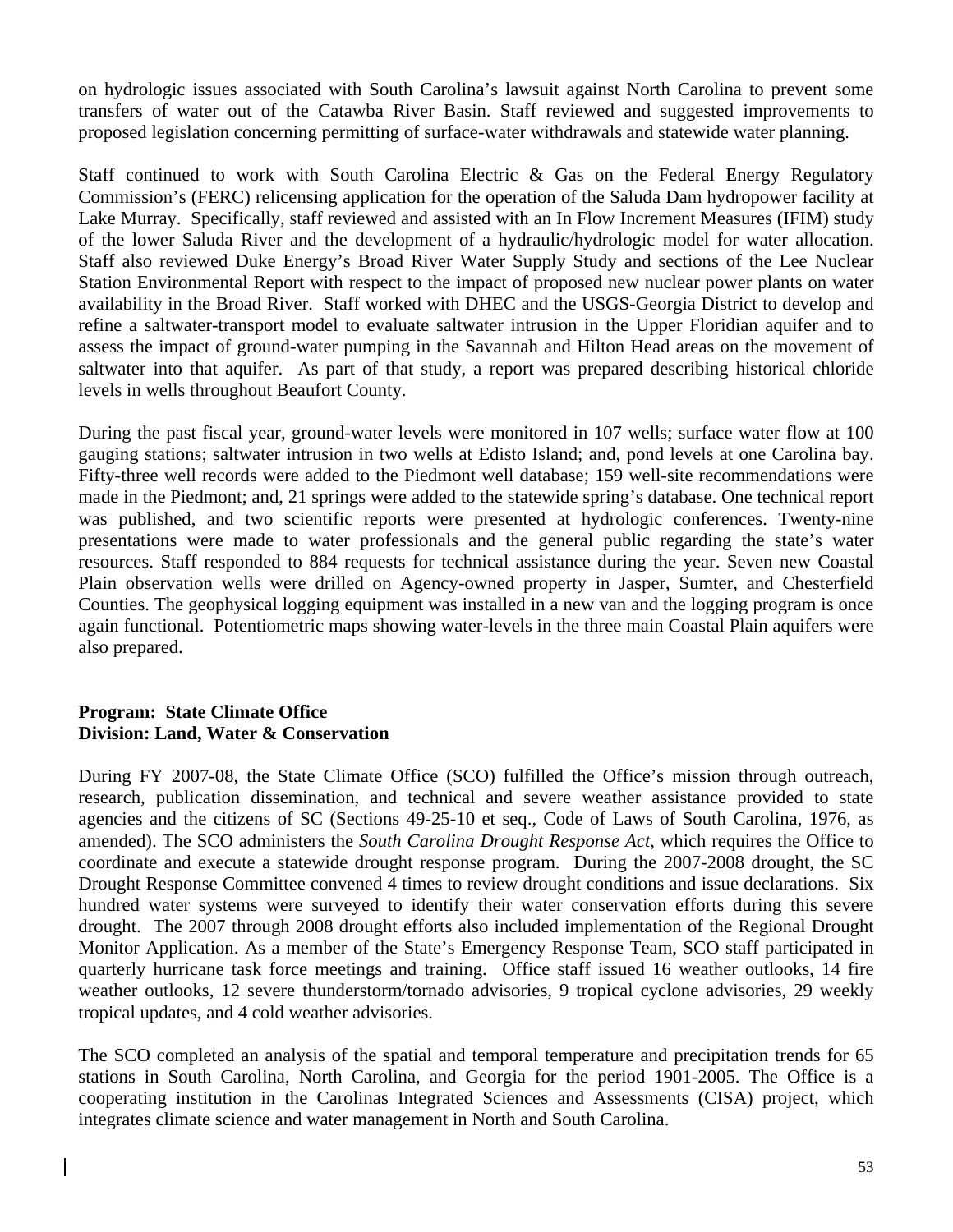on hydrologic issues associated with South Carolina's lawsuit against North Carolina to prevent some transfers of water out of the Catawba River Basin. Staff reviewed and suggested improvements to proposed legislation concerning permitting of surface-water withdrawals and statewide water planning.

Staff continued to work with South Carolina Electric & Gas on the Federal Energy Regulatory Commission's (FERC) relicensing application for the operation of the Saluda Dam hydropower facility at Lake Murray. Specifically, staff reviewed and assisted with an In Flow Increment Measures (IFIM) study of the lower Saluda River and the development of a hydraulic/hydrologic model for water allocation. Staff also reviewed Duke Energy's Broad River Water Supply Study and sections of the Lee Nuclear Station Environmental Report with respect to the impact of proposed new nuclear power plants on water availability in the Broad River. Staff worked with DHEC and the USGS-Georgia District to develop and refine a saltwater-transport model to evaluate saltwater intrusion in the Upper Floridian aquifer and to assess the impact of ground-water pumping in the Savannah and Hilton Head areas on the movement of saltwater into that aquifer. As part of that study, a report was prepared describing historical chloride levels in wells throughout Beaufort County.

During the past fiscal year, ground-water levels were monitored in 107 wells; surface water flow at 100 gauging stations; saltwater intrusion in two wells at Edisto Island; and, pond levels at one Carolina bay. Fifty-three well records were added to the Piedmont well database; 159 well-site recommendations were made in the Piedmont; and, 21 springs were added to the statewide spring's database. One technical report was published, and two scientific reports were presented at hydrologic conferences. Twenty-nine presentations were made to water professionals and the general public regarding the state's water resources. Staff responded to 884 requests for technical assistance during the year. Seven new Coastal Plain observation wells were drilled on Agency-owned property in Jasper, Sumter, and Chesterfield Counties. The geophysical logging equipment was installed in a new van and the logging program is once again functional. Potentiometric maps showing water-levels in the three main Coastal Plain aquifers were also prepared.

**Program: State Climate Office**
**Division: Land, Water & Conservation**

During FY 2007-08, the State Climate Office (SCO) fulfilled the Office's mission through outreach, research, publication dissemination, and technical and severe weather assistance provided to state agencies and the citizens of SC (Sections 49-25-10 et seq., Code of Laws of South Carolina, 1976, as amended). The SCO administers the *South Carolina Drought Response Act*, which requires the Office to coordinate and execute a statewide drought response program. During the 2007-2008 drought, the SC Drought Response Committee convened 4 times to review drought conditions and issue declarations. Six hundred water systems were surveyed to identify their water conservation efforts during this severe drought. The 2007 through 2008 drought efforts also included implementation of the Regional Drought Monitor Application. As a member of the State's Emergency Response Team, SCO staff participated in quarterly hurricane task force meetings and training. Office staff issued 16 weather outlooks, 14 fire weather outlooks, 12 severe thunderstorm/tornado advisories, 9 tropical cyclone advisories, 29 weekly tropical updates, and 4 cold weather advisories.

The SCO completed an analysis of the spatial and temporal temperature and precipitation trends for 65 stations in South Carolina, North Carolina, and Georgia for the period 1901-2005. The Office is a cooperating institution in the Carolinas Integrated Sciences and Assessments (CISA) project, which integrates climate science and water management in North and South Carolina.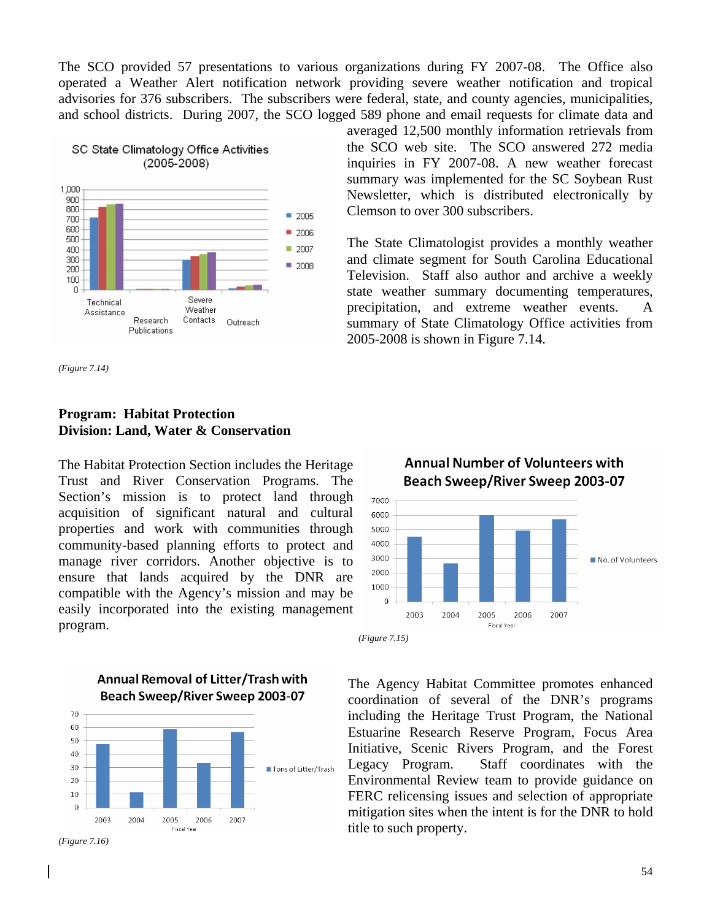The SCO provided 57 presentations to various organizations during FY 2007-08. The Office also operated a Weather Alert notification network providing severe weather notification and tropical advisories for 376 subscribers. The subscribers were federal, state, and county agencies, municipalities, and school districts. During 2007, the SCO logged 589 phone and email requests for climate data and averaged 12,500 monthly information retrievals from the SCO web site. The SCO answered 272 media inquiries in FY 2007-08. A new weather forecast summary was implemented for the SC Soybean Rust Newsletter, which is distributed electronically by Clemson to over 300 subscribers.

The State Climatologist provides a monthly weather and climate segment for South Carolina Educational Television. Staff also author and archive a weekly state weather summary documenting temperatures, precipitation, and extreme weather events. A summary of State Climatology Office activities from 2005-2008 is shown in Figure 7.14.

*(Figure 7.14)*

**Program: Habitat Protection**
**Division: Land, Water & Conservation**

The Habitat Protection Section includes the Heritage Trust and River Conservation Programs. The Section's mission is to protect land through acquisition of significant natural and cultural properties and work with communities through community-based planning efforts to protect and manage river corridors. Another objective is to ensure that lands acquired by the DNR are compatible with the Agency's mission and may be easily incorporated into the existing management program.

*(Figure 7.15)*

The Agency Habitat Committee promotes enhanced coordination of several of the DNR's programs including the Heritage Trust Program, the National Estuarine Research Reserve Program, Focus Area Initiative, Scenic Rivers Program, and the Forest Legacy Program. Staff coordinates with the Environmental Review team to provide guidance on FERC relicensing issues and selection of appropriate mitigation sites when the intent is for the DNR to hold title to such property.

*(Figure 7.16)*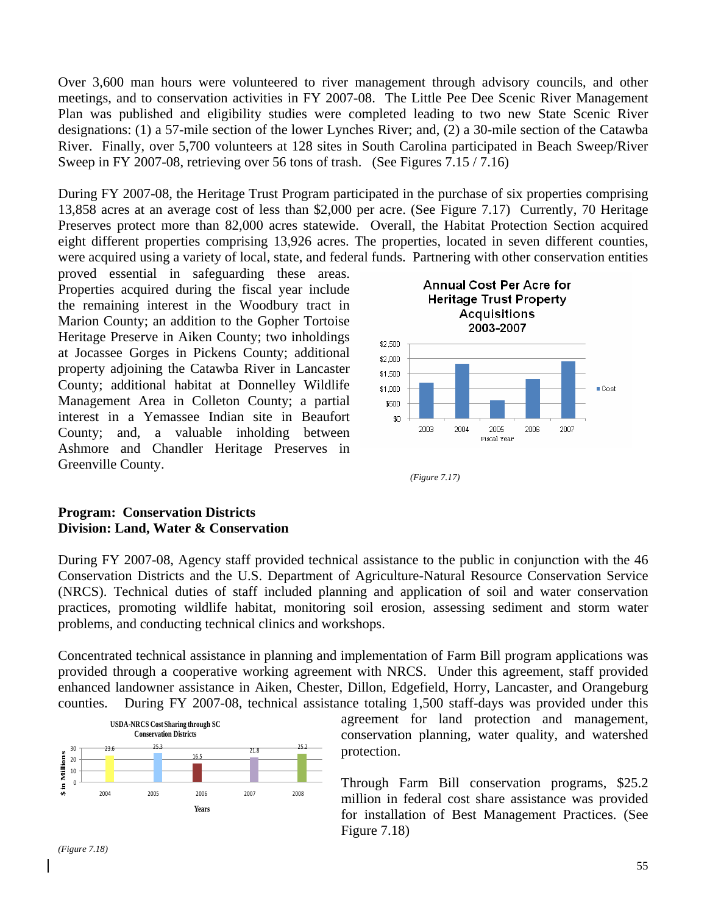Over 3,600 man hours were volunteered to river management through advisory councils, and other meetings, and to conservation activities in FY 2007-08. The Little Pee Dee Scenic River Management Plan was published and eligibility studies were completed leading to two new State Scenic River designations: (1) a 57-mile section of the lower Lynches River; and, (2) a 30-mile section of the Catawba River. Finally, over 5,700 volunteers at 128 sites in South Carolina participated in Beach Sweep/River Sweep in FY 2007-08, retrieving over 56 tons of trash. (See Figures 7.15 / 7.16)

During FY 2007-08, the Heritage Trust Program participated in the purchase of six properties comprising 13,858 acres at an average cost of less than $2,000 per acre. (See Figure 7.17) Currently, 70 Heritage Preserves protect more than 82,000 acres statewide. Overall, the Habitat Protection Section acquired eight different properties comprising 13,926 acres. The properties, located in seven different counties, were acquired using a variety of local, state, and federal funds. Partnering with other conservation entities proved essential in safeguarding these areas. Properties acquired during the fiscal year include the remaining interest in the Woodbury tract in Marion County; an addition to the Gopher Tortoise Heritage Preserve in Aiken County; two inholdings at Jocassee Gorges in Pickens County; additional property adjoining the Catawba River in Lancaster County; additional habitat at Donnelley Wildlife Management Area in Colleton County; a partial interest in a Yemassee Indian site in Beaufort County; and, a valuable inholding between Ashmore and Chandler Heritage Preserves in Greenville County.

**Annual Cost Per Acre for Heritage Trust Property Acquisitions 2003-2007**

| Fiscal Year | Cost |
|---|---|
| 2003 | ~$1,200 |
| 2004 | ~$1,800 |
| 2005 | ~$600 |
| 2006 | ~$1,300 |
| 2007 | ~$1,900 |

*(Figure 7.17)*

**Program: Conservation Districts**
**Division: Land, Water & Conservation**

During FY 2007-08, Agency staff provided technical assistance to the public in conjunction with the 46 Conservation Districts and the U.S. Department of Agriculture-Natural Resource Conservation Service (NRCS). Technical duties of staff included planning and application of soil and water conservation practices, promoting wildlife habitat, monitoring soil erosion, assessing sediment and storm water problems, and conducting technical clinics and workshops.

Concentrated technical assistance in planning and implementation of Farm Bill program applications was provided through a cooperative working agreement with NRCS. Under this agreement, staff provided enhanced landowner assistance in Aiken, Chester, Dillon, Edgefield, Horry, Lancaster, and Orangeburg counties. During FY 2007-08, technical assistance totaling 1,500 staff-days was provided under this agreement for land protection and management, conservation planning, water quality, and watershed protection.

Through Farm Bill conservation programs, $25.2 million in federal cost share assistance was provided for installation of Best Management Practices. (See Figure 7.18)

**USDA-NRCS Cost Sharing through SC Conservation Districts**

| Years | $ in Millions |
|---|---|
| 2004 | 23.6 |
| 2005 | 25.3 |
| 2006 | 16.5 |
| 2007 | 21.8 |
| 2008 | 25.2 |

*(Figure 7.18)*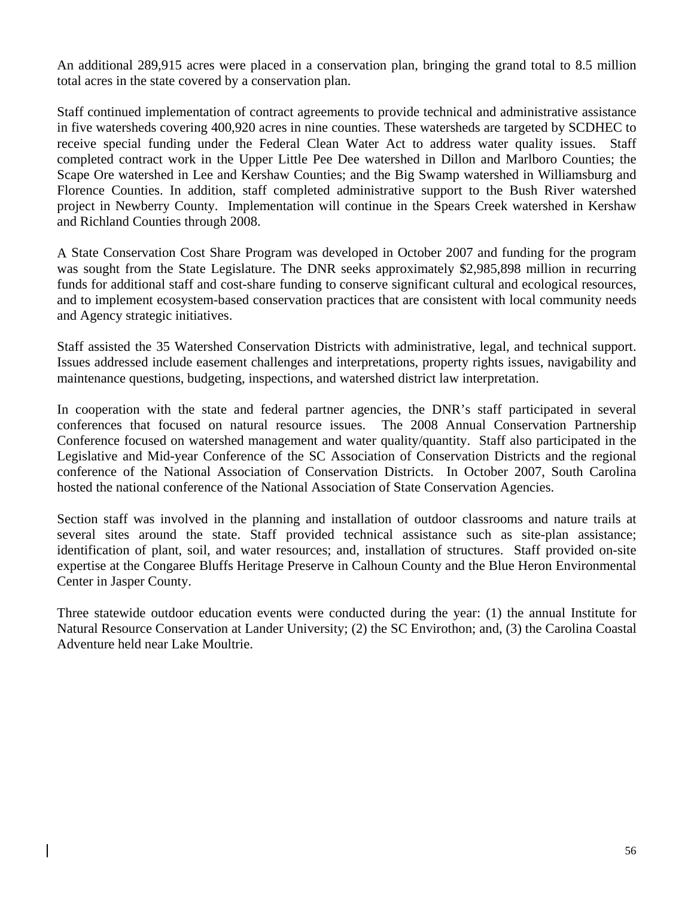An additional 289,915 acres were placed in a conservation plan, bringing the grand total to 8.5 million total acres in the state covered by a conservation plan.

Staff continued implementation of contract agreements to provide technical and administrative assistance in five watersheds covering 400,920 acres in nine counties. These watersheds are targeted by SCDHEC to receive special funding under the Federal Clean Water Act to address water quality issues. Staff completed contract work in the Upper Little Pee Dee watershed in Dillon and Marlboro Counties; the Scape Ore watershed in Lee and Kershaw Counties; and the Big Swamp watershed in Williamsburg and Florence Counties. In addition, staff completed administrative support to the Bush River watershed project in Newberry County. Implementation will continue in the Spears Creek watershed in Kershaw and Richland Counties through 2008.

A State Conservation Cost Share Program was developed in October 2007 and funding for the program was sought from the State Legislature. The DNR seeks approximately $2,985,898 million in recurring funds for additional staff and cost-share funding to conserve significant cultural and ecological resources, and to implement ecosystem-based conservation practices that are consistent with local community needs and Agency strategic initiatives.

Staff assisted the 35 Watershed Conservation Districts with administrative, legal, and technical support. Issues addressed include easement challenges and interpretations, property rights issues, navigability and maintenance questions, budgeting, inspections, and watershed district law interpretation.

In cooperation with the state and federal partner agencies, the DNR's staff participated in several conferences that focused on natural resource issues. The 2008 Annual Conservation Partnership Conference focused on watershed management and water quality/quantity. Staff also participated in the Legislative and Mid-year Conference of the SC Association of Conservation Districts and the regional conference of the National Association of Conservation Districts. In October 2007, South Carolina hosted the national conference of the National Association of State Conservation Agencies.

Section staff was involved in the planning and installation of outdoor classrooms and nature trails at several sites around the state. Staff provided technical assistance such as site-plan assistance; identification of plant, soil, and water resources; and, installation of structures. Staff provided on-site expertise at the Congaree Bluffs Heritage Preserve in Calhoun County and the Blue Heron Environmental Center in Jasper County.

Three statewide outdoor education events were conducted during the year: (1) the annual Institute for Natural Resource Conservation at Lander University; (2) the SC Envirothon; and, (3) the Carolina Coastal Adventure held near Lake Moultrie.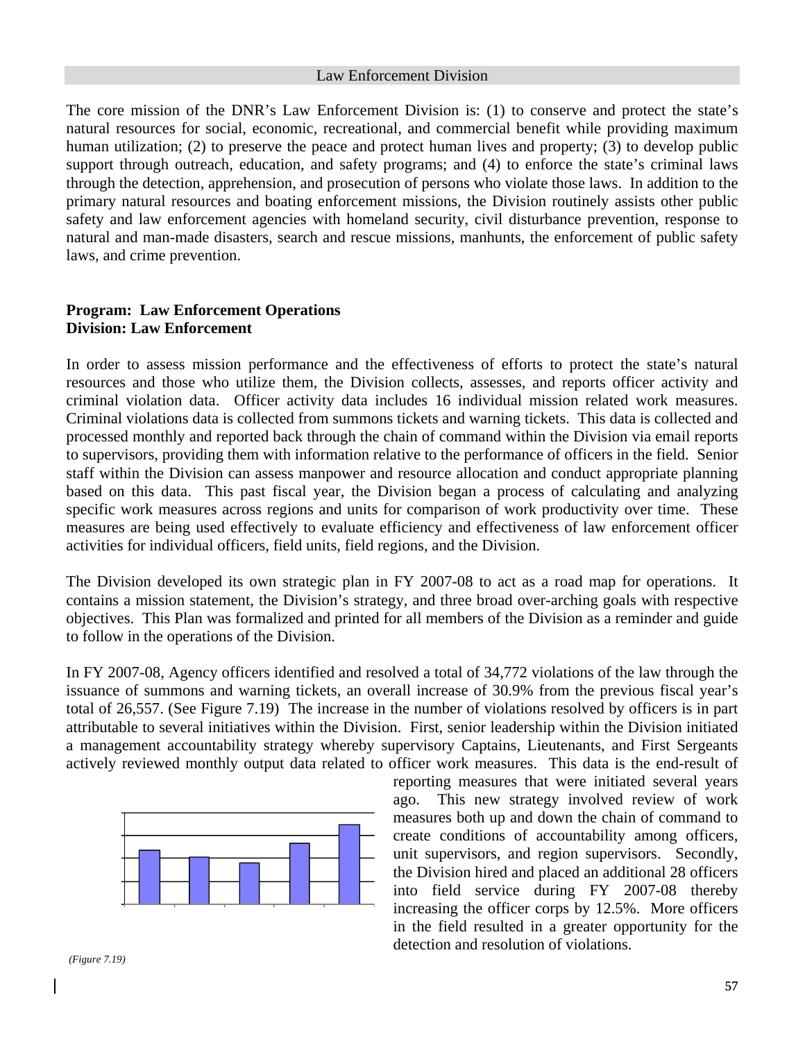## Law Enforcement Division

The core mission of the DNR's Law Enforcement Division is: (1) to conserve and protect the state's natural resources for social, economic, recreational, and commercial benefit while providing maximum human utilization; (2) to preserve the peace and protect human lives and property; (3) to develop public support through outreach, education, and safety programs; and (4) to enforce the state's criminal laws through the detection, apprehension, and prosecution of persons who violate those laws. In addition to the primary natural resources and boating enforcement missions, the Division routinely assists other public safety and law enforcement agencies with homeland security, civil disturbance prevention, response to natural and man-made disasters, search and rescue missions, manhunts, the enforcement of public safety laws, and crime prevention.

**Program: Law Enforcement Operations**
**Division: Law Enforcement**

In order to assess mission performance and the effectiveness of efforts to protect the state's natural resources and those who utilize them, the Division collects, assesses, and reports officer activity and criminal violation data. Officer activity data includes 16 individual mission related work measures. Criminal violations data is collected from summons tickets and warning tickets. This data is collected and processed monthly and reported back through the chain of command within the Division via email reports to supervisors, providing them with information relative to the performance of officers in the field. Senior staff within the Division can assess manpower and resource allocation and conduct appropriate planning based on this data. This past fiscal year, the Division began a process of calculating and analyzing specific work measures across regions and units for comparison of work productivity over time. These measures are being used effectively to evaluate efficiency and effectiveness of law enforcement officer activities for individual officers, field units, field regions, and the Division.

The Division developed its own strategic plan in FY 2007-08 to act as a road map for operations. It contains a mission statement, the Division's strategy, and three broad over-arching goals with respective objectives. This Plan was formalized and printed for all members of the Division as a reminder and guide to follow in the operations of the Division.

In FY 2007-08, Agency officers identified and resolved a total of 34,772 violations of the law through the issuance of summons and warning tickets, an overall increase of 30.9% from the previous fiscal year's total of 26,557. (See Figure 7.19) The increase in the number of violations resolved by officers is in part attributable to several initiatives within the Division. First, senior leadership within the Division initiated a management accountability strategy whereby supervisory Captains, Lieutenants, and First Sergeants actively reviewed monthly output data related to officer work measures. This data is the end-result of reporting measures that were initiated several years ago. This new strategy involved review of work measures both up and down the chain of command to create conditions of accountability among officers, unit supervisors, and region supervisors. Secondly, the Division hired and placed an additional 28 officers into field service during FY 2007-08 thereby increasing the officer corps by 12.5%. More officers in the field resulted in a greater opportunity for the detection and resolution of violations.

*(Figure 7.19)*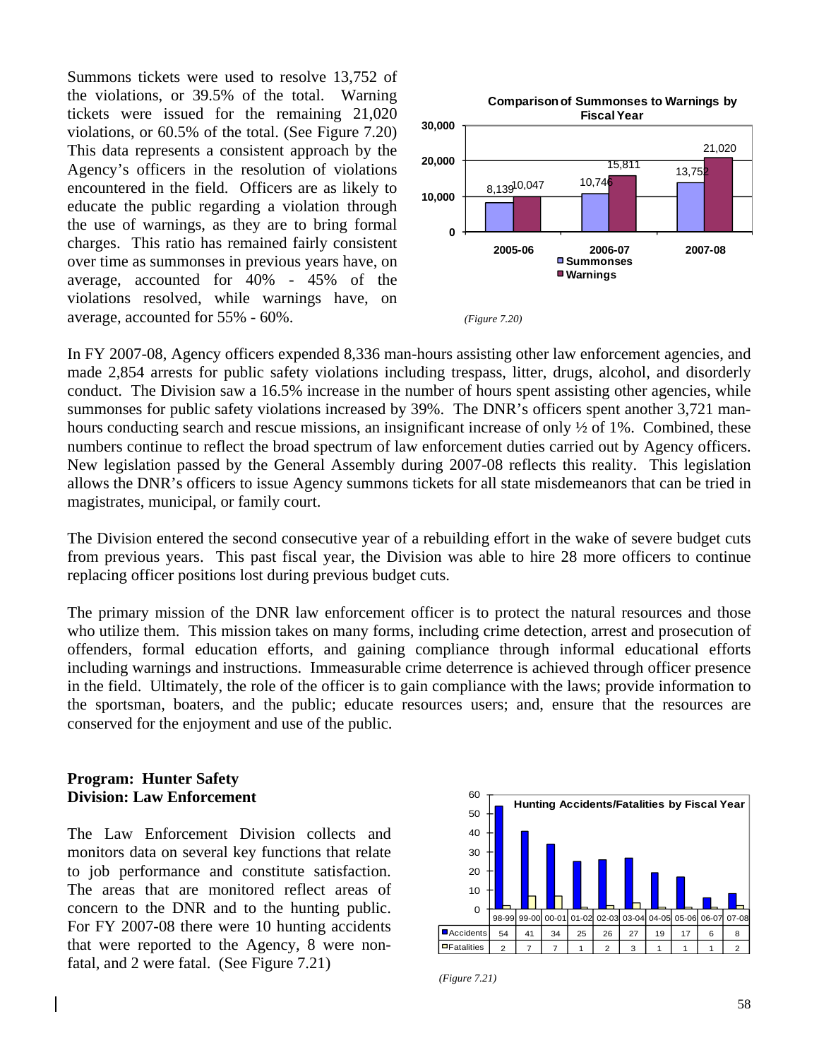Summons tickets were used to resolve 13,752 of the violations, or 39.5% of the total. Warning tickets were issued for the remaining 21,020 violations, or 60.5% of the total. (See Figure 7.20) This data represents a consistent approach by the Agency's officers in the resolution of violations encountered in the field. Officers are as likely to educate the public regarding a violation through the use of warnings, as they are to bring formal charges. This ratio has remained fairly consistent over time as summonses in previous years have, on average, accounted for 40% - 45% of the violations resolved, while warnings have, on average, accounted for 55% - 60%.

**Comparison of Summonses to Warnings by Fiscal Year**

| | 2005-06 | 2006-07 | 2007-08 |
|---|---|---|---|
| Summonses | 8,139 | 10,746 | 13,752 |
| Warnings | 10,047 | 15,811 | 21,020 |

*(Figure 7.20)*

In FY 2007-08, Agency officers expended 8,336 man-hours assisting other law enforcement agencies, and made 2,854 arrests for public safety violations including trespass, litter, drugs, alcohol, and disorderly conduct. The Division saw a 16.5% increase in the number of hours spent assisting other agencies, while summonses for public safety violations increased by 39%. The DNR's officers spent another 3,721 man-hours conducting search and rescue missions, an insignificant increase of only ½ of 1%. Combined, these numbers continue to reflect the broad spectrum of law enforcement duties carried out by Agency officers. New legislation passed by the General Assembly during 2007-08 reflects this reality. This legislation allows the DNR's officers to issue Agency summons tickets for all state misdemeanors that can be tried in magistrates, municipal, or family court.

The Division entered the second consecutive year of a rebuilding effort in the wake of severe budget cuts from previous years. This past fiscal year, the Division was able to hire 28 more officers to continue replacing officer positions lost during previous budget cuts.

The primary mission of the DNR law enforcement officer is to protect the natural resources and those who utilize them. This mission takes on many forms, including crime detection, arrest and prosecution of offenders, formal education efforts, and gaining compliance through informal educational efforts including warnings and instructions. Immeasurable crime deterrence is achieved through officer presence in the field. Ultimately, the role of the officer is to gain compliance with the laws; provide information to the sportsman, boaters, and the public; educate resources users; and, ensure that the resources are conserved for the enjoyment and use of the public.

**Program: Hunter Safety**
**Division: Law Enforcement**

The Law Enforcement Division collects and monitors data on several key functions that relate to job performance and constitute satisfaction. The areas that are monitored reflect areas of concern to the DNR and to the hunting public. For FY 2007-08 there were 10 hunting accidents that were reported to the Agency, 8 were non-fatal, and 2 were fatal. (See Figure 7.21)

**Hunting Accidents/Fatalities by Fiscal Year**

| | 98-99 | 99-00 | 00-01 | 01-02 | 02-03 | 03-04 | 04-05 | 05-06 | 06-07 | 07-08 |
|---|---|---|---|---|---|---|---|---|---|---|
| Accidents | 54 | 41 | 34 | 25 | 26 | 27 | 19 | 17 | 6 | 8 |
| Fatalities | 2 | 7 | 7 | 1 | 2 | 3 | 1 | 1 | 1 | 2 |

*(Figure 7.21)*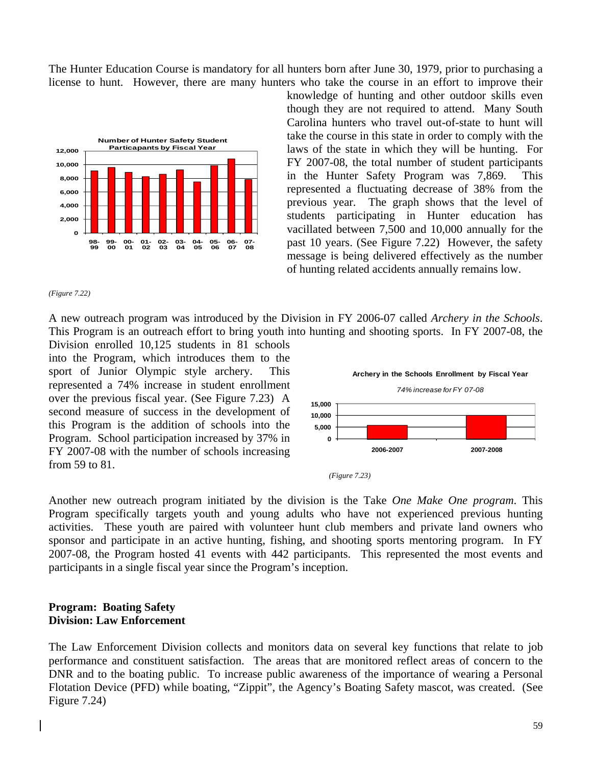The Hunter Education Course is mandatory for all hunters born after June 30, 1979, prior to purchasing a license to hunt. However, there are many hunters who take the course in an effort to improve their knowledge of hunting and other outdoor skills even though they are not required to attend. Many South Carolina hunters who travel out-of-state to hunt will take the course in this state in order to comply with the laws of the state in which they will be hunting. For FY 2007-08, the total number of student participants in the Hunter Safety Program was 7,869. This represented a fluctuating decrease of 38% from the previous year. The graph shows that the level of students participating in Hunter education has vacillated between 7,500 and 10,000 annually for the past 10 years. (See Figure 7.22) However, the safety message is being delivered effectively as the number of hunting related accidents annually remains low.

*(Figure 7.22)*

A new outreach program was introduced by the Division in FY 2006-07 called *Archery in the Schools*. This Program is an outreach effort to bring youth into hunting and shooting sports. In FY 2007-08, the Division enrolled 10,125 students in 81 schools into the Program, which introduces them to the sport of Junior Olympic style archery. This represented a 74% increase in student enrollment over the previous fiscal year. (See Figure 7.23) A second measure of success in the development of this Program is the addition of schools into the Program. School participation increased by 37% in FY 2007-08 with the number of schools increasing from 59 to 81.

*(Figure 7.23)*

Another new outreach program initiated by the division is the Take *One Make One program*. This Program specifically targets youth and young adults who have not experienced previous hunting activities. These youth are paired with volunteer hunt club members and private land owners who sponsor and participate in an active hunting, fishing, and shooting sports mentoring program. In FY 2007-08, the Program hosted 41 events with 442 participants. This represented the most events and participants in a single fiscal year since the Program's inception.

**Program: Boating Safety**
**Division: Law Enforcement**

The Law Enforcement Division collects and monitors data on several key functions that relate to job performance and constituent satisfaction. The areas that are monitored reflect areas of concern to the DNR and to the boating public. To increase public awareness of the importance of wearing a Personal Flotation Device (PFD) while boating, "Zippit", the Agency's Boating Safety mascot, was created. (See Figure 7.24)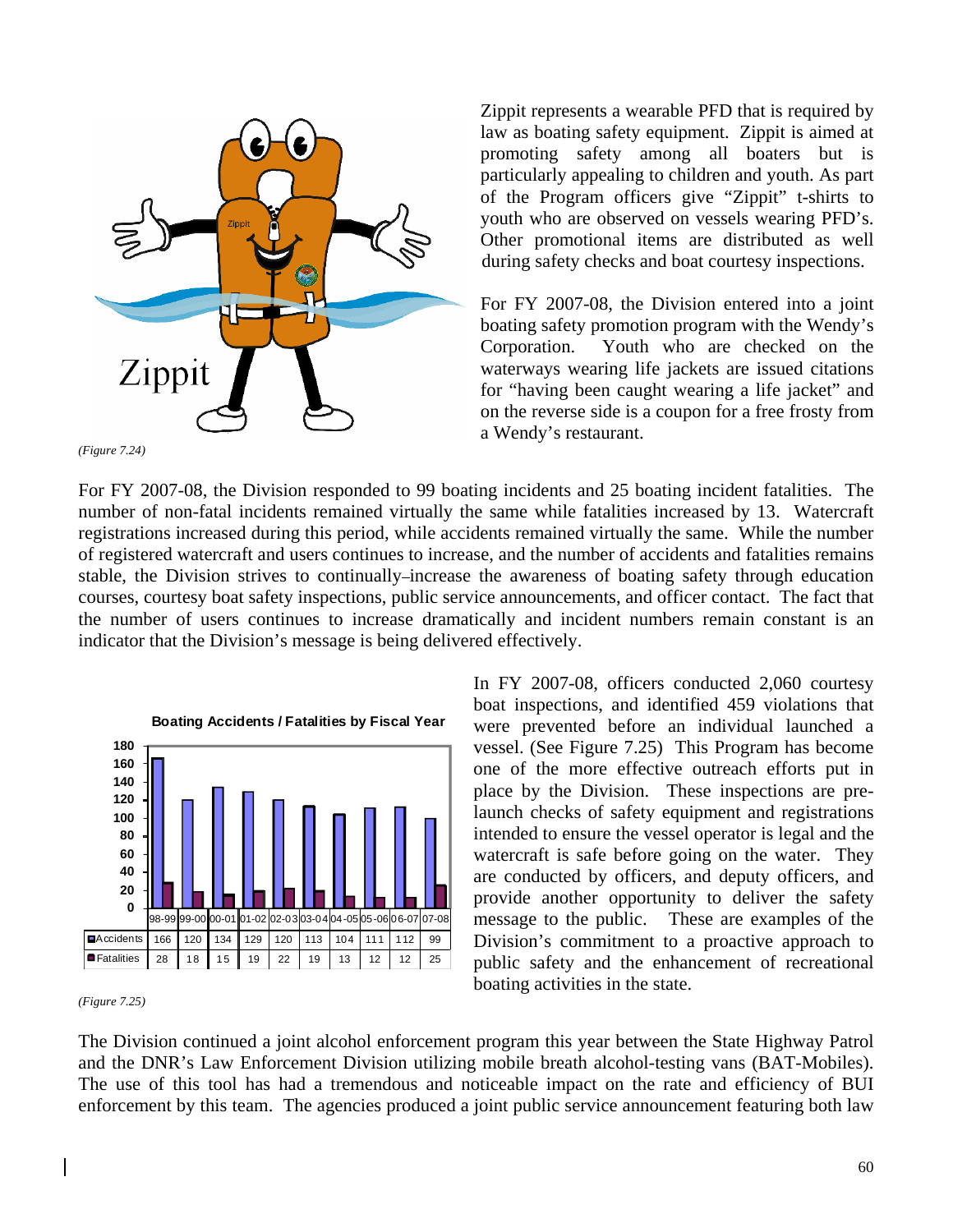(Figure 7.24)

Zippit represents a wearable PFD that is required by law as boating safety equipment. Zippit is aimed at promoting safety among all boaters but is particularly appealing to children and youth. As part of the Program officers give "Zippit" t-shirts to youth who are observed on vessels wearing PFD's. Other promotional items are distributed as well during safety checks and boat courtesy inspections.

For FY 2007-08, the Division entered into a joint boating safety promotion program with the Wendy's Corporation. Youth who are checked on the waterways wearing life jackets are issued citations for "having been caught wearing a life jacket" and on the reverse side is a coupon for a free frosty from a Wendy's restaurant.

For FY 2007-08, the Division responded to 99 boating incidents and 25 boating incident fatalities. The number of non-fatal incidents remained virtually the same while fatalities increased by 13. Watercraft registrations increased during this period, while accidents remained virtually the same. While the number of registered watercraft and users continues to increase, and the number of accidents and fatalities remains stable, the Division strives to continually increase the awareness of boating safety through education courses, courtesy boat safety inspections, public service announcements, and officer contact. The fact that the number of users continues to increase dramatically and incident numbers remain constant is an indicator that the Division's message is being delivered effectively.

**Boating Accidents / Fatalities by Fiscal Year**

| | 98-99 | 99-00 | 00-01 | 01-02 | 02-03 | 03-04 | 04-05 | 05-06 | 06-07 | 07-08 |
|---|---|---|---|---|---|---|---|---|---|---|
| Accidents | 166 | 120 | 134 | 129 | 120 | 113 | 104 | 111 | 112 | 99 |
| Fatalities | 28 | 18 | 15 | 19 | 22 | 19 | 13 | 12 | 12 | 25 |

(Figure 7.25)

In FY 2007-08, officers conducted 2,060 courtesy boat inspections, and identified 459 violations that were prevented before an individual launched a vessel. (See Figure 7.25) This Program has become one of the more effective outreach efforts put in place by the Division. These inspections are pre-launch checks of safety equipment and registrations intended to ensure the vessel operator is legal and the watercraft is safe before going on the water. They are conducted by officers, and deputy officers, and provide another opportunity to deliver the safety message to the public. These are examples of the Division's commitment to a proactive approach to public safety and the enhancement of recreational boating activities in the state.

The Division continued a joint alcohol enforcement program this year between the State Highway Patrol and the DNR's Law Enforcement Division utilizing mobile breath alcohol-testing vans (BAT-Mobiles). The use of this tool has had a tremendous and noticeable impact on the rate and efficiency of BUI enforcement by this team. The agencies produced a joint public service announcement featuring both law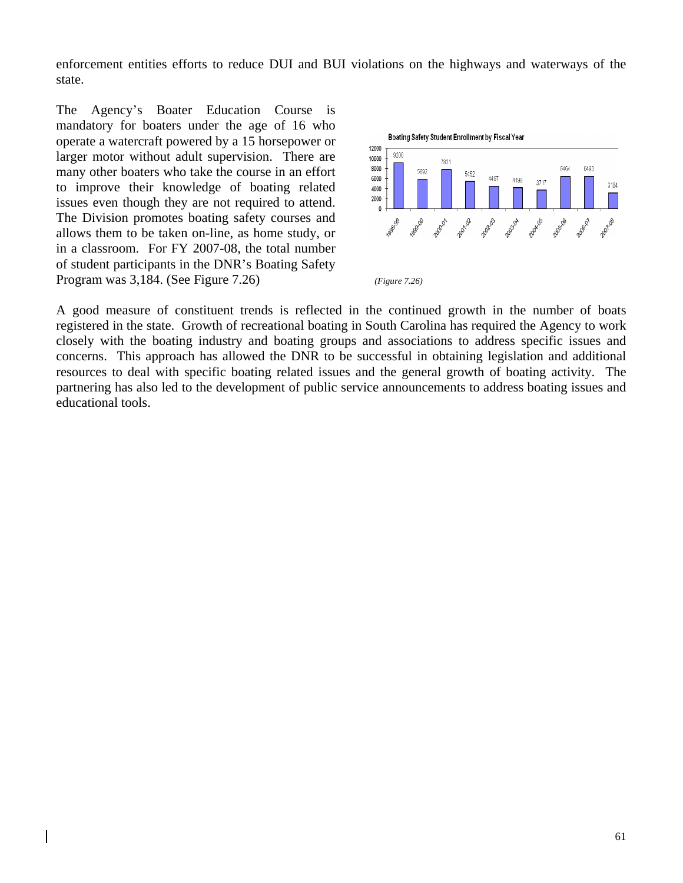enforcement entities efforts to reduce DUI and BUI violations on the highways and waterways of the state.

The Agency's Boater Education Course is mandatory for boaters under the age of 16 who operate a watercraft powered by a 15 horsepower or larger motor without adult supervision. There are many other boaters who take the course in an effort to improve their knowledge of boating related issues even though they are not required to attend. The Division promotes boating safety courses and allows them to be taken on-line, as home study, or in a classroom. For FY 2007-08, the total number of student participants in the DNR's Boating Safety Program was 3,184. (See Figure 7.26)

**Boating Safety Student Enrollment by Fiscal Year**

| Fiscal Year | Enrollment |
|---|---|
| 1998-99 | 9200 |
| 1999-00 | 5892 |
| 2000-01 | 7821 |
| 2001-02 | 5452 |
| 2002-03 | 4497 |
| 2003-04 | 4199 |
| 2004-05 | 3717 |
| 2005-06 | 6464 |
| 2006-07 | 6493 |
| 2007-08 | 3184 |

*(Figure 7.26)*

A good measure of constituent trends is reflected in the continued growth in the number of boats registered in the state. Growth of recreational boating in South Carolina has required the Agency to work closely with the boating industry and boating groups and associations to address specific issues and concerns. This approach has allowed the DNR to be successful in obtaining legislation and additional resources to deal with specific boating related issues and the general growth of boating activity. The partnering has also led to the development of public service announcements to address boating issues and educational tools.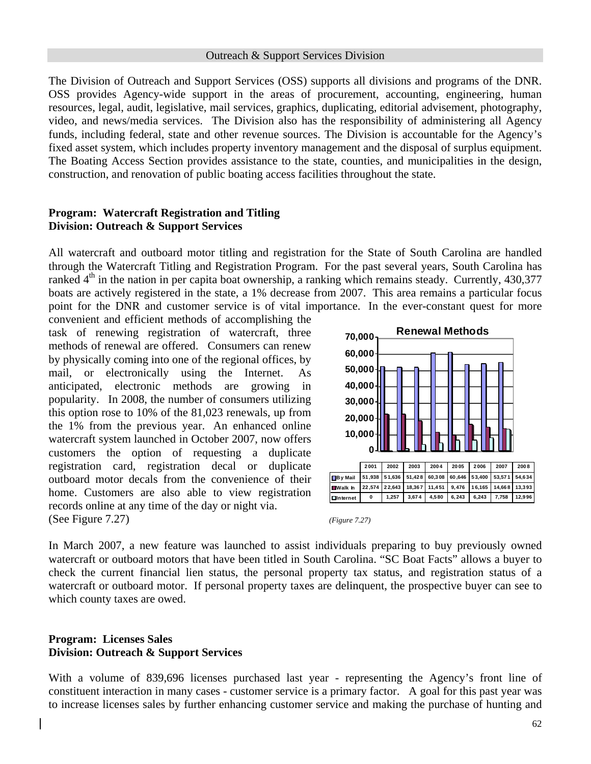Outreach & Support Services Division

The Division of Outreach and Support Services (OSS) supports all divisions and programs of the DNR. OSS provides Agency-wide support in the areas of procurement, accounting, engineering, human resources, legal, audit, legislative, mail services, graphics, duplicating, editorial advisement, photography, video, and news/media services. The Division also has the responsibility of administering all Agency funds, including federal, state and other revenue sources. The Division is accountable for the Agency's fixed asset system, which includes property inventory management and the disposal of surplus equipment. The Boating Access Section provides assistance to the state, counties, and municipalities in the design, construction, and renovation of public boating access facilities throughout the state.

**Program: Watercraft Registration and Titling**
**Division: Outreach & Support Services**

All watercraft and outboard motor titling and registration for the State of South Carolina are handled through the Watercraft Titling and Registration Program. For the past several years, South Carolina has ranked 4th in the nation in per capita boat ownership, a ranking which remains steady. Currently, 430,377 boats are actively registered in the state, a 1% decrease from 2007. This area remains a particular focus point for the DNR and customer service is of vital importance. In the ever-constant quest for more convenient and efficient methods of accomplishing the task of renewing registration of watercraft, three methods of renewal are offered. Consumers can renew by physically coming into one of the regional offices, by mail, or electronically using the Internet. As anticipated, electronic methods are growing in popularity. In 2008, the number of consumers utilizing this option rose to 10% of the 81,023 renewals, up from the 1% from the previous year. An enhanced online watercraft system launched in October 2007, now offers customers the option of requesting a duplicate registration card, registration decal or duplicate outboard motor decals from the convenience of their home. Customers are also able to view registration records online at any time of the day or night via. (See Figure 7.27)

**Renewal Methods**

| | 2001 | 2002 | 2003 | 2004 | 2005 | 2006 | 2007 | 2008 |
|---|---|---|---|---|---|---|---|---|
| By Mail | 51,938 | 51,636 | 51,428 | 60,308 | 60,646 | 53,400 | 53,571 | 54,634 |
| Walk In | 22,574 | 22,643 | 18,367 | 11,451 | 9,476 | 16,165 | 14,668 | 13,393 |
| Internet | 0 | 1,257 | 3,674 | 4,580 | 6,243 | 6,243 | 7,758 | 12,996 |

*(Figure 7.27)*

In March 2007, a new feature was launched to assist individuals preparing to buy previously owned watercraft or outboard motors that have been titled in South Carolina. "SC Boat Facts" allows a buyer to check the current financial lien status, the personal property tax status, and registration status of a watercraft or outboard motor. If personal property taxes are delinquent, the prospective buyer can see to which county taxes are owed.

**Program: Licenses Sales**
**Division: Outreach & Support Services**

With a volume of 839,696 licenses purchased last year - representing the Agency's front line of constituent interaction in many cases - customer service is a primary factor. A goal for this past year was to increase licenses sales by further enhancing customer service and making the purchase of hunting and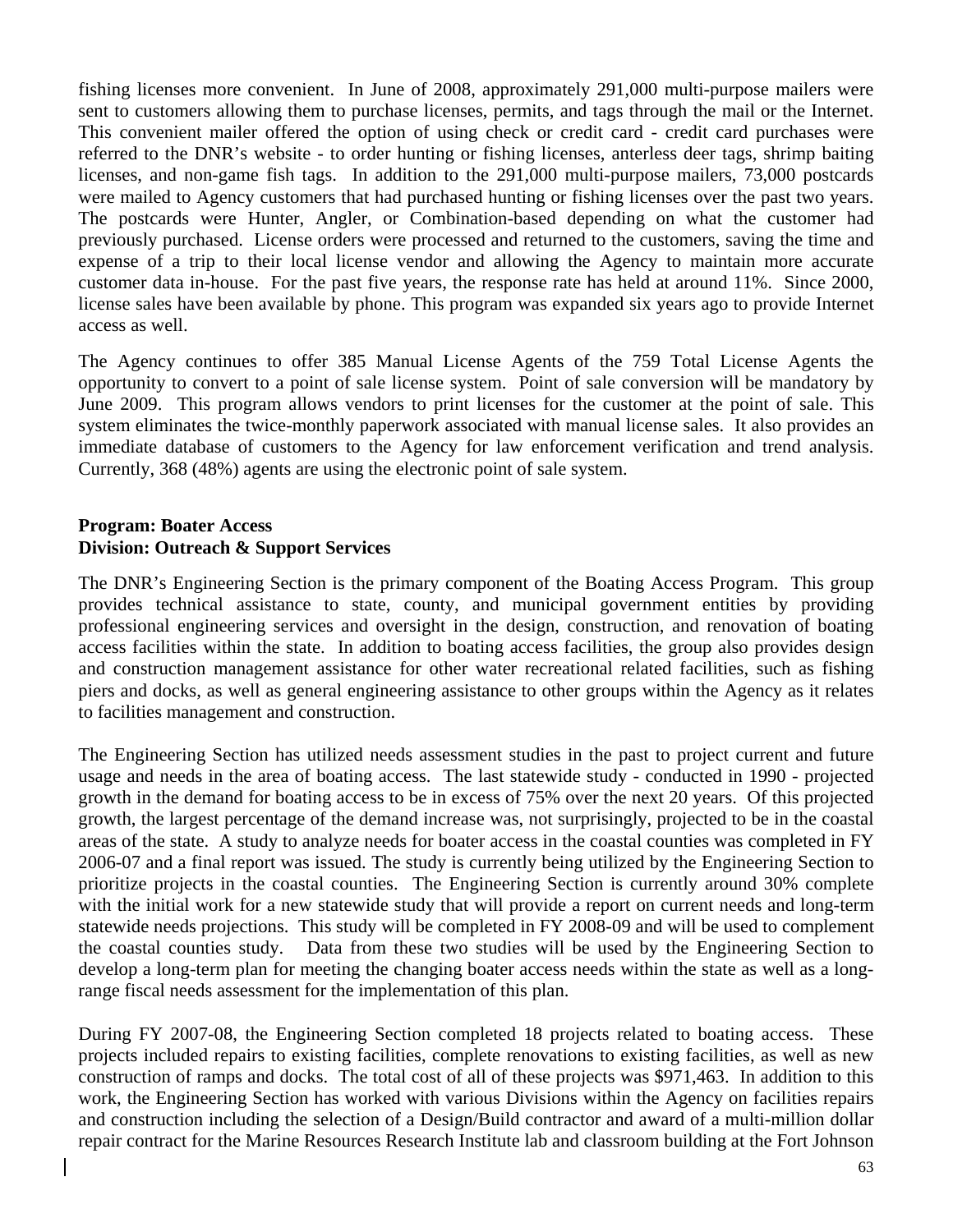fishing licenses more convenient. In June of 2008, approximately 291,000 multi-purpose mailers were sent to customers allowing them to purchase licenses, permits, and tags through the mail or the Internet. This convenient mailer offered the option of using check or credit card - credit card purchases were referred to the DNR's website - to order hunting or fishing licenses, anterless deer tags, shrimp baiting licenses, and non-game fish tags. In addition to the 291,000 multi-purpose mailers, 73,000 postcards were mailed to Agency customers that had purchased hunting or fishing licenses over the past two years. The postcards were Hunter, Angler, or Combination-based depending on what the customer had previously purchased. License orders were processed and returned to the customers, saving the time and expense of a trip to their local license vendor and allowing the Agency to maintain more accurate customer data in-house. For the past five years, the response rate has held at around 11%. Since 2000, license sales have been available by phone. This program was expanded six years ago to provide Internet access as well.

The Agency continues to offer 385 Manual License Agents of the 759 Total License Agents the opportunity to convert to a point of sale license system. Point of sale conversion will be mandatory by June 2009. This program allows vendors to print licenses for the customer at the point of sale. This system eliminates the twice-monthly paperwork associated with manual license sales. It also provides an immediate database of customers to the Agency for law enforcement verification and trend analysis. Currently, 368 (48%) agents are using the electronic point of sale system.

**Program: Boater Access**
**Division: Outreach & Support Services**

The DNR's Engineering Section is the primary component of the Boating Access Program. This group provides technical assistance to state, county, and municipal government entities by providing professional engineering services and oversight in the design, construction, and renovation of boating access facilities within the state. In addition to boating access facilities, the group also provides design and construction management assistance for other water recreational related facilities, such as fishing piers and docks, as well as general engineering assistance to other groups within the Agency as it relates to facilities management and construction.

The Engineering Section has utilized needs assessment studies in the past to project current and future usage and needs in the area of boating access. The last statewide study - conducted in 1990 - projected growth in the demand for boating access to be in excess of 75% over the next 20 years. Of this projected growth, the largest percentage of the demand increase was, not surprisingly, projected to be in the coastal areas of the state. A study to analyze needs for boater access in the coastal counties was completed in FY 2006-07 and a final report was issued. The study is currently being utilized by the Engineering Section to prioritize projects in the coastal counties. The Engineering Section is currently around 30% complete with the initial work for a new statewide study that will provide a report on current needs and long-term statewide needs projections. This study will be completed in FY 2008-09 and will be used to complement the coastal counties study. Data from these two studies will be used by the Engineering Section to develop a long-term plan for meeting the changing boater access needs within the state as well as a long-range fiscal needs assessment for the implementation of this plan.

During FY 2007-08, the Engineering Section completed 18 projects related to boating access. These projects included repairs to existing facilities, complete renovations to existing facilities, as well as new construction of ramps and docks. The total cost of all of these projects was $971,463. In addition to this work, the Engineering Section has worked with various Divisions within the Agency on facilities repairs and construction including the selection of a Design/Build contractor and award of a multi-million dollar repair contract for the Marine Resources Research Institute lab and classroom building at the Fort Johnson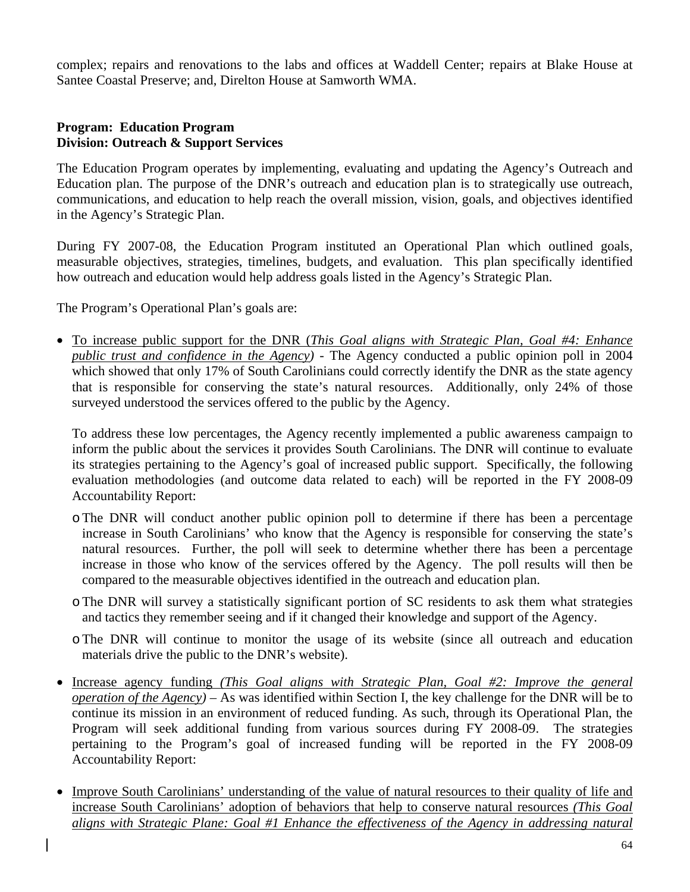complex; repairs and renovations to the labs and offices at Waddell Center; repairs at Blake House at Santee Coastal Preserve; and, Direlton House at Samworth WMA.

**Program: Education Program**
**Division: Outreach & Support Services**

The Education Program operates by implementing, evaluating and updating the Agency's Outreach and Education plan. The purpose of the DNR's outreach and education plan is to strategically use outreach, communications, and education to help reach the overall mission, vision, goals, and objectives identified in the Agency's Strategic Plan.

During FY 2007-08, the Education Program instituted an Operational Plan which outlined goals, measurable objectives, strategies, timelines, budgets, and evaluation. This plan specifically identified how outreach and education would help address goals listed in the Agency's Strategic Plan.

The Program's Operational Plan's goals are:

- <u>To increase public support for the DNR (*This Goal aligns with Strategic Plan, Goal #4: Enhance public trust and confidence in the Agency)*</u> - The Agency conducted a public opinion poll in 2004 which showed that only 17% of South Carolinians could correctly identify the DNR as the state agency that is responsible for conserving the state's natural resources. Additionally, only 24% of those surveyed understood the services offered to the public by the Agency.

  To address these low percentages, the Agency recently implemented a public awareness campaign to inform the public about the services it provides South Carolinians. The DNR will continue to evaluate its strategies pertaining to the Agency's goal of increased public support. Specifically, the following evaluation methodologies (and outcome data related to each) will be reported in the FY 2008-09 Accountability Report:

  - The DNR will conduct another public opinion poll to determine if there has been a percentage increase in South Carolinians' who know that the Agency is responsible for conserving the state's natural resources. Further, the poll will seek to determine whether there has been a percentage increase in those who know of the services offered by the Agency. The poll results will then be compared to the measurable objectives identified in the outreach and education plan.
  - The DNR will survey a statistically significant portion of SC residents to ask them what strategies and tactics they remember seeing and if it changed their knowledge and support of the Agency.
  - The DNR will continue to monitor the usage of its website (since all outreach and education materials drive the public to the DNR's website).

- <u>Increase agency funding *(This Goal aligns with Strategic Plan, Goal #2: Improve the general operation of the Agency)*</u> – As was identified within Section I, the key challenge for the DNR will be to continue its mission in an environment of reduced funding. As such, through its Operational Plan, the Program will seek additional funding from various sources during FY 2008-09. The strategies pertaining to the Program's goal of increased funding will be reported in the FY 2008-09 Accountability Report:

- <u>Improve South Carolinians' understanding of the value of natural resources to their quality of life and increase South Carolinians' adoption of behaviors that help to conserve natural resources *(This Goal aligns with Strategic Plane: Goal #1 Enhance the effectiveness of the Agency in addressing natural*</u>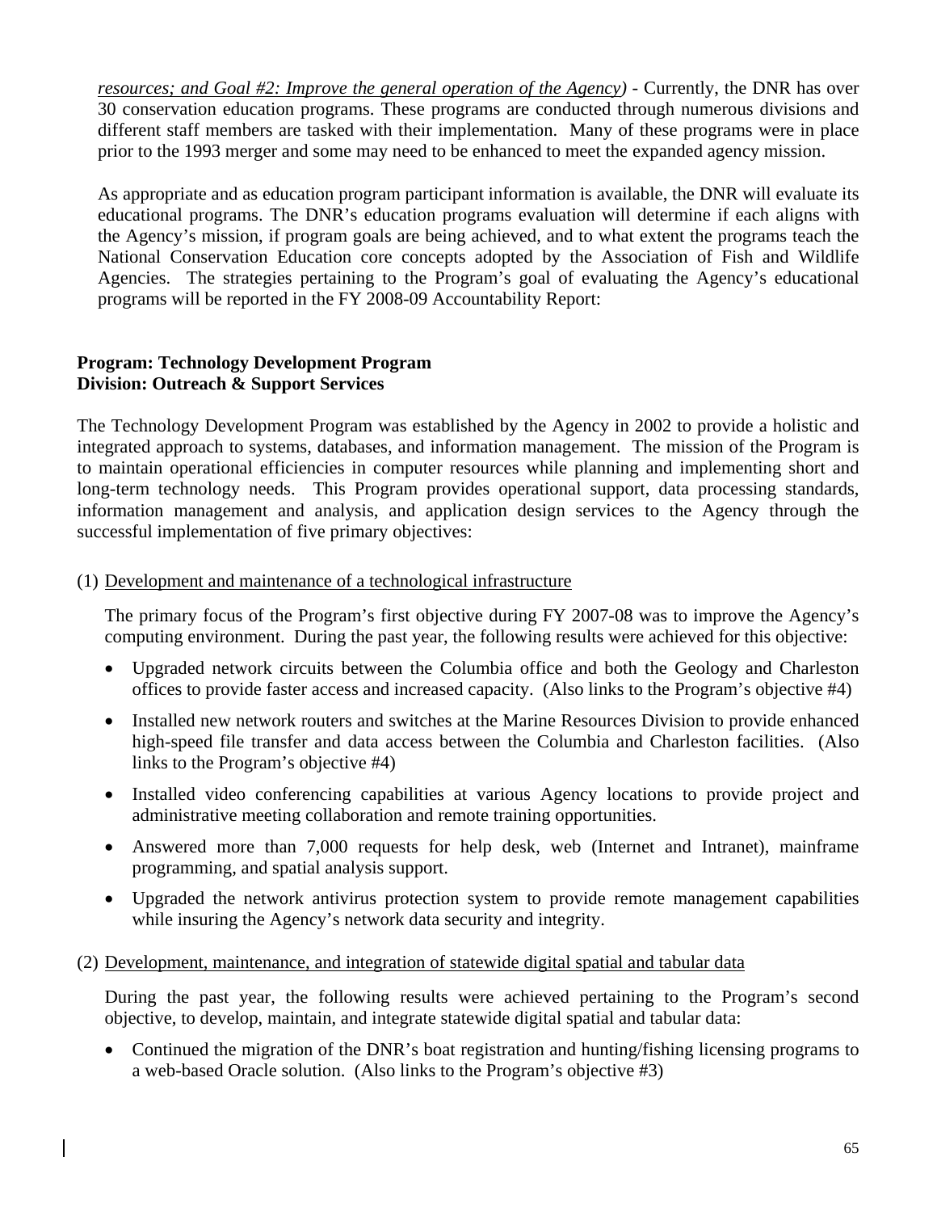*resources; and Goal #2: Improve the general operation of the Agency)* - Currently, the DNR has over 30 conservation education programs. These programs are conducted through numerous divisions and different staff members are tasked with their implementation. Many of these programs were in place prior to the 1993 merger and some may need to be enhanced to meet the expanded agency mission.

As appropriate and as education program participant information is available, the DNR will evaluate its educational programs. The DNR's education programs evaluation will determine if each aligns with the Agency's mission, if program goals are being achieved, and to what extent the programs teach the National Conservation Education core concepts adopted by the Association of Fish and Wildlife Agencies. The strategies pertaining to the Program's goal of evaluating the Agency's educational programs will be reported in the FY 2008-09 Accountability Report:

**Program: Technology Development Program**
**Division: Outreach & Support Services**

The Technology Development Program was established by the Agency in 2002 to provide a holistic and integrated approach to systems, databases, and information management. The mission of the Program is to maintain operational efficiencies in computer resources while planning and implementing short and long-term technology needs. This Program provides operational support, data processing standards, information management and analysis, and application design services to the Agency through the successful implementation of five primary objectives:

(1) Development and maintenance of a technological infrastructure

The primary focus of the Program's first objective during FY 2007-08 was to improve the Agency's computing environment. During the past year, the following results were achieved for this objective:

- Upgraded network circuits between the Columbia office and both the Geology and Charleston offices to provide faster access and increased capacity. (Also links to the Program's objective #4)
- Installed new network routers and switches at the Marine Resources Division to provide enhanced high-speed file transfer and data access between the Columbia and Charleston facilities. (Also links to the Program's objective #4)
- Installed video conferencing capabilities at various Agency locations to provide project and administrative meeting collaboration and remote training opportunities.
- Answered more than 7,000 requests for help desk, web (Internet and Intranet), mainframe programming, and spatial analysis support.
- Upgraded the network antivirus protection system to provide remote management capabilities while insuring the Agency's network data security and integrity.

(2) Development, maintenance, and integration of statewide digital spatial and tabular data

During the past year, the following results were achieved pertaining to the Program's second objective, to develop, maintain, and integrate statewide digital spatial and tabular data:

- Continued the migration of the DNR's boat registration and hunting/fishing licensing programs to a web-based Oracle solution. (Also links to the Program's objective #3)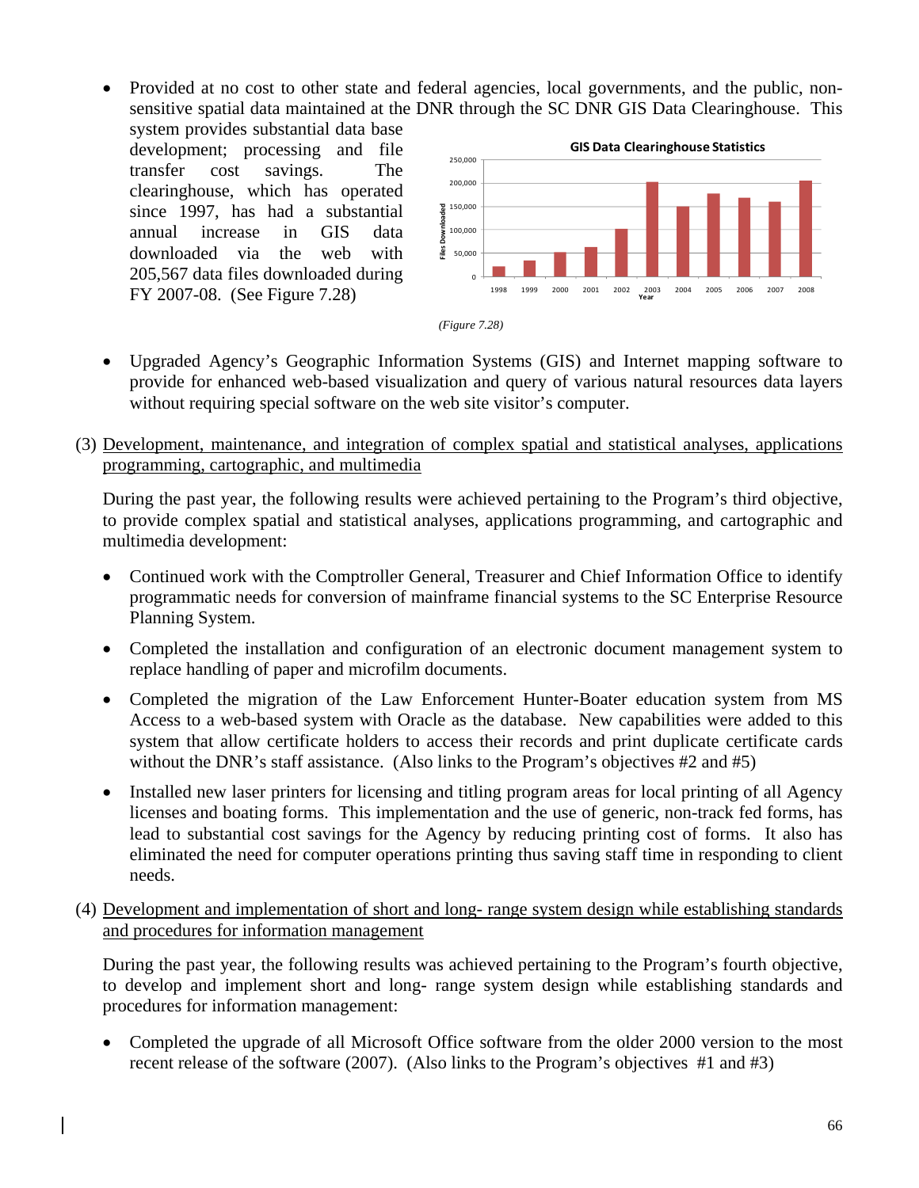- Provided at no cost to other state and federal agencies, local governments, and the public, non-sensitive spatial data maintained at the DNR through the SC DNR GIS Data Clearinghouse. This system provides substantial data base development; processing and file transfer cost savings. The clearinghouse, which has operated since 1997, has had a substantial annual increase in GIS data downloaded via the web with 205,567 data files downloaded during FY 2007-08. (See Figure 7.28)

*(Figure 7.28)*

- Upgraded Agency's Geographic Information Systems (GIS) and Internet mapping software to provide for enhanced web-based visualization and query of various natural resources data layers without requiring special software on the web site visitor's computer.

(3) Development, maintenance, and integration of complex spatial and statistical analyses, applications programming, cartographic, and multimedia

During the past year, the following results were achieved pertaining to the Program's third objective, to provide complex spatial and statistical analyses, applications programming, and cartographic and multimedia development:

- Continued work with the Comptroller General, Treasurer and Chief Information Office to identify programmatic needs for conversion of mainframe financial systems to the SC Enterprise Resource Planning System.
- Completed the installation and configuration of an electronic document management system to replace handling of paper and microfilm documents.
- Completed the migration of the Law Enforcement Hunter-Boater education system from MS Access to a web-based system with Oracle as the database. New capabilities were added to this system that allow certificate holders to access their records and print duplicate certificate cards without the DNR's staff assistance. (Also links to the Program's objectives #2 and #5)
- Installed new laser printers for licensing and titling program areas for local printing of all Agency licenses and boating forms. This implementation and the use of generic, non-track fed forms, has lead to substantial cost savings for the Agency by reducing printing cost of forms. It also has eliminated the need for computer operations printing thus saving staff time in responding to client needs.

(4) Development and implementation of short and long- range system design while establishing standards and procedures for information management

During the past year, the following results was achieved pertaining to the Program's fourth objective, to develop and implement short and long- range system design while establishing standards and procedures for information management:

- Completed the upgrade of all Microsoft Office software from the older 2000 version to the most recent release of the software (2007). (Also links to the Program's objectives #1 and #3)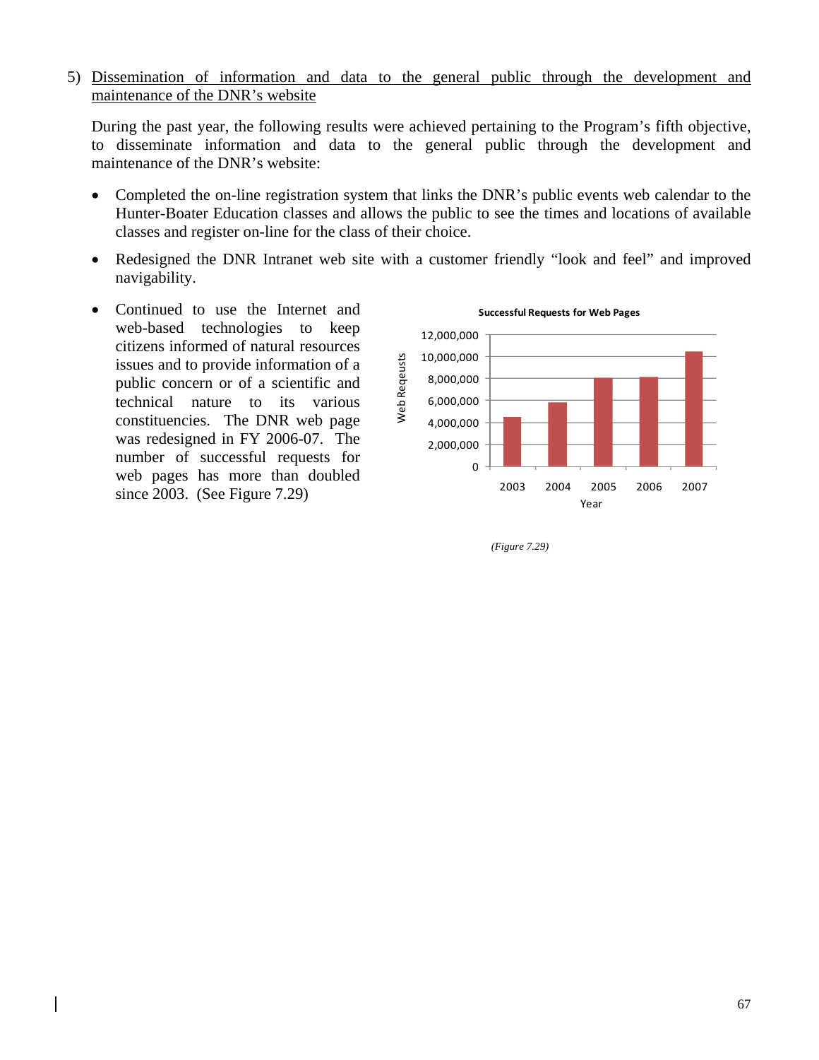5) <u>Dissemination of information and data to the general public through the development and maintenance of the DNR's website</u>

During the past year, the following results were achieved pertaining to the Program's fifth objective, to disseminate information and data to the general public through the development and maintenance of the DNR's website:

- Completed the on-line registration system that links the DNR's public events web calendar to the Hunter-Boater Education classes and allows the public to see the times and locations of available classes and register on-line for the class of their choice.
- Redesigned the DNR Intranet web site with a customer friendly "look and feel" and improved navigability.
- Continued to use the Internet and web-based technologies to keep citizens informed of natural resources issues and to provide information of a public concern or of a scientific and technical nature to its various constituencies. The DNR web page was redesigned in FY 2006-07. The number of successful requests for web pages has more than doubled since 2003. (See Figure 7.29)

*(Figure 7.29)*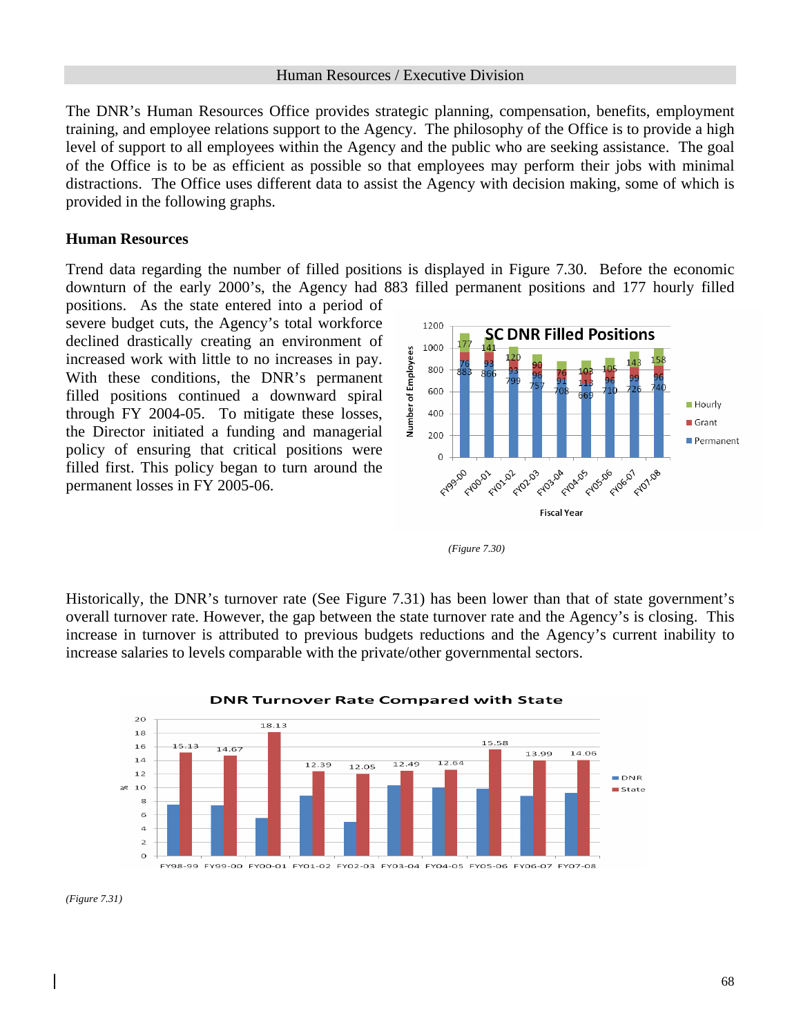Human Resources / Executive Division

The DNR's Human Resources Office provides strategic planning, compensation, benefits, employment training, and employee relations support to the Agency. The philosophy of the Office is to provide a high level of support to all employees within the Agency and the public who are seeking assistance. The goal of the Office is to be as efficient as possible so that employees may perform their jobs with minimal distractions. The Office uses different data to assist the Agency with decision making, some of which is provided in the following graphs.

## Human Resources

Trend data regarding the number of filled positions is displayed in Figure 7.30. Before the economic downturn of the early 2000's, the Agency had 883 filled permanent positions and 177 hourly filled positions. As the state entered into a period of severe budget cuts, the Agency's total workforce declined drastically creating an environment of increased work with little to no increases in pay. With these conditions, the DNR's permanent filled positions continued a downward spiral through FY 2004-05. To mitigate these losses, the Director initiated a funding and managerial policy of ensuring that critical positions were filled first. This policy began to turn around the permanent losses in FY 2005-06.

SC DNR Filled Positions

Number of Employees

0
200
400
600
800
1000
1200

Hourly
Grant
Permanent

FY99-00: 883, 76, 177
FY00-01: 866, 93, 141
FY01-02: 799, 93, 120
FY02-03: 757, 96, 90
FY03-04: 708, 91, 76
FY04-05: 669, 113, 103
FY05-06: 710, 96, 105
FY06-07: 726, 99, 143
FY07-08: 740, 96, 158

Fiscal Year

*(Figure 7.30)*

Historically, the DNR's turnover rate (See Figure 7.31) has been lower than that of state government's overall turnover rate. However, the gap between the state turnover rate and the Agency's is closing. This increase in turnover is attributed to previous budgets reductions and the Agency's current inability to increase salaries to levels comparable with the private/other governmental sectors.

DNR Turnover Rate Compared with State

%

0
2
4
6
8
10
12
14
16
18
20

DNR
State

FY98-99: 15.13
FY99-00: 14.67
FY00-01: 18.13
FY01-02: 12.39
FY02-03: 12.05
FY03-04: 12.49
FY04-05: 12.64
FY05-06: 15.58
FY06-07: 13.99
FY07-08: 14.06

*(Figure 7.31)*